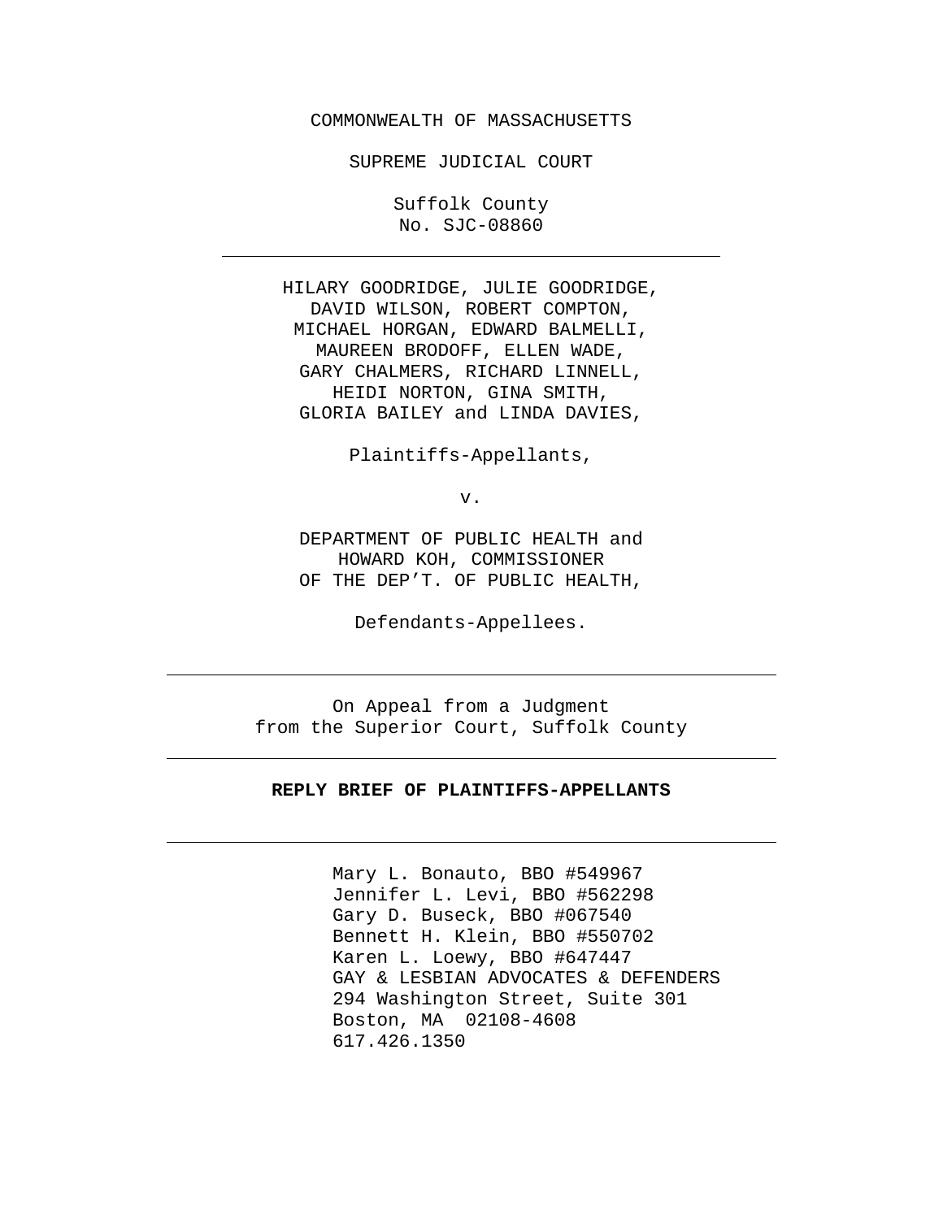COMMONWEALTH OF MASSACHUSETTS

SUPREME JUDICIAL COURT

Suffolk County
No. SJC-08860

---

HILARY GOODRIDGE, JULIE GOODRIDGE,
DAVID WILSON, ROBERT COMPTON,
MICHAEL HORGAN, EDWARD BALMELLI,
MAUREEN BRODOFF, ELLEN WADE,
GARY CHALMERS, RICHARD LINNELL,
HEIDI NORTON, GINA SMITH,
GLORIA BAILEY and LINDA DAVIES,

Plaintiffs-Appellants,

v.

DEPARTMENT OF PUBLIC HEALTH and
HOWARD KOH, COMMISSIONER
OF THE DEP'T. OF PUBLIC HEALTH,

Defendants-Appellees.

---

On Appeal from a Judgment
from the Superior Court, Suffolk County

---

**REPLY BRIEF OF PLAINTIFFS-APPELLANTS**

---

Mary L. Bonauto, BBO #549967
Jennifer L. Levi, BBO #562298
Gary D. Buseck, BBO #067540
Bennett H. Klein, BBO #550702
Karen L. Loewy, BBO #647447
GAY & LESBIAN ADVOCATES & DEFENDERS
294 Washington Street, Suite 301
Boston, MA 02108-4608
617.426.1350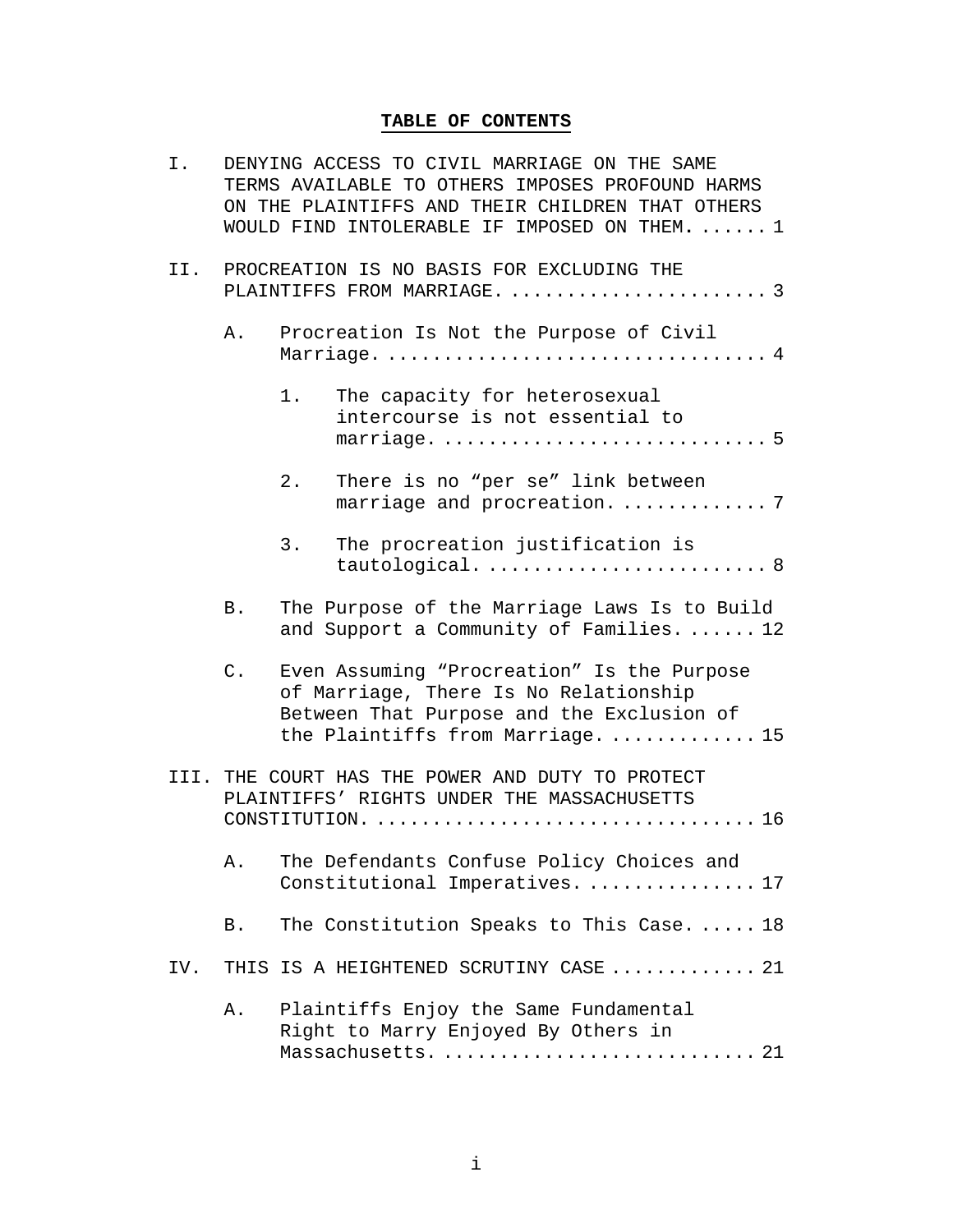## TABLE OF CONTENTS

I. DENYING ACCESS TO CIVIL MARRIAGE ON THE SAME TERMS AVAILABLE TO OTHERS IMPOSES PROFOUND HARMS ON THE PLAINTIFFS AND THEIR CHILDREN THAT OTHERS WOULD FIND INTOLERABLE IF IMPOSED ON THEM. ...... 1

II. PROCREATION IS NO BASIS FOR EXCLUDING THE PLAINTIFFS FROM MARRIAGE. ...................... 3

- A. Procreation Is Not the Purpose of Civil Marriage. ................................ 4
  - 1. The capacity for heterosexual intercourse is not essential to marriage. ........................... 5
  - 2. There is no "per se" link between marriage and procreation. ............. 7
  - 3. The procreation justification is tautological. ........................ 8
- B. The Purpose of the Marriage Laws Is to Build and Support a Community of Families. ...... 12
- C. Even Assuming "Procreation" Is the Purpose of Marriage, There Is No Relationship Between That Purpose and the Exclusion of the Plaintiffs from Marriage. ............. 15

III. THE COURT HAS THE POWER AND DUTY TO PROTECT PLAINTIFFS' RIGHTS UNDER THE MASSACHUSETTS CONSTITUTION. ................................ 16

- A. The Defendants Confuse Policy Choices and Constitutional Imperatives. ............... 17
- B. The Constitution Speaks to This Case. ..... 18

IV. THIS IS A HEIGHTENED SCRUTINY CASE ............ 21

- A. Plaintiffs Enjoy the Same Fundamental Right to Marry Enjoyed By Others in Massachusetts. .......................... 21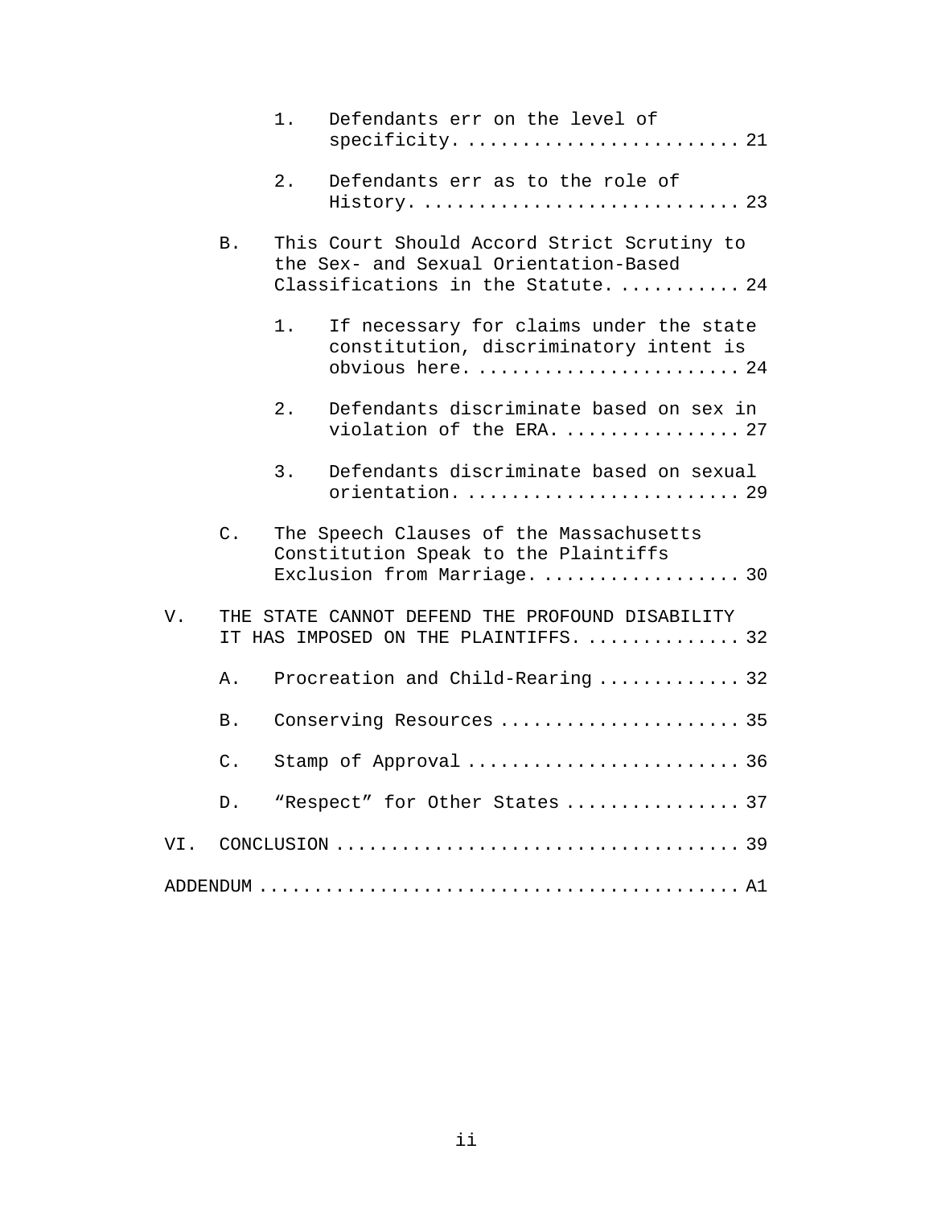1. Defendants err on the level of specificity. ........................ 21

2. Defendants err as to the role of History. ............................ 23

B. This Court Should Accord Strict Scrutiny to the Sex- and Sexual Orientation-Based Classifications in the Statute. ........... 24

1. If necessary for claims under the state constitution, discriminatory intent is obvious here. ....................... 24

2. Defendants discriminate based on sex in violation of the ERA. ................ 27

3. Defendants discriminate based on sexual orientation. ......................... 29

C. The Speech Clauses of the Massachusetts Constitution Speak to the Plaintiffs Exclusion from Marriage. .................. 30

V. THE STATE CANNOT DEFEND THE PROFOUND DISABILITY IT HAS IMPOSED ON THE PLAINTIFFS. .............. 32

A. Procreation and Child-Rearing ............. 32

B. Conserving Resources ...................... 35

C. Stamp of Approval ......................... 36

D. “Respect” for Other States ................ 37

VI. CONCLUSION .................................... 39

ADDENDUM .......................................... A1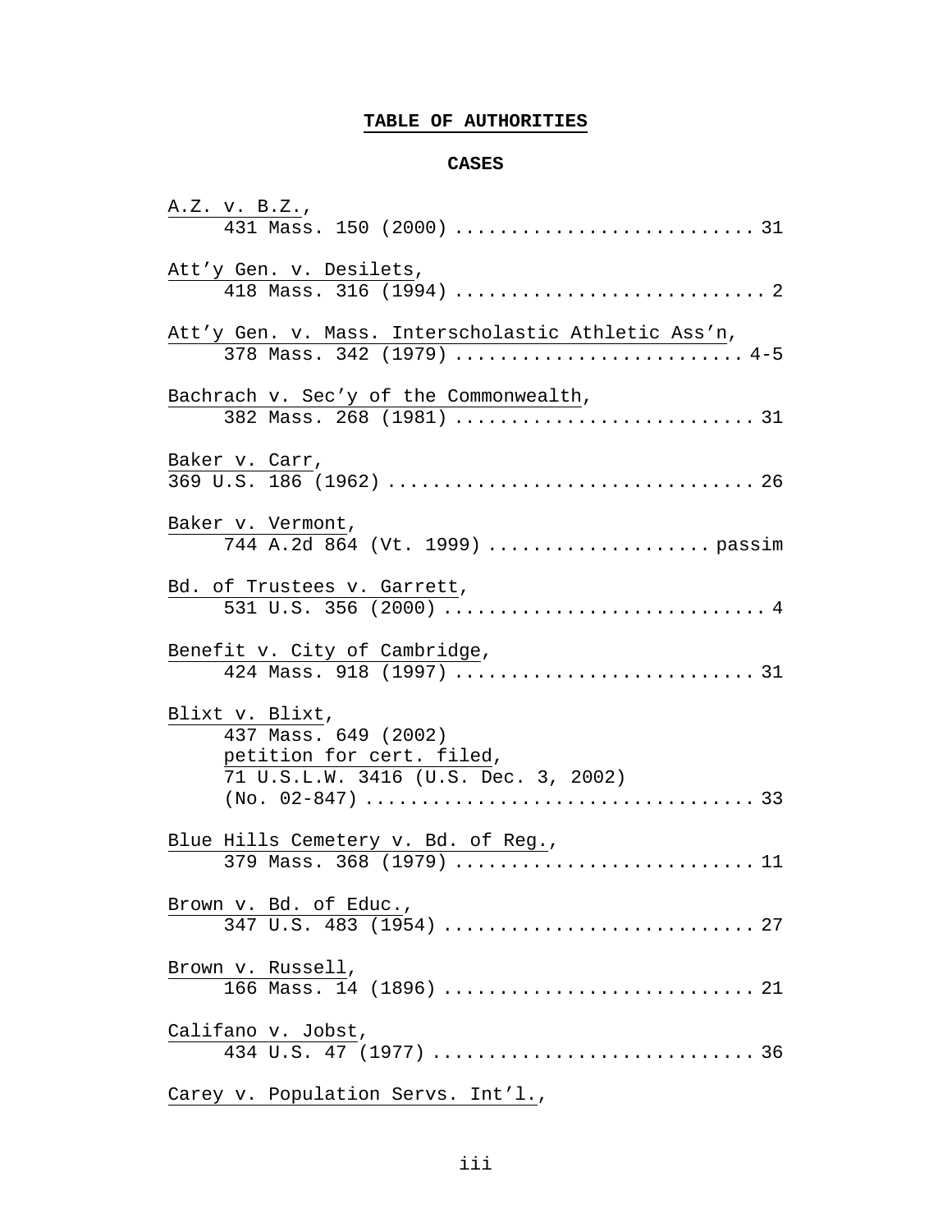## TABLE OF AUTHORITIES

### CASES

_A.Z. v. B.Z._,
431 Mass. 150 (2000) .......................... 31

_Att'y Gen. v. Desilets_,
418 Mass. 316 (1994) .......................... 2

_Att'y Gen. v. Mass. Interscholastic Athletic Ass'n_,
378 Mass. 342 (1979) .......................... 4-5

_Bachrach v. Sec'y of the Commonwealth_,
382 Mass. 268 (1981) .......................... 31

_Baker v. Carr_,
369 U.S. 186 (1962) .......................... 26

_Baker v. Vermont_,
744 A.2d 864 (Vt. 1999) .......................... passim

_Bd. of Trustees v. Garrett_,
531 U.S. 356 (2000) .......................... 4

_Benefit v. City of Cambridge_,
424 Mass. 918 (1997) .......................... 31

_Blixt v. Blixt_,
437 Mass. 649 (2002)
_petition for cert. filed_,
71 U.S.L.W. 3416 (U.S. Dec. 3, 2002)
(No. 02-847) .......................... 33

_Blue Hills Cemetery v. Bd. of Reg._,
379 Mass. 368 (1979) .......................... 11

_Brown v. Bd. of Educ._,
347 U.S. 483 (1954) .......................... 27

_Brown v. Russell_,
166 Mass. 14 (1896) .......................... 21

_Califano v. Jobst_,
434 U.S. 47 (1977) .......................... 36

_Carey v. Population Servs. Int'l._,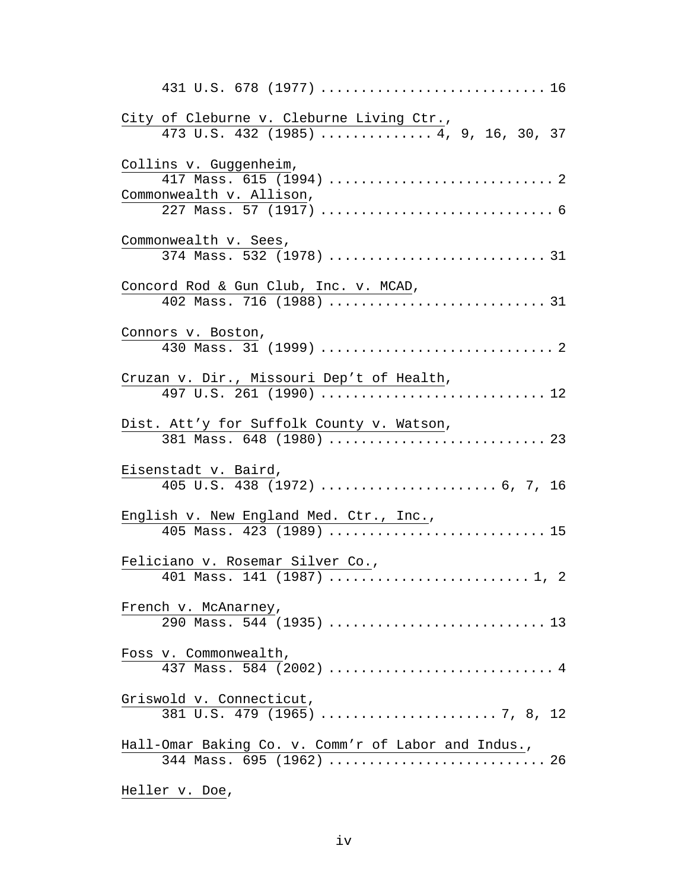431 U.S. 678 (1977) ............................ 16

City of Cleburne v. Cleburne Living Ctr.,
473 U.S. 432 (1985) ............. 4, 9, 16, 30, 37

Collins v. Guggenheim,
417 Mass. 615 (1994) ............................ 2

Commonwealth v. Allison,
227 Mass. 57 (1917) ............................. 6

Commonwealth v. Sees,
374 Mass. 532 (1978) ........................... 31

Concord Rod & Gun Club, Inc. v. MCAD,
402 Mass. 716 (1988) ........................... 31

Connors v. Boston,
430 Mass. 31 (1999) ............................. 2

Cruzan v. Dir., Missouri Dep't of Health,
497 U.S. 261 (1990) ............................ 12

Dist. Att'y for Suffolk County v. Watson,
381 Mass. 648 (1980) ........................... 23

Eisenstadt v. Baird,
405 U.S. 438 (1972) ...................... 6, 7, 16

English v. New England Med. Ctr., Inc.,
405 Mass. 423 (1989) ........................... 15

Feliciano v. Rosemar Silver Co.,
401 Mass. 141 (1987) ......................... 1, 2

French v. McAnarney,
290 Mass. 544 (1935) ........................... 13

Foss v. Commonwealth,
437 Mass. 584 (2002) ............................ 4

Griswold v. Connecticut,
381 U.S. 479 (1965) ...................... 7, 8, 12

Hall-Omar Baking Co. v. Comm'r of Labor and Indus.,
344 Mass. 695 (1962) ........................... 26

Heller v. Doe,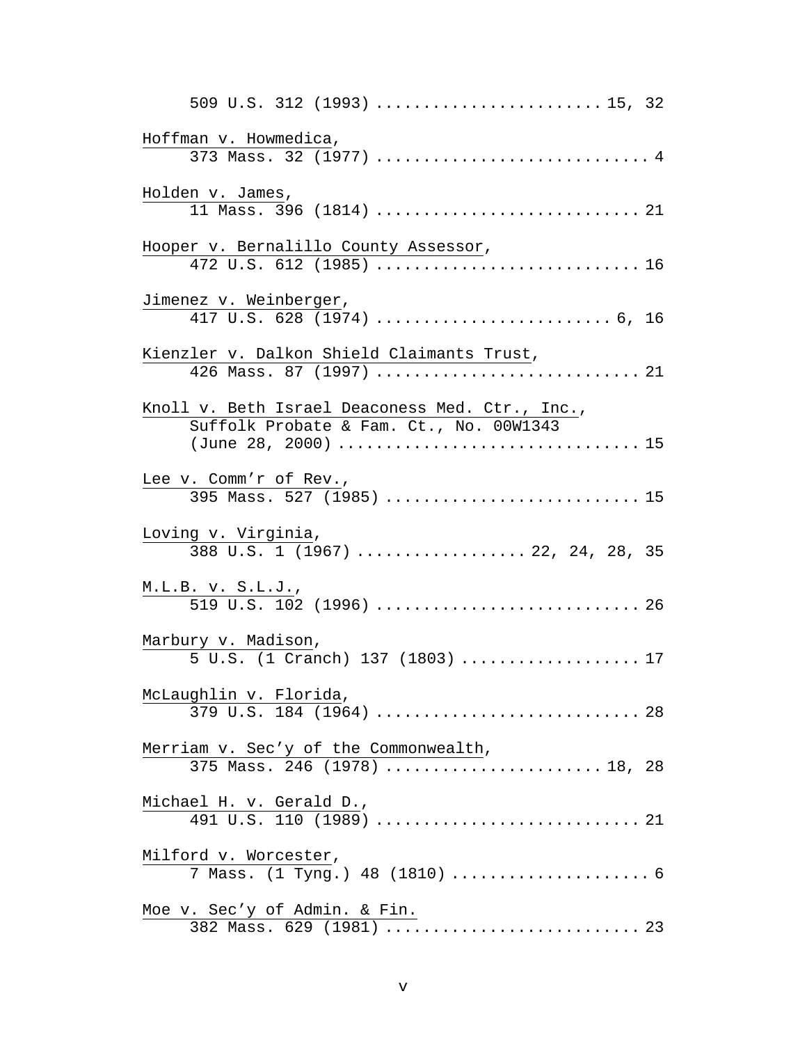509 U.S. 312 (1993) ........................ 15, 32

Hoffman v. Howmedica,
373 Mass. 32 (1977) ............................. 4

Holden v. James,
11 Mass. 396 (1814) ............................ 21

Hooper v. Bernalillo County Assessor,
472 U.S. 612 (1985) ............................ 16

Jimenez v. Weinberger,
417 U.S. 628 (1974) ......................... 6, 16

Kienzler v. Dalkon Shield Claimants Trust,
426 Mass. 87 (1997) ............................ 21

Knoll v. Beth Israel Deaconess Med. Ctr., Inc.,
Suffolk Probate & Fam. Ct., No. 00W1343
(June 28, 2000) ................................ 15

Lee v. Comm'r of Rev.,
395 Mass. 527 (1985) ........................... 15

Loving v. Virginia,
388 U.S. 1 (1967) .................. 22, 24, 28, 35

M.L.B. v. S.L.J.,
519 U.S. 102 (1996) ............................ 26

Marbury v. Madison,
5 U.S. (1 Cranch) 137 (1803) ................... 17

McLaughlin v. Florida,
379 U.S. 184 (1964) ............................ 28

Merriam v. Sec'y of the Commonwealth,
375 Mass. 246 (1978) ....................... 18, 28

Michael H. v. Gerald D.,
491 U.S. 110 (1989) ............................ 21

Milford v. Worcester,
7 Mass. (1 Tyng.) 48 (1810) ..................... 6

Moe v. Sec'y of Admin. & Fin.
382 Mass. 629 (1981) ........................... 23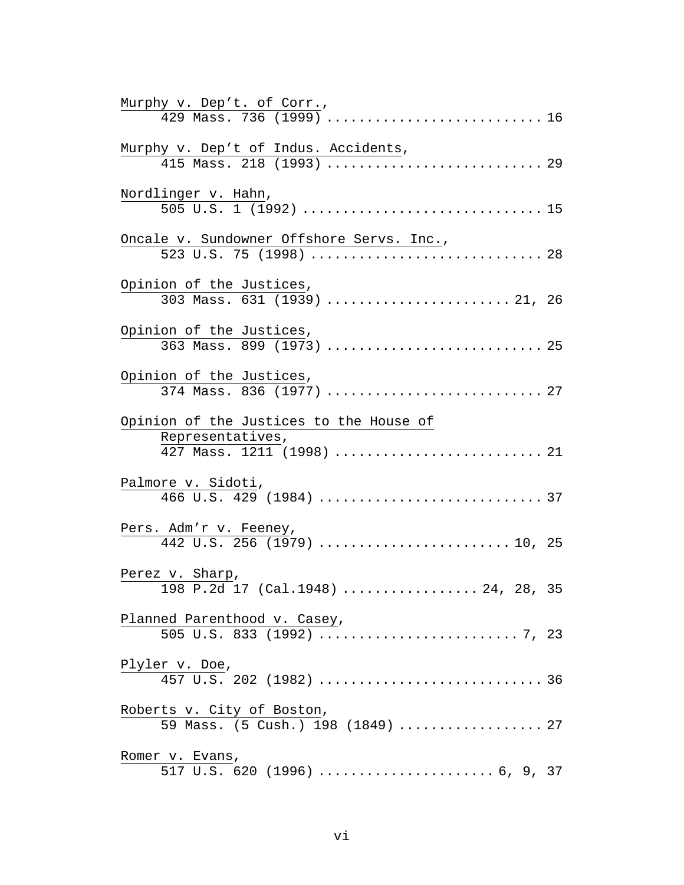Murphy v. Dep't. of Corr.,
429 Mass. 736 (1999) .......................... 16

Murphy v. Dep't of Indus. Accidents,
415 Mass. 218 (1993) .......................... 29

Nordlinger v. Hahn,
505 U.S. 1 (1992) ............................ 15

Oncale v. Sundowner Offshore Servs. Inc.,
523 U.S. 75 (1998) ........................... 28

Opinion of the Justices,
303 Mass. 631 (1939) ...................... 21, 26

Opinion of the Justices,
363 Mass. 899 (1973) .......................... 25

Opinion of the Justices,
374 Mass. 836 (1977) .......................... 27

Opinion of the Justices to the House of Representatives,
427 Mass. 1211 (1998) ......................... 21

Palmore v. Sidoti,
466 U.S. 429 (1984) ........................... 37

Pers. Adm'r v. Feeney,
442 U.S. 256 (1979) ....................... 10, 25

Perez v. Sharp,
198 P.2d 17 (Cal.1948) ................ 24, 28, 35

Planned Parenthood v. Casey,
505 U.S. 833 (1992) ........................ 7, 23

Plyler v. Doe,
457 U.S. 202 (1982) ........................... 36

Roberts v. City of Boston,
59 Mass. (5 Cush.) 198 (1849) ................. 27

Romer v. Evans,
517 U.S. 620 (1996) ..................... 6, 9, 37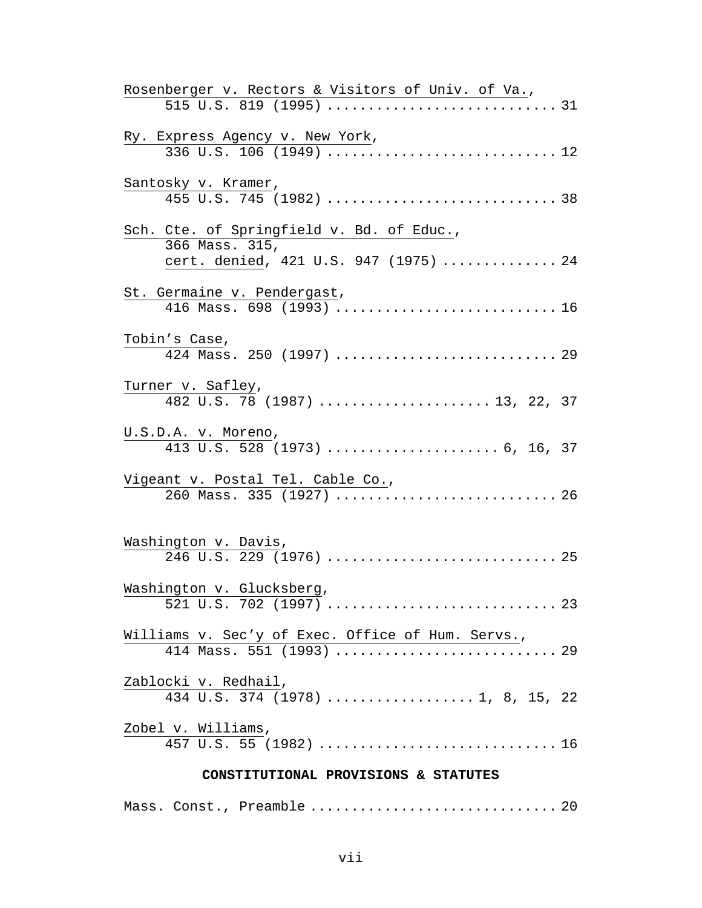Rosenberger v. Rectors & Visitors of Univ. of Va., 515 U.S. 819 (1995) .......................... 31

Ry. Express Agency v. New York, 336 U.S. 106 (1949) .......................... 12

Santosky v. Kramer, 455 U.S. 745 (1982) .......................... 38

Sch. Cte. of Springfield v. Bd. of Educ., 366 Mass. 315, cert. denied, 421 U.S. 947 (1975) ............. 24

St. Germaine v. Pendergast, 416 Mass. 698 (1993) .......................... 16

Tobin's Case, 424 Mass. 250 (1997) .......................... 29

Turner v. Safley, 482 U.S. 78 (1987) .................... 13, 22, 37

U.S.D.A. v. Moreno, 413 U.S. 528 (1973) .................... 6, 16, 37

Vigeant v. Postal Tel. Cable Co., 260 Mass. 335 (1927) .......................... 26

Washington v. Davis, 246 U.S. 229 (1976) .......................... 25

Washington v. Glucksberg, 521 U.S. 702 (1997) .......................... 23

Williams v. Sec'y of Exec. Office of Hum. Servs., 414 Mass. 551 (1993) .......................... 29

Zablocki v. Redhail, 434 U.S. 374 (1978) ................. 1, 8, 15, 22

Zobel v. Williams, 457 U.S. 55 (1982) .......................... 16

**CONSTITUTIONAL PROVISIONS & STATUTES**

Mass. Const., Preamble ............................ 20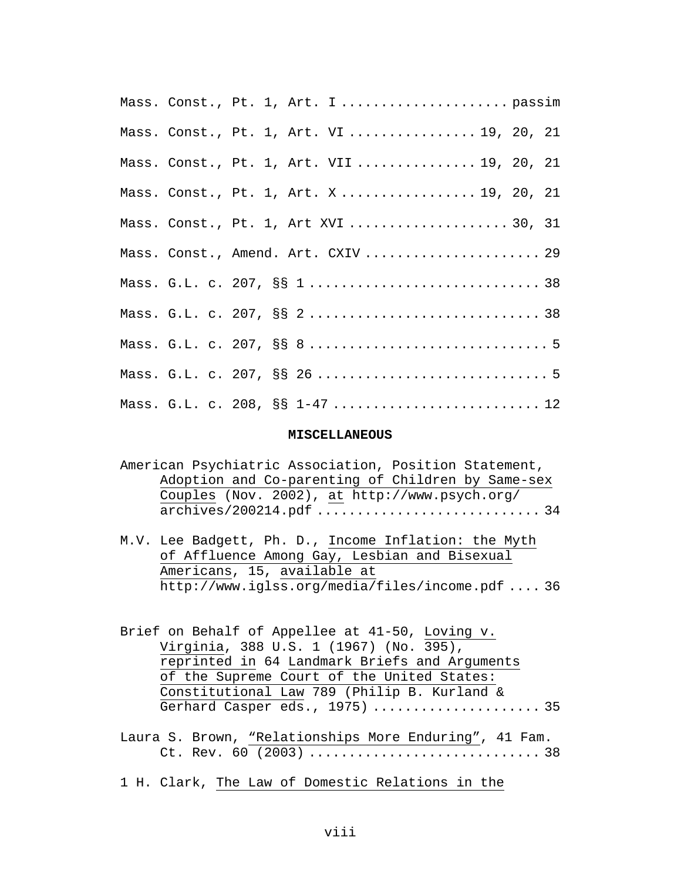Mass. Const., Pt. 1, Art. I .................... passim

Mass. Const., Pt. 1, Art. VI ............... 19, 20, 21

Mass. Const., Pt. 1, Art. VII .............. 19, 20, 21

Mass. Const., Pt. 1, Art. X ................ 19, 20, 21

Mass. Const., Pt. 1, Art XVI ................... 30, 31

Mass. Const., Amend. Art. CXIV ..................... 29

Mass. G.L. c. 207, §§ 1 ............................ 38

Mass. G.L. c. 207, §§ 2 ............................ 38

Mass. G.L. c. 207, §§ 8 ............................. 5

Mass. G.L. c. 207, §§ 26 ............................ 5

Mass. G.L. c. 208, §§ 1-47 ......................... 12

**MISCELLANEOUS**

American Psychiatric Association, Position Statement, Adoption and Co-parenting of Children by Same-sex Couples (Nov. 2002), at http://www.psych.org/archives/200214.pdf .......................... 34

M.V. Lee Badgett, Ph. D., Income Inflation: the Myth of Affluence Among Gay, Lesbian and Bisexual Americans, 15, available at http://www.iglss.org/media/files/income.pdf .... 36

Brief on Behalf of Appellee at 41-50, Loving v. Virginia, 388 U.S. 1 (1967) (No. 395), reprinted in 64 Landmark Briefs and Arguments of the Supreme Court of the United States: Constitutional Law 789 (Philip B. Kurland & Gerhard Casper eds., 1975) .................... 35

Laura S. Brown, "Relationships More Enduring", 41 Fam. Ct. Rev. 60 (2003) ............................ 38

1 H. Clark, The Law of Domestic Relations in the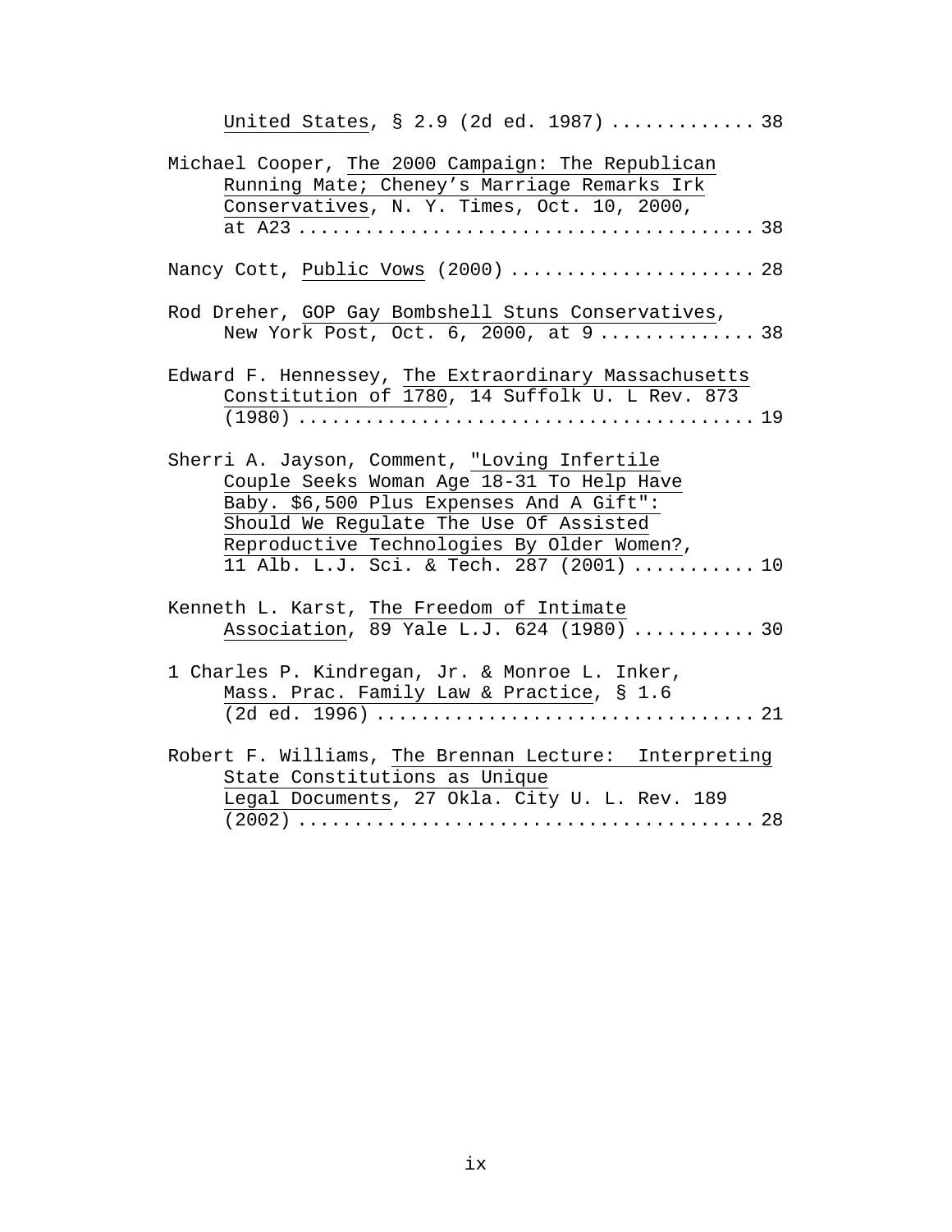United States, § 2.9 (2d ed. 1987) ............ 38

Michael Cooper, The 2000 Campaign: The Republican Running Mate; Cheney's Marriage Remarks Irk Conservatives, N. Y. Times, Oct. 10, 2000, at A23 .................................... 38

Nancy Cott, Public Vows (2000) ..................... 28

Rod Dreher, GOP Gay Bombshell Stuns Conservatives, New York Post, Oct. 6, 2000, at 9 ............. 38

Edward F. Hennessey, The Extraordinary Massachusetts Constitution of 1780, 14 Suffolk U. L Rev. 873 (1980) ........................................ 19

Sherri A. Jayson, Comment, "Loving Infertile Couple Seeks Woman Age 18-31 To Help Have Baby. $6,500 Plus Expenses And A Gift": Should We Regulate The Use Of Assisted Reproductive Technologies By Older Women?, 11 Alb. L.J. Sci. & Tech. 287 (2001) .......... 10

Kenneth L. Karst, The Freedom of Intimate Association, 89 Yale L.J. 624 (1980) .......... 30

1 Charles P. Kindregan, Jr. & Monroe L. Inker, Mass. Prac. Family Law & Practice, § 1.6 (2d ed. 1996) ................................ 21

Robert F. Williams, The Brennan Lecture: Interpreting State Constitutions as Unique Legal Documents, 27 Okla. City U. L. Rev. 189 (2002) ........................................ 28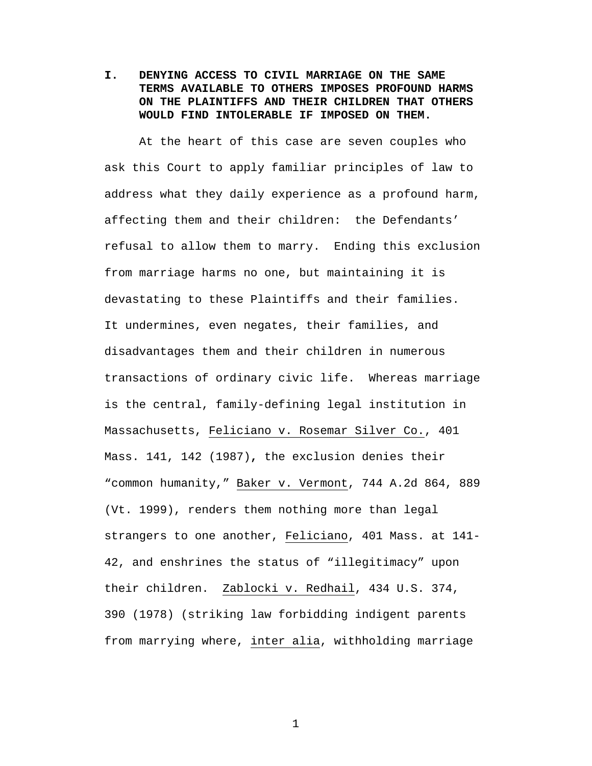## I. DENYING ACCESS TO CIVIL MARRIAGE ON THE SAME TERMS AVAILABLE TO OTHERS IMPOSES PROFOUND HARMS ON THE PLAINTIFFS AND THEIR CHILDREN THAT OTHERS WOULD FIND INTOLERABLE IF IMPOSED ON THEM.

At the heart of this case are seven couples who ask this Court to apply familiar principles of law to address what they daily experience as a profound harm, affecting them and their children: the Defendants' refusal to allow them to marry. Ending this exclusion from marriage harms no one, but maintaining it is devastating to these Plaintiffs and their families. It undermines, even negates, their families, and disadvantages them and their children in numerous transactions of ordinary civic life. Whereas marriage is the central, family-defining legal institution in Massachusetts, _Feliciano v. Rosemar Silver Co._, 401 Mass. 141, 142 (1987), the exclusion denies their "common humanity," _Baker v. Vermont_, 744 A.2d 864, 889 (Vt. 1999), renders them nothing more than legal strangers to one another, _Feliciano_, 401 Mass. at 141-42, and enshrines the status of "illegitimacy" upon their children. _Zablocki v. Redhail_, 434 U.S. 374, 390 (1978) (striking law forbidding indigent parents from marrying where, _inter alia_, withholding marriage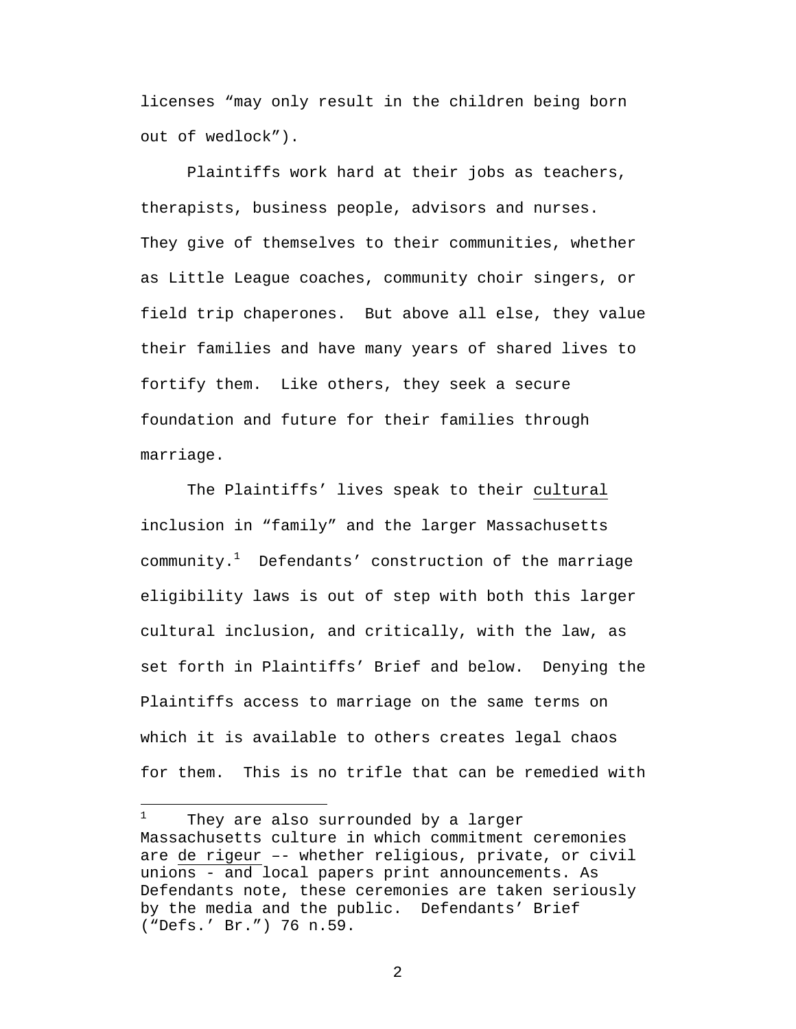licenses "may only result in the children being born out of wedlock").

Plaintiffs work hard at their jobs as teachers, therapists, business people, advisors and nurses. They give of themselves to their communities, whether as Little League coaches, community choir singers, or field trip chaperones. But above all else, they value their families and have many years of shared lives to fortify them. Like others, they seek a secure foundation and future for their families through marriage.

The Plaintiffs' lives speak to their <u>cultural</u> inclusion in "family" and the larger Massachusetts community.[1] Defendants' construction of the marriage eligibility laws is out of step with both this larger cultural inclusion, and critically, with the law, as set forth in Plaintiffs' Brief and below. Denying the Plaintiffs access to marriage on the same terms on which it is available to others creates legal chaos for them. This is no trifle that can be remedied with

---

[1] They are also surrounded by a larger Massachusetts culture in which commitment ceremonies are <u>de rigeur</u> –- whether religious, private, or civil unions - and local papers print announcements. As Defendants note, these ceremonies are taken seriously by the media and the public. Defendants' Brief ("Defs.' Br.") 76 n.59.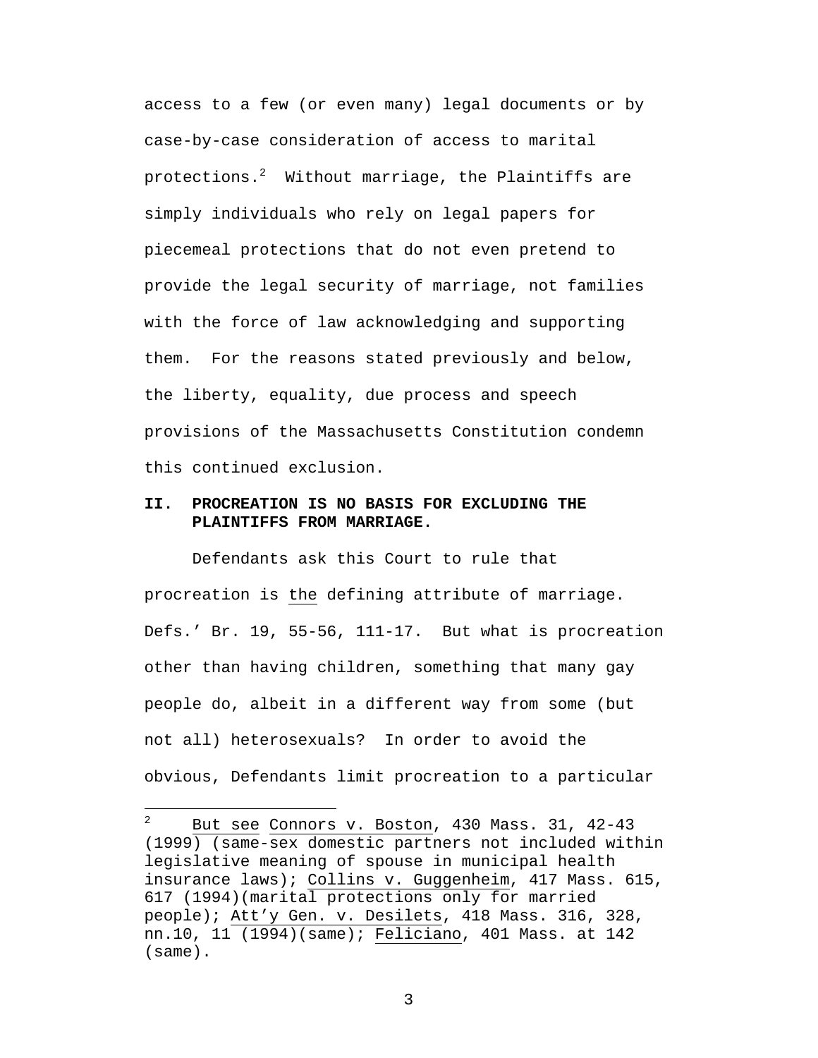access to a few (or even many) legal documents or by case-by-case consideration of access to marital protections.[2] Without marriage, the Plaintiffs are simply individuals who rely on legal papers for piecemeal protections that do not even pretend to provide the legal security of marriage, not families with the force of law acknowledging and supporting them. For the reasons stated previously and below, the liberty, equality, due process and speech provisions of the Massachusetts Constitution condemn this continued exclusion.

## II. PROCREATION IS NO BASIS FOR EXCLUDING THE PLAINTIFFS FROM MARRIAGE.

Defendants ask this Court to rule that procreation is the defining attribute of marriage. Defs.' Br. 19, 55-56, 111-17. But what is procreation other than having children, something that many gay people do, albeit in a different way from some (but not all) heterosexuals? In order to avoid the obvious, Defendants limit procreation to a particular

---

[2] But see Connors v. Boston, 430 Mass. 31, 42-43 (1999) (same-sex domestic partners not included within legislative meaning of spouse in municipal health insurance laws); Collins v. Guggenheim, 417 Mass. 615, 617 (1994)(marital protections only for married people); Att'y Gen. v. Desilets, 418 Mass. 316, 328, nn.10, 11 (1994)(same); Feliciano, 401 Mass. at 142 (same).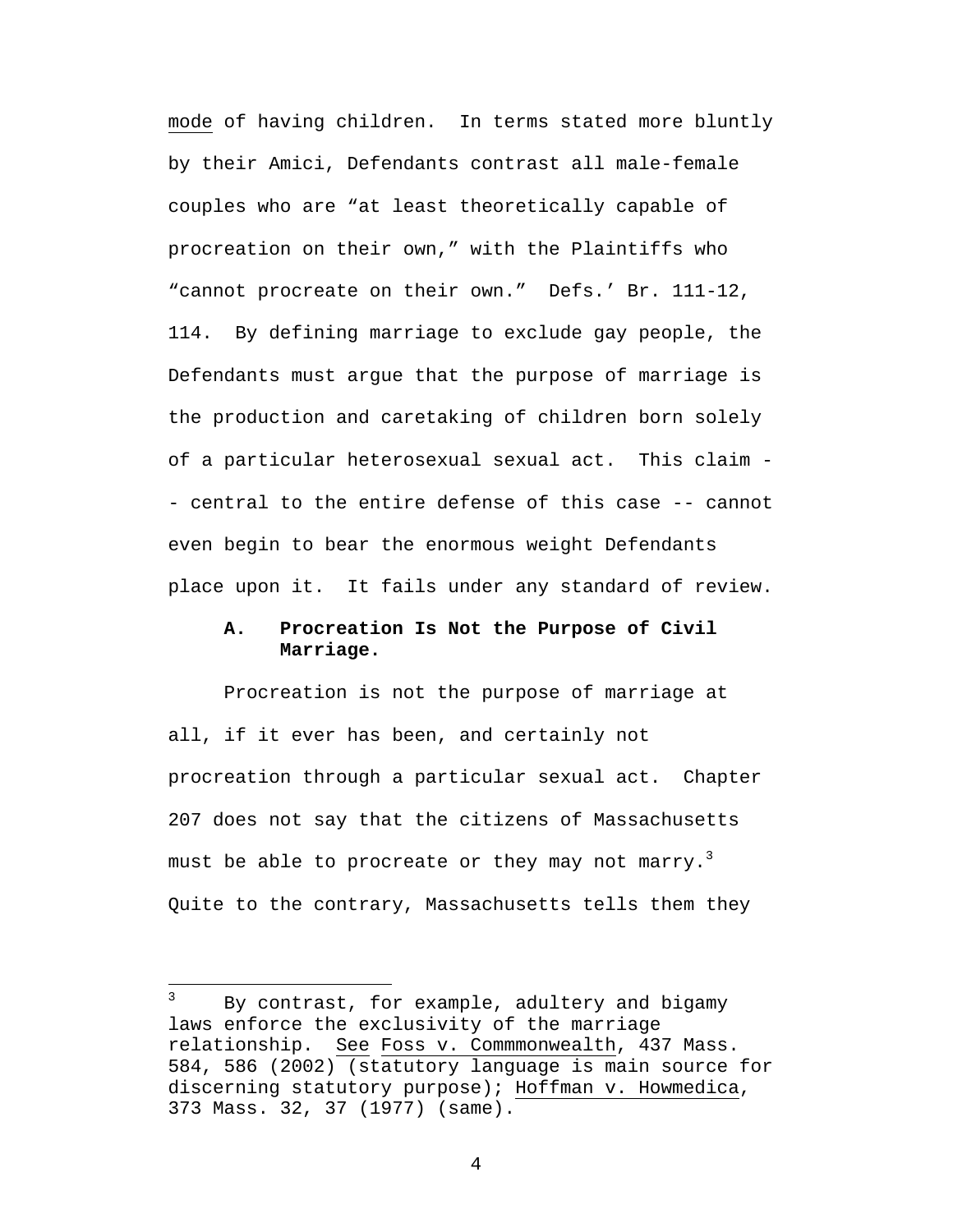mode of having children. In terms stated more bluntly by their Amici, Defendants contrast all male-female couples who are "at least theoretically capable of procreation on their own," with the Plaintiffs who "cannot procreate on their own." Defs.' Br. 111-12, 114. By defining marriage to exclude gay people, the Defendants must argue that the purpose of marriage is the production and caretaking of children born solely of a particular heterosexual sexual act. This claim -- central to the entire defense of this case -- cannot even begin to bear the enormous weight Defendants place upon it. It fails under any standard of review.

### A. Procreation Is Not the Purpose of Civil Marriage.

Procreation is not the purpose of marriage at all, if it ever has been, and certainly not procreation through a particular sexual act. Chapter 207 does not say that the citizens of Massachusetts must be able to procreate or they may not marry.[3] Quite to the contrary, Massachusetts tells them they

---

[3] By contrast, for example, adultery and bigamy laws enforce the exclusivity of the marriage relationship. See Foss v. Commmonwealth, 437 Mass. 584, 586 (2002) (statutory language is main source for discerning statutory purpose); Hoffman v. Howmedica, 373 Mass. 32, 37 (1977) (same).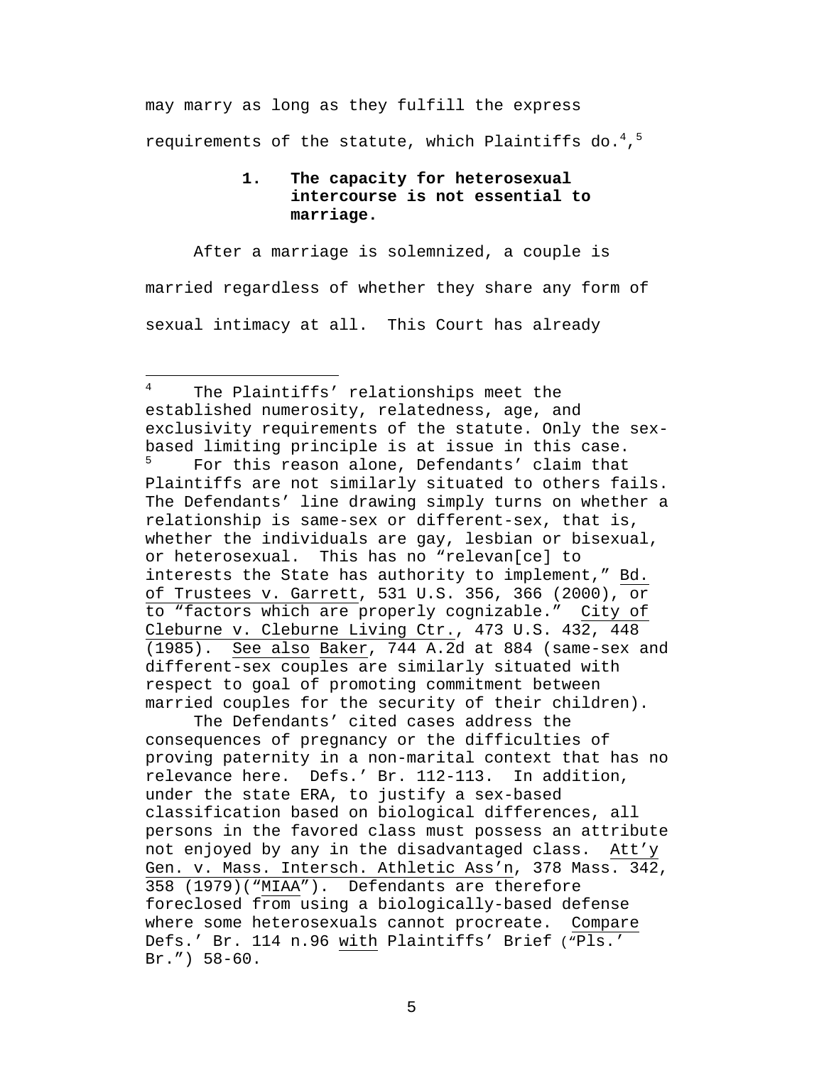may marry as long as they fulfill the express requirements of the statute, which Plaintiffs do.[4],[5]

### 1. The capacity for heterosexual intercourse is not essential to marriage.

After a marriage is solemnized, a couple is married regardless of whether they share any form of sexual intimacy at all. This Court has already

---

[4] The Plaintiffs' relationships meet the established numerosity, relatedness, age, and exclusivity requirements of the statute. Only the sex-based limiting principle is at issue in this case.

[5] For this reason alone, Defendants' claim that Plaintiffs are not similarly situated to others fails. The Defendants' line drawing simply turns on whether a relationship is same-sex or different-sex, that is, whether the individuals are gay, lesbian or bisexual, or heterosexual. This has no "relevan[ce] to interests the State has authority to implement," Bd. of Trustees v. Garrett, 531 U.S. 356, 366 (2000), or to "factors which are properly cognizable." City of Cleburne v. Cleburne Living Ctr., 473 U.S. 432, 448 (1985). See also Baker, 744 A.2d at 884 (same-sex and different-sex couples are similarly situated with respect to goal of promoting commitment between married couples for the security of their children).

The Defendants' cited cases address the consequences of pregnancy or the difficulties of proving paternity in a non-marital context that has no relevance here. Defs.' Br. 112-113. In addition, under the state ERA, to justify a sex-based classification based on biological differences, all persons in the favored class must possess an attribute not enjoyed by any in the disadvantaged class. Att'y Gen. v. Mass. Intersch. Athletic Ass'n, 378 Mass. 342, 358 (1979)("MIAA"). Defendants are therefore foreclosed from using a biologically-based defense where some heterosexuals cannot procreate. Compare Defs.' Br. 114 n.96 with Plaintiffs' Brief ("Pls.' Br.") 58-60.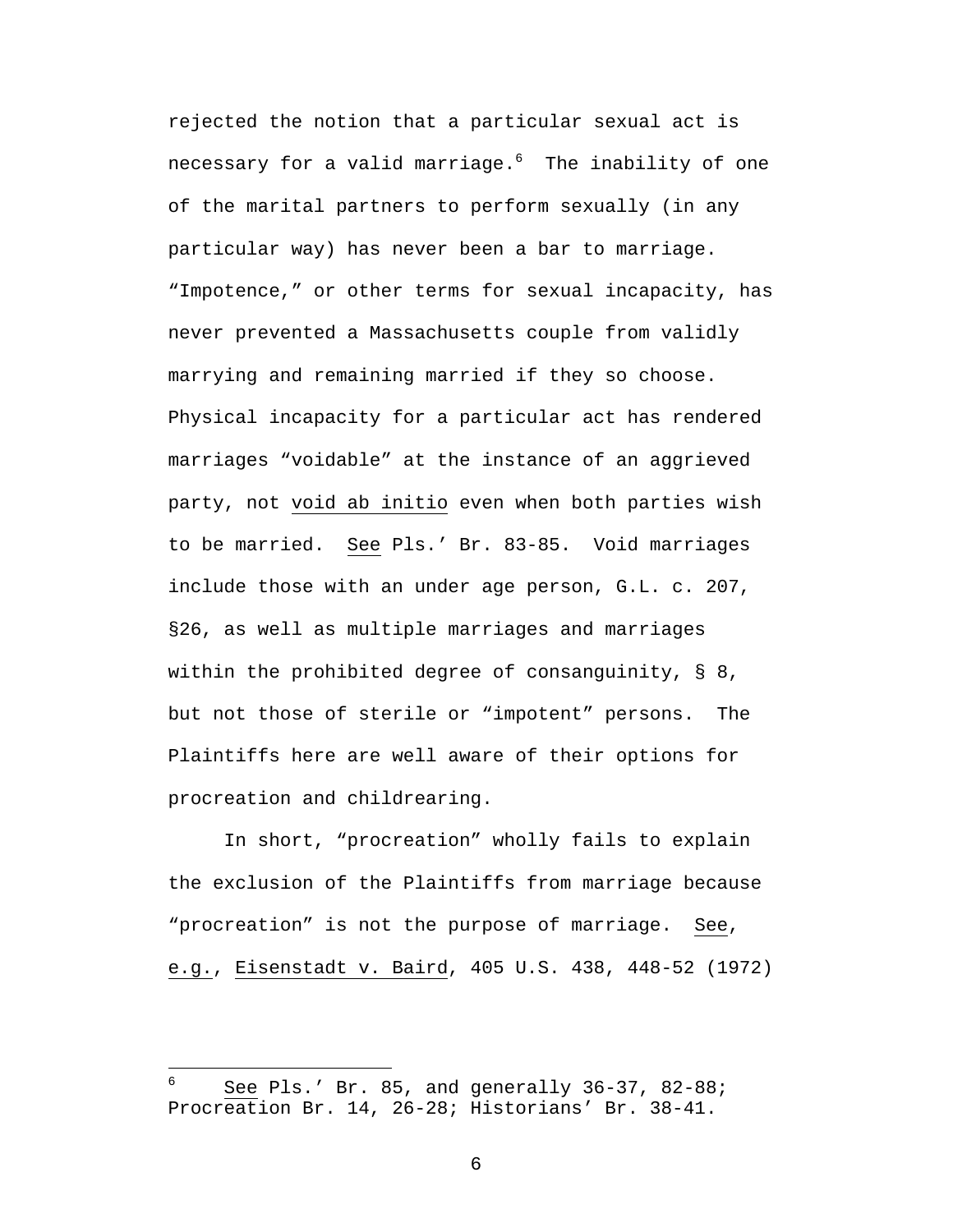rejected the notion that a particular sexual act is necessary for a valid marriage.[6] The inability of one of the marital partners to perform sexually (in any particular way) has never been a bar to marriage. "Impotence," or other terms for sexual incapacity, has never prevented a Massachusetts couple from validly marrying and remaining married if they so choose. Physical incapacity for a particular act has rendered marriages "voidable" at the instance of an aggrieved party, not void ab initio even when both parties wish to be married. See Pls.' Br. 83-85. Void marriages include those with an under age person, G.L. c. 207, §26, as well as multiple marriages and marriages within the prohibited degree of consanguinity, § 8, but not those of sterile or "impotent" persons. The Plaintiffs here are well aware of their options for procreation and childrearing.

In short, "procreation" wholly fails to explain the exclusion of the Plaintiffs from marriage because "procreation" is not the purpose of marriage. See, e.g., Eisenstadt v. Baird, 405 U.S. 438, 448-52 (1972)

---

[6] See Pls.' Br. 85, and generally 36-37, 82-88; Procreation Br. 14, 26-28; Historians' Br. 38-41.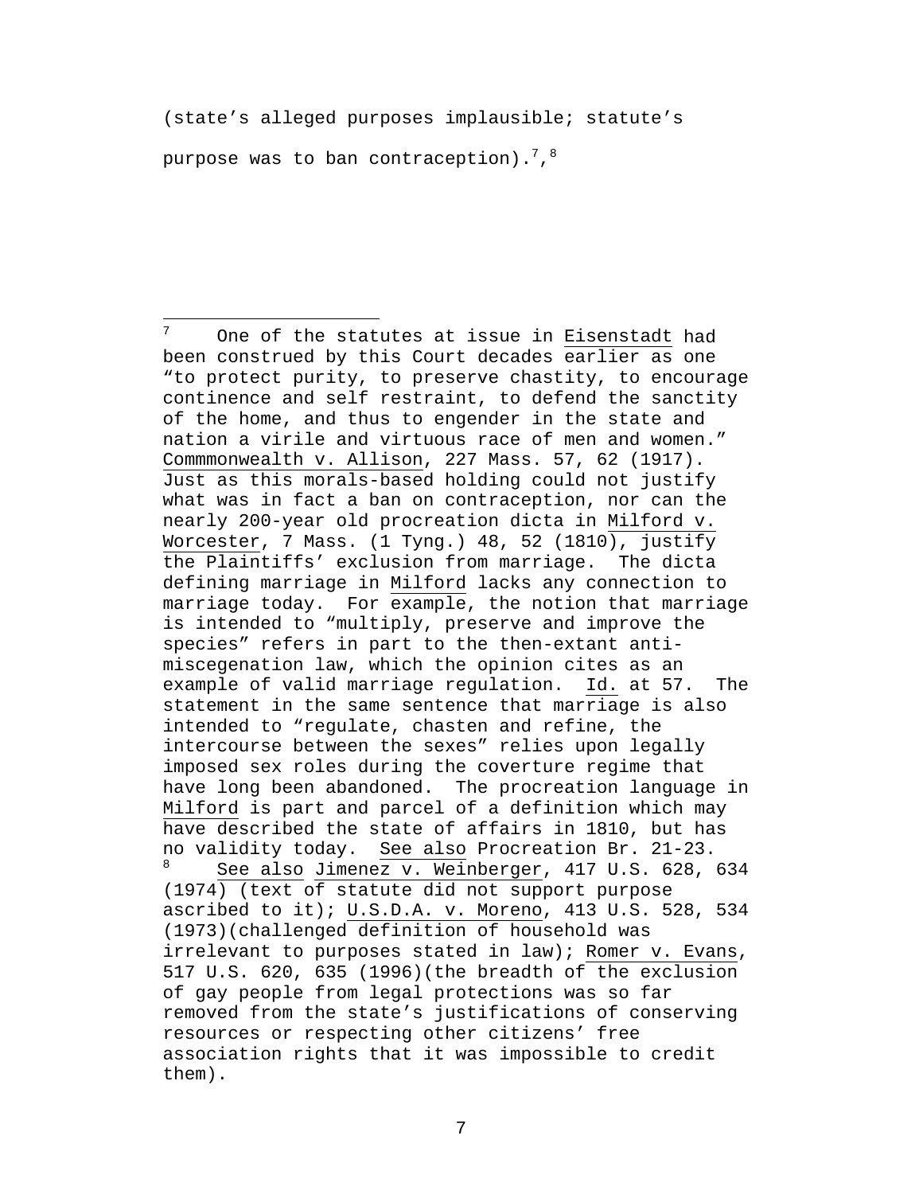(state's alleged purposes implausible; statute's purpose was to ban contraception).[7],[8]

---

[7] One of the statutes at issue in Eisenstadt had been construed by this Court decades earlier as one "to protect purity, to preserve chastity, to encourage continence and self restraint, to defend the sanctity of the home, and thus to engender in the state and nation a virile and virtuous race of men and women." Commmonwealth v. Allison, 227 Mass. 57, 62 (1917). Just as this morals-based holding could not justify what was in fact a ban on contraception, nor can the nearly 200-year old procreation dicta in Milford v. Worcester, 7 Mass. (1 Tyng.) 48, 52 (1810), justify the Plaintiffs' exclusion from marriage. The dicta defining marriage in Milford lacks any connection to marriage today. For example, the notion that marriage is intended to "multiply, preserve and improve the species" refers in part to the then-extant anti-miscegenation law, which the opinion cites as an example of valid marriage regulation. Id. at 57. The statement in the same sentence that marriage is also intended to "regulate, chasten and refine, the intercourse between the sexes" relies upon legally imposed sex roles during the coverture regime that have long been abandoned. The procreation language in Milford is part and parcel of a definition which may have described the state of affairs in 1810, but has no validity today. See also Procreation Br. 21-23.

[8] See also Jimenez v. Weinberger, 417 U.S. 628, 634 (1974) (text of statute did not support purpose ascribed to it); U.S.D.A. v. Moreno, 413 U.S. 528, 534 (1973)(challenged definition of household was irrelevant to purposes stated in law); Romer v. Evans, 517 U.S. 620, 635 (1996)(the breadth of the exclusion of gay people from legal protections was so far removed from the state's justifications of conserving resources or respecting other citizens' free association rights that it was impossible to credit them).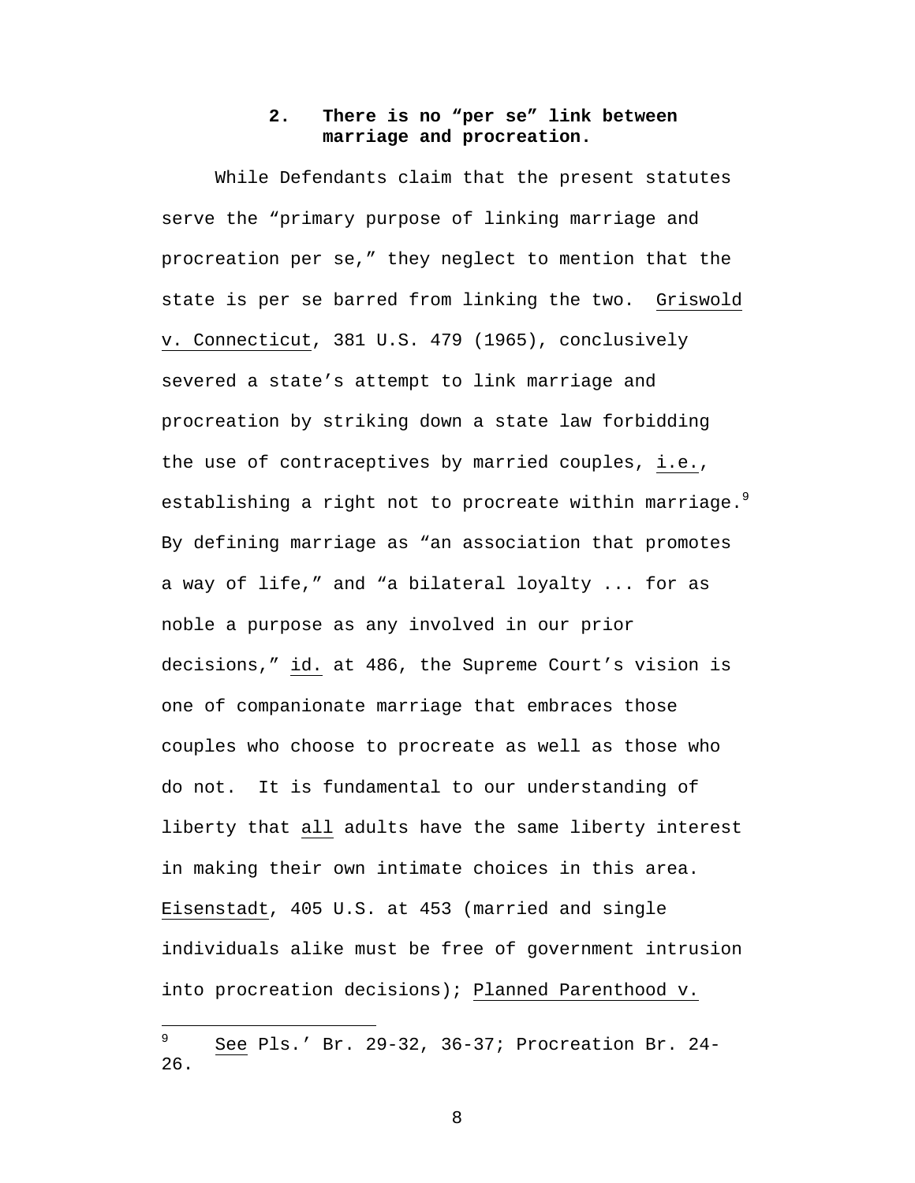### 2. There is no "per se" link between marriage and procreation.

While Defendants claim that the present statutes serve the "primary purpose of linking marriage and procreation per se," they neglect to mention that the state is per se barred from linking the two. Griswold v. Connecticut, 381 U.S. 479 (1965), conclusively severed a state's attempt to link marriage and procreation by striking down a state law forbidding the use of contraceptives by married couples, i.e., establishing a right not to procreate within marriage.[9] By defining marriage as "an association that promotes a way of life," and "a bilateral loyalty ... for as noble a purpose as any involved in our prior decisions," id. at 486, the Supreme Court's vision is one of companionate marriage that embraces those couples who choose to procreate as well as those who do not. It is fundamental to our understanding of liberty that all adults have the same liberty interest in making their own intimate choices in this area. Eisenstadt, 405 U.S. at 453 (married and single individuals alike must be free of government intrusion into procreation decisions); Planned Parenthood v.

---

[9] See Pls.' Br. 29-32, 36-37; Procreation Br. 24-26.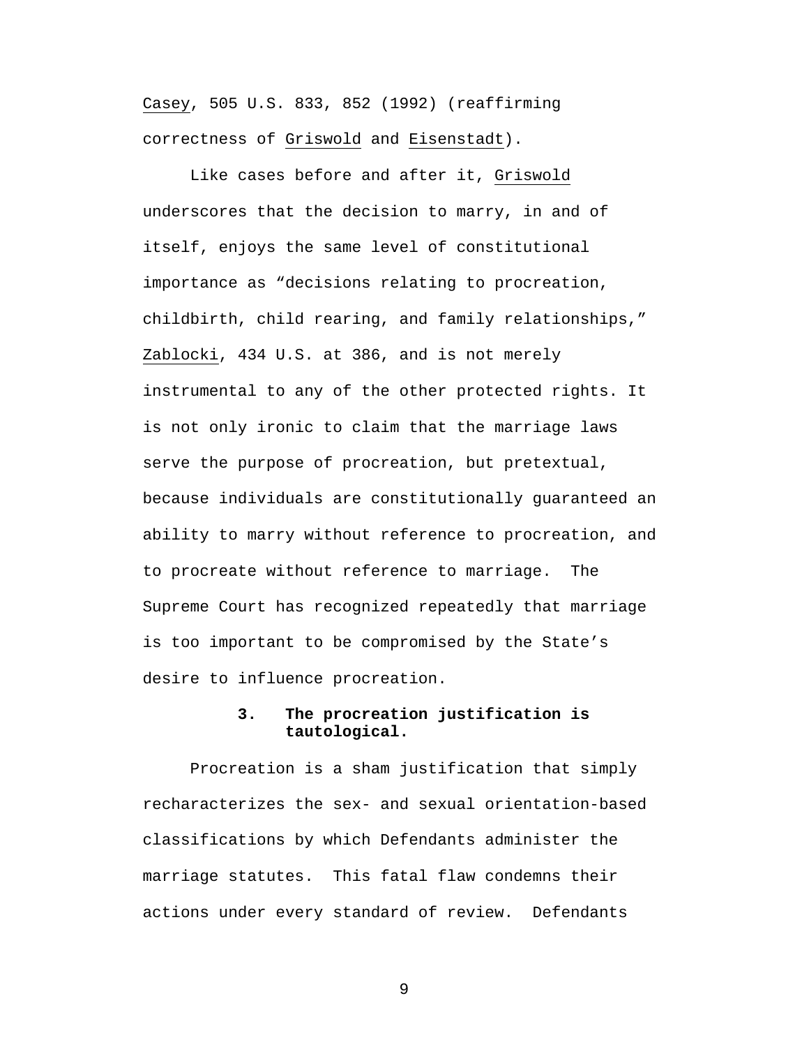Casey, 505 U.S. 833, 852 (1992) (reaffirming correctness of Griswold and Eisenstadt).

Like cases before and after it, Griswold underscores that the decision to marry, in and of itself, enjoys the same level of constitutional importance as "decisions relating to procreation, childbirth, child rearing, and family relationships," Zablocki, 434 U.S. at 386, and is not merely instrumental to any of the other protected rights. It is not only ironic to claim that the marriage laws serve the purpose of procreation, but pretextual, because individuals are constitutionally guaranteed an ability to marry without reference to procreation, and to procreate without reference to marriage. The Supreme Court has recognized repeatedly that marriage is too important to be compromised by the State's desire to influence procreation.

### 3. The procreation justification is tautological.

Procreation is a sham justification that simply recharacterizes the sex- and sexual orientation-based classifications by which Defendants administer the marriage statutes. This fatal flaw condemns their actions under every standard of review. Defendants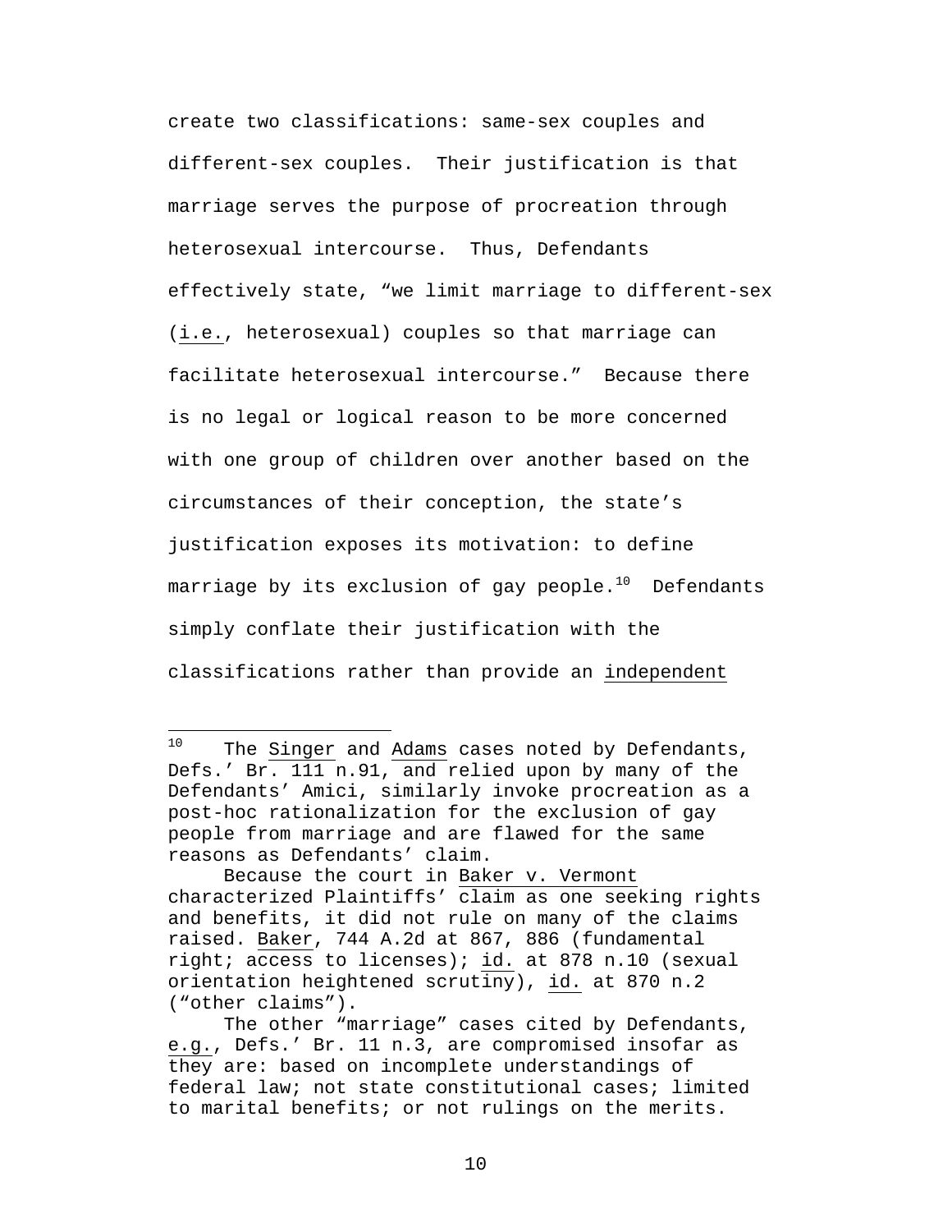create two classifications: same-sex couples and different-sex couples. Their justification is that marriage serves the purpose of procreation through heterosexual intercourse. Thus, Defendants effectively state, "we limit marriage to different-sex (i.e., heterosexual) couples so that marriage can facilitate heterosexual intercourse." Because there is no legal or logical reason to be more concerned with one group of children over another based on the circumstances of their conception, the state's justification exposes its motivation: to define marriage by its exclusion of gay people.[10] Defendants simply conflate their justification with the classifications rather than provide an independent

---

[10] The Singer and Adams cases noted by Defendants, Defs.' Br. 111 n.91, and relied upon by many of the Defendants' Amici, similarly invoke procreation as a post-hoc rationalization for the exclusion of gay people from marriage and are flawed for the same reasons as Defendants' claim.

Because the court in Baker v. Vermont characterized Plaintiffs' claim as one seeking rights and benefits, it did not rule on many of the claims raised. Baker, 744 A.2d at 867, 886 (fundamental right; access to licenses); id. at 878 n.10 (sexual orientation heightened scrutiny), id. at 870 n.2 ("other claims").

The other "marriage" cases cited by Defendants, e.g., Defs.' Br. 11 n.3, are compromised insofar as they are: based on incomplete understandings of federal law; not state constitutional cases; limited to marital benefits; or not rulings on the merits.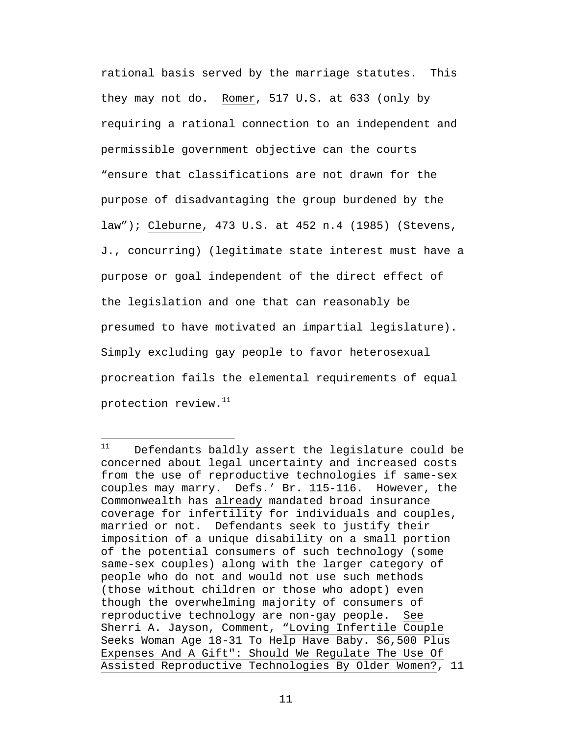rational basis served by the marriage statutes. This they may not do. Romer, 517 U.S. at 633 (only by requiring a rational connection to an independent and permissible government objective can the courts "ensure that classifications are not drawn for the purpose of disadvantaging the group burdened by the law"); Cleburne, 473 U.S. at 452 n.4 (1985) (Stevens, J., concurring) (legitimate state interest must have a purpose or goal independent of the direct effect of the legislation and one that can reasonably be presumed to have motivated an impartial legislature). Simply excluding gay people to favor heterosexual procreation fails the elemental requirements of equal protection review.[11]

---

[11] Defendants baldly assert the legislature could be concerned about legal uncertainty and increased costs from the use of reproductive technologies if same-sex couples may marry. Defs.' Br. 115-116. However, the Commonwealth has already mandated broad insurance coverage for infertility for individuals and couples, married or not. Defendants seek to justify their imposition of a unique disability on a small portion of the potential consumers of such technology (some same-sex couples) along with the larger category of people who do not and would not use such methods (those without children or those who adopt) even though the overwhelming majority of consumers of reproductive technology are non-gay people. See Sherri A. Jayson, Comment, "Loving Infertile Couple Seeks Woman Age 18-31 To Help Have Baby. $6,500 Plus Expenses And A Gift": Should We Regulate The Use Of Assisted Reproductive Technologies By Older Women?, 11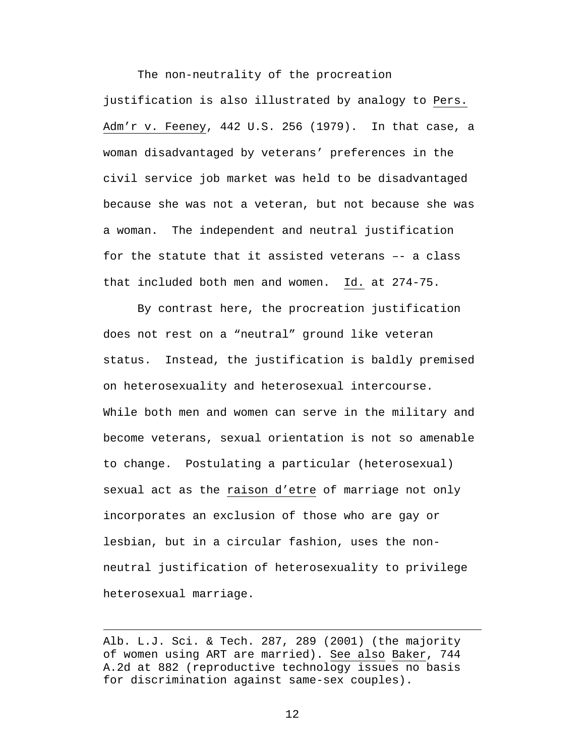The non-neutrality of the procreation justification is also illustrated by analogy to Pers. Adm'r v. Feeney, 442 U.S. 256 (1979). In that case, a woman disadvantaged by veterans' preferences in the civil service job market was held to be disadvantaged because she was not a veteran, but not because she was a woman. The independent and neutral justification for the statute that it assisted veterans –- a class that included both men and women. Id. at 274-75.

By contrast here, the procreation justification does not rest on a "neutral" ground like veteran status. Instead, the justification is baldly premised on heterosexuality and heterosexual intercourse. While both men and women can serve in the military and become veterans, sexual orientation is not so amenable to change. Postulating a particular (heterosexual) sexual act as the raison d'etre of marriage not only incorporates an exclusion of those who are gay or lesbian, but in a circular fashion, uses the non-neutral justification of heterosexuality to privilege heterosexual marriage.

---

Alb. L.J. Sci. & Tech. 287, 289 (2001) (the majority of women using ART are married). See also Baker, 744 A.2d at 882 (reproductive technology issues no basis for discrimination against same-sex couples).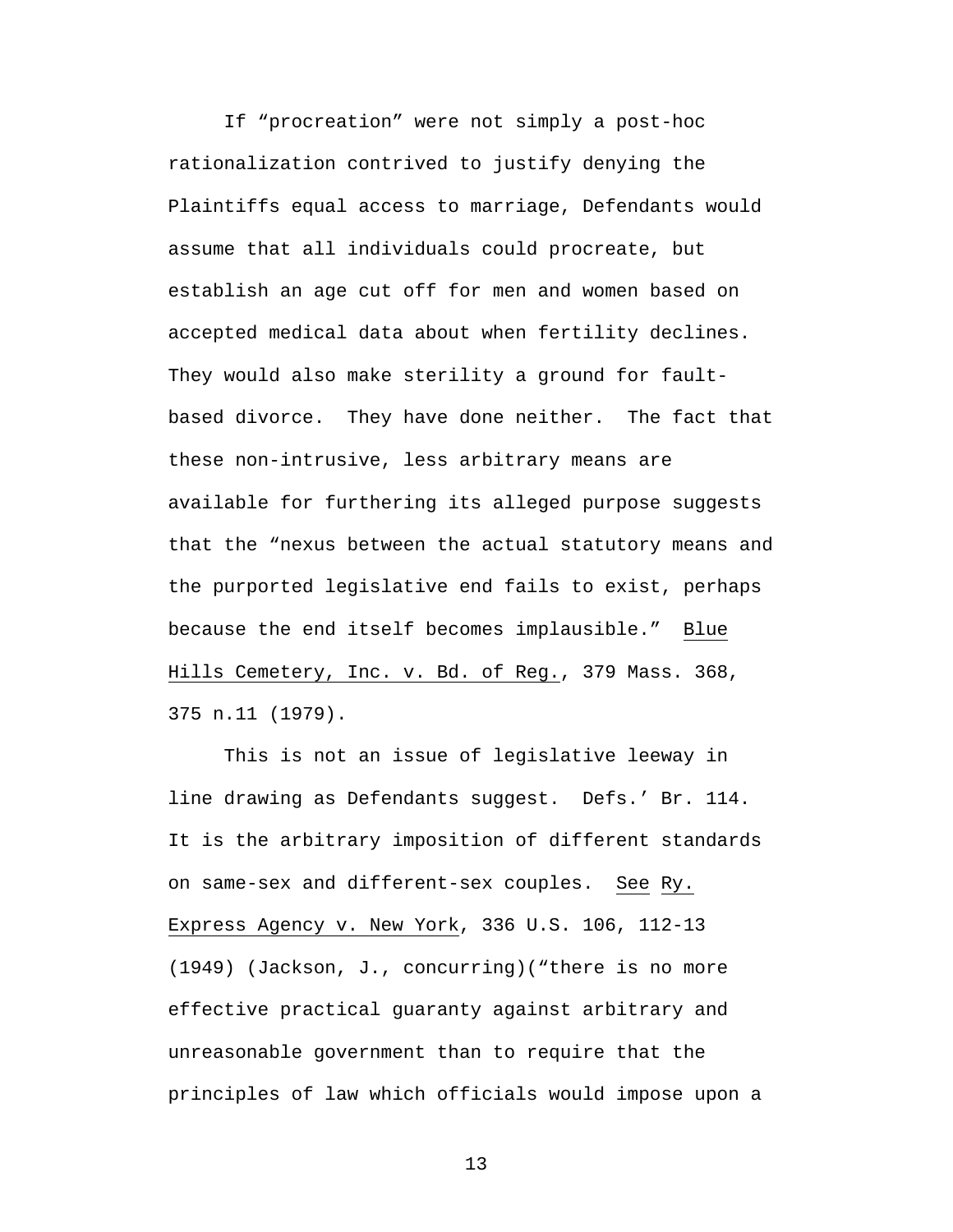If "procreation" were not simply a post-hoc rationalization contrived to justify denying the Plaintiffs equal access to marriage, Defendants would assume that all individuals could procreate, but establish an age cut off for men and women based on accepted medical data about when fertility declines. They would also make sterility a ground for fault-based divorce. They have done neither. The fact that these non-intrusive, less arbitrary means are available for furthering its alleged purpose suggests that the "nexus between the actual statutory means and the purported legislative end fails to exist, perhaps because the end itself becomes implausible." Blue Hills Cemetery, Inc. v. Bd. of Reg., 379 Mass. 368, 375 n.11 (1979).

This is not an issue of legislative leeway in line drawing as Defendants suggest. Defs.' Br. 114. It is the arbitrary imposition of different standards on same-sex and different-sex couples. See Ry. Express Agency v. New York, 336 U.S. 106, 112-13 (1949) (Jackson, J., concurring)("there is no more effective practical guaranty against arbitrary and unreasonable government than to require that the principles of law which officials would impose upon a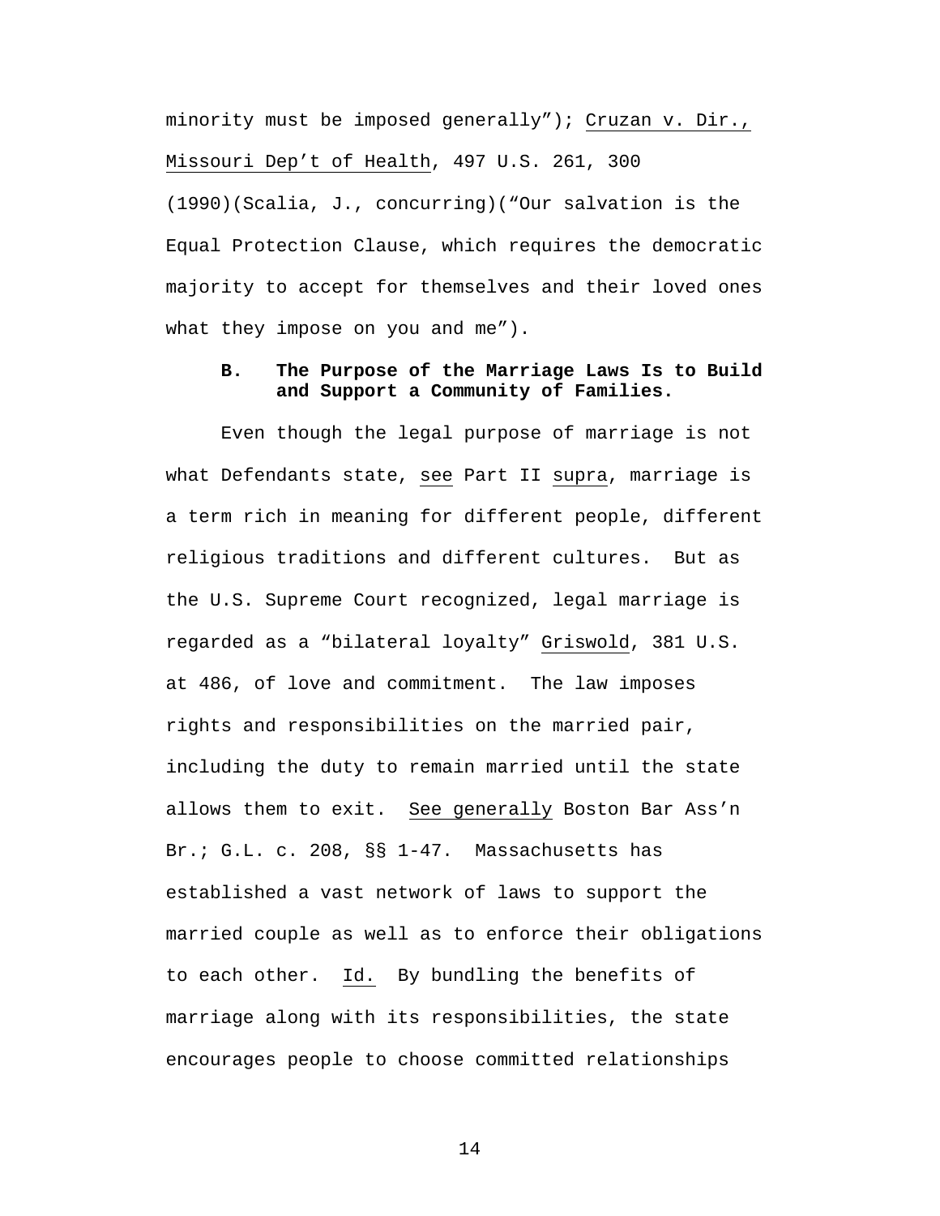minority must be imposed generally"); Cruzan v. Dir., Missouri Dep't of Health, 497 U.S. 261, 300 (1990)(Scalia, J., concurring)("Our salvation is the Equal Protection Clause, which requires the democratic majority to accept for themselves and their loved ones what they impose on you and me").

### B. The Purpose of the Marriage Laws Is to Build and Support a Community of Families.

Even though the legal purpose of marriage is not what Defendants state, see Part II supra, marriage is a term rich in meaning for different people, different religious traditions and different cultures. But as the U.S. Supreme Court recognized, legal marriage is regarded as a "bilateral loyalty" Griswold, 381 U.S. at 486, of love and commitment. The law imposes rights and responsibilities on the married pair, including the duty to remain married until the state allows them to exit. See generally Boston Bar Ass'n Br.; G.L. c. 208, §§ 1-47. Massachusetts has established a vast network of laws to support the married couple as well as to enforce their obligations to each other. Id. By bundling the benefits of marriage along with its responsibilities, the state encourages people to choose committed relationships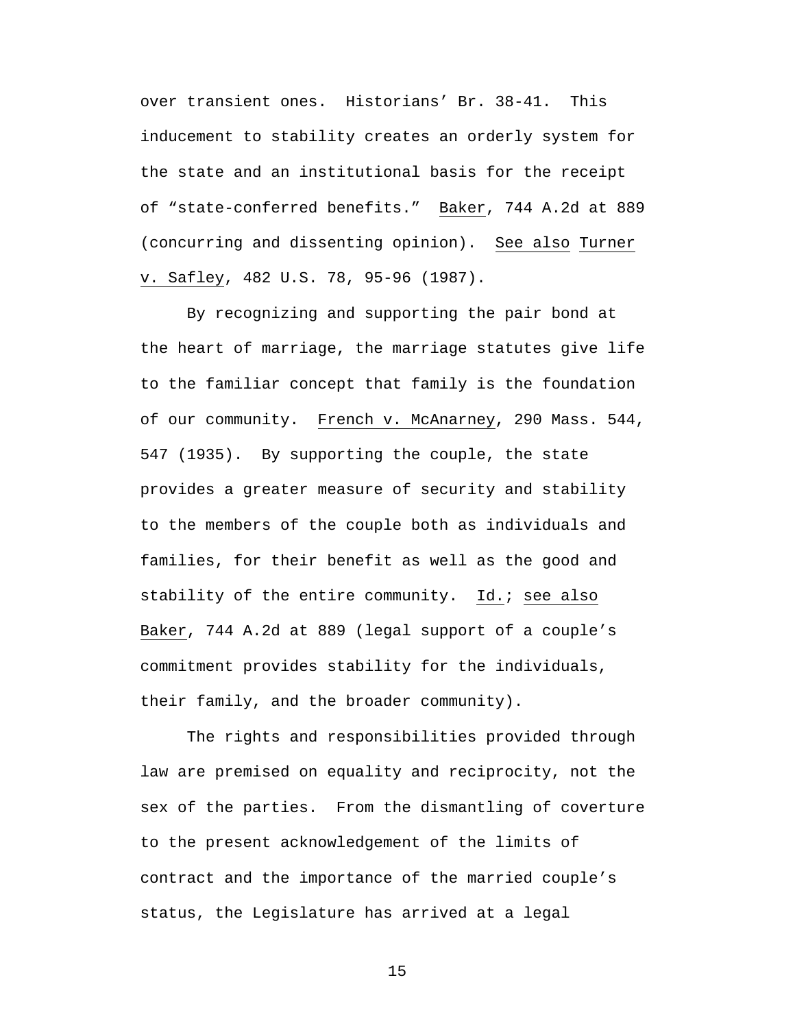over transient ones. Historians' Br. 38-41. This inducement to stability creates an orderly system for the state and an institutional basis for the receipt of "state-conferred benefits." Baker, 744 A.2d at 889 (concurring and dissenting opinion). See also Turner v. Safley, 482 U.S. 78, 95-96 (1987).

By recognizing and supporting the pair bond at the heart of marriage, the marriage statutes give life to the familiar concept that family is the foundation of our community. French v. McAnarney, 290 Mass. 544, 547 (1935). By supporting the couple, the state provides a greater measure of security and stability to the members of the couple both as individuals and families, for their benefit as well as the good and stability of the entire community. Id.; see also Baker, 744 A.2d at 889 (legal support of a couple's commitment provides stability for the individuals, their family, and the broader community).

The rights and responsibilities provided through law are premised on equality and reciprocity, not the sex of the parties. From the dismantling of coverture to the present acknowledgement of the limits of contract and the importance of the married couple's status, the Legislature has arrived at a legal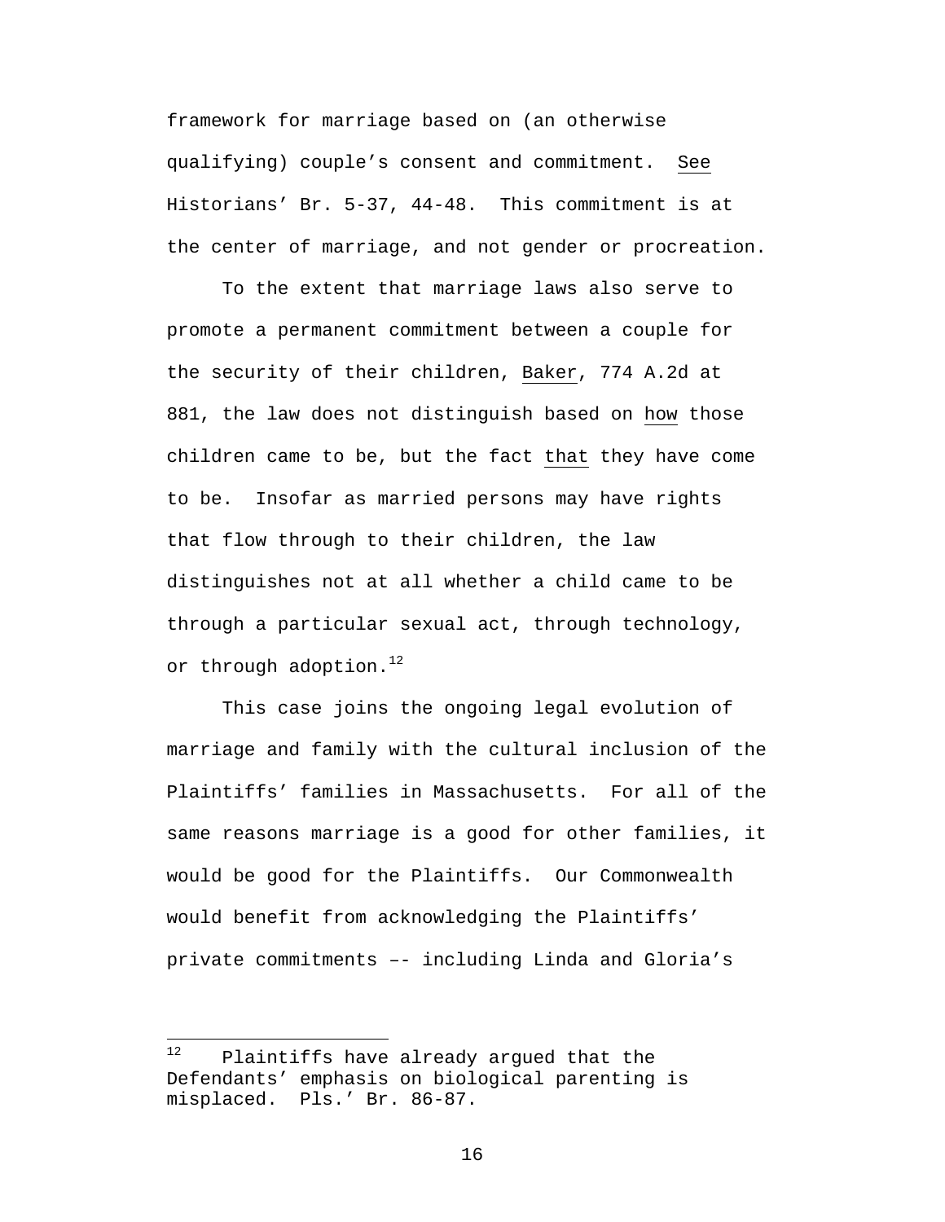framework for marriage based on (an otherwise qualifying) couple's consent and commitment. See Historians' Br. 5-37, 44-48. This commitment is at the center of marriage, and not gender or procreation.

To the extent that marriage laws also serve to promote a permanent commitment between a couple for the security of their children, Baker, 774 A.2d at 881, the law does not distinguish based on how those children came to be, but the fact that they have come to be. Insofar as married persons may have rights that flow through to their children, the law distinguishes not at all whether a child came to be through a particular sexual act, through technology, or through adoption.[12]

This case joins the ongoing legal evolution of marriage and family with the cultural inclusion of the Plaintiffs' families in Massachusetts. For all of the same reasons marriage is a good for other families, it would be good for the Plaintiffs. Our Commonwealth would benefit from acknowledging the Plaintiffs' private commitments –- including Linda and Gloria's

---

[12] Plaintiffs have already argued that the Defendants' emphasis on biological parenting is misplaced. Pls.' Br. 86-87.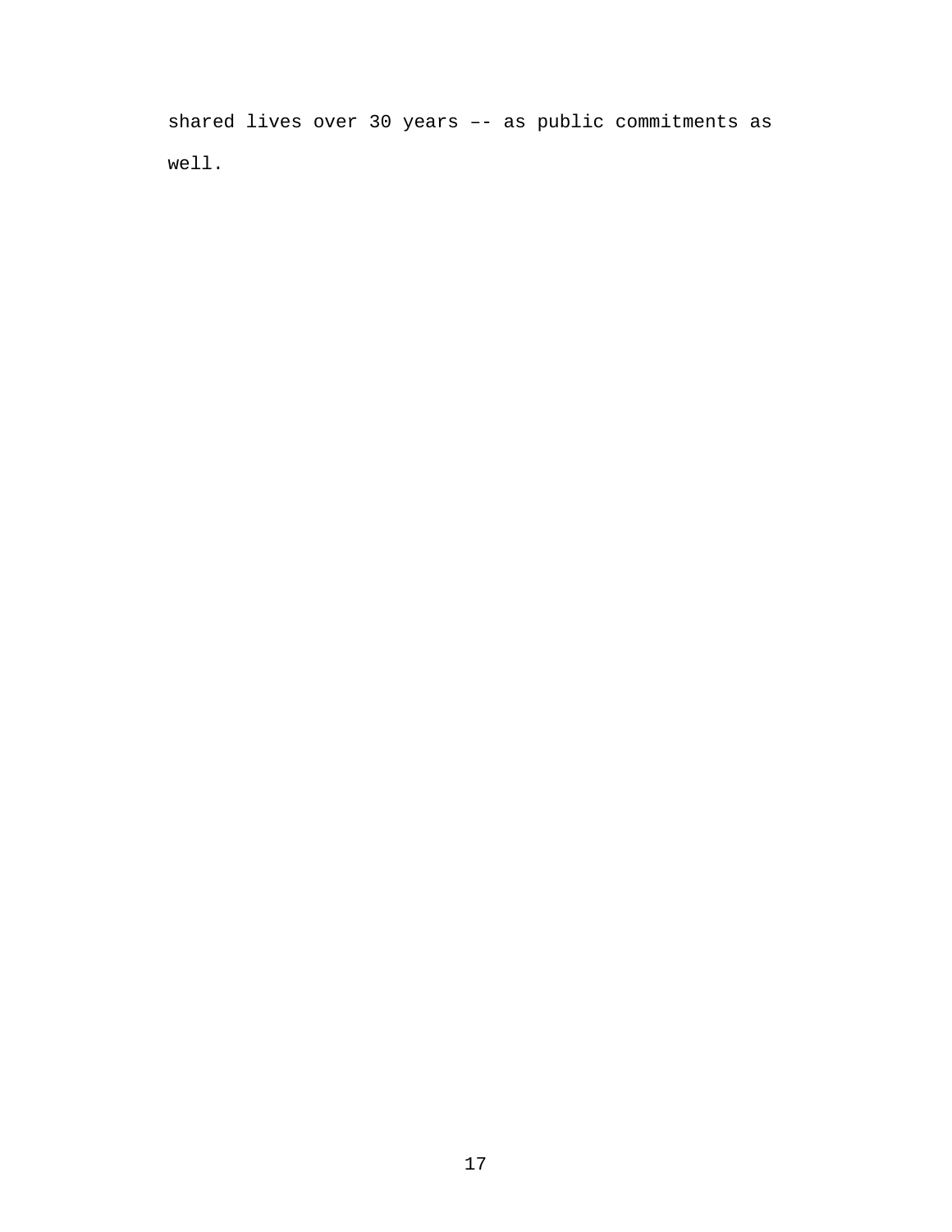shared lives over 30 years –- as public commitments as well.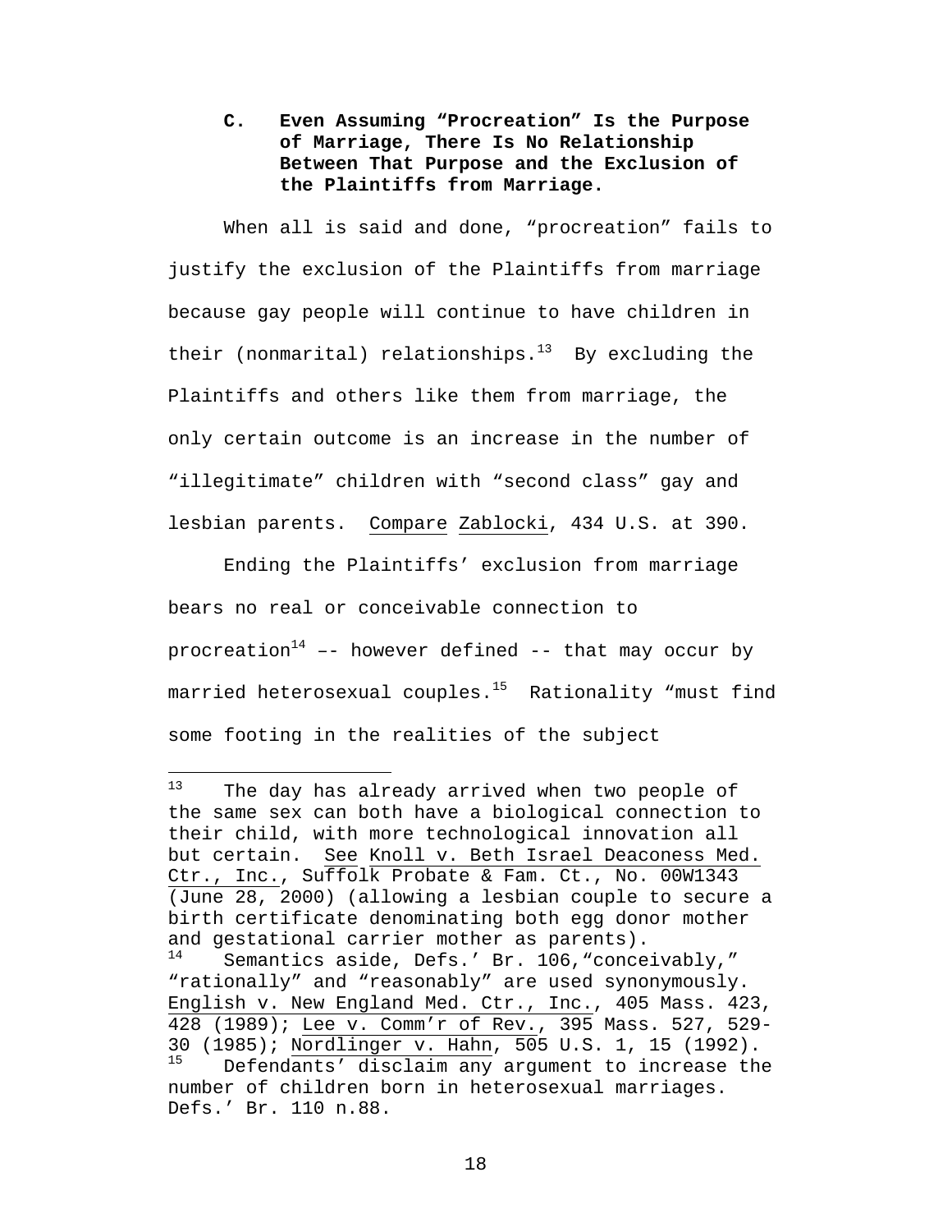### C. Even Assuming "Procreation" Is the Purpose of Marriage, There Is No Relationship Between That Purpose and the Exclusion of the Plaintiffs from Marriage.

When all is said and done, "procreation" fails to justify the exclusion of the Plaintiffs from marriage because gay people will continue to have children in their (nonmarital) relationships.[13] By excluding the Plaintiffs and others like them from marriage, the only certain outcome is an increase in the number of "illegitimate" children with "second class" gay and lesbian parents. Compare Zablocki, 434 U.S. at 390.

Ending the Plaintiffs' exclusion from marriage bears no real or conceivable connection to procreation[14] –- however defined -- that may occur by married heterosexual couples.[15] Rationality "must find some footing in the realities of the subject

---

[13] The day has already arrived when two people of the same sex can both have a biological connection to their child, with more technological innovation all but certain. See Knoll v. Beth Israel Deaconess Med. Ctr., Inc., Suffolk Probate & Fam. Ct., No. 00W1343 (June 28, 2000) (allowing a lesbian couple to secure a birth certificate denominating both egg donor mother and gestational carrier mother as parents).

[14] Semantics aside, Defs.' Br. 106,"conceivably," "rationally" and "reasonably" are used synonymously. English v. New England Med. Ctr., Inc., 405 Mass. 423, 428 (1989); Lee v. Comm'r of Rev., 395 Mass. 527, 529-30 (1985); Nordlinger v. Hahn, 505 U.S. 1, 15 (1992).

[15] Defendants' disclaim any argument to increase the number of children born in heterosexual marriages. Defs.' Br. 110 n.88.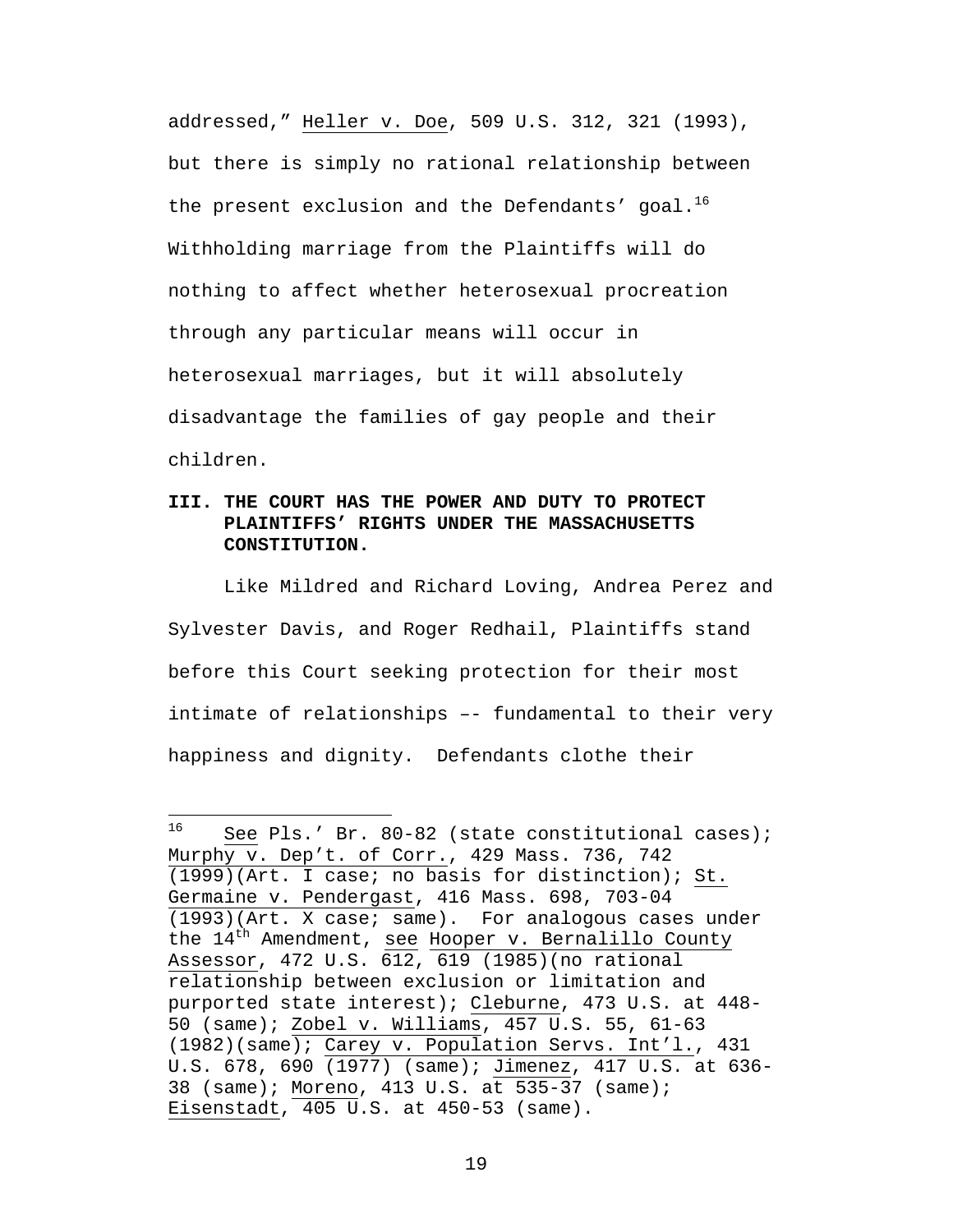addressed," Heller v. Doe, 509 U.S. 312, 321 (1993), but there is simply no rational relationship between the present exclusion and the Defendants' goal.[16] Withholding marriage from the Plaintiffs will do nothing to affect whether heterosexual procreation through any particular means will occur in heterosexual marriages, but it will absolutely disadvantage the families of gay people and their children.

## III. THE COURT HAS THE POWER AND DUTY TO PROTECT PLAINTIFFS' RIGHTS UNDER THE MASSACHUSETTS CONSTITUTION.

Like Mildred and Richard Loving, Andrea Perez and Sylvester Davis, and Roger Redhail, Plaintiffs stand before this Court seeking protection for their most intimate of relationships –- fundamental to their very happiness and dignity. Defendants clothe their

---

[16] See Pls.' Br. 80-82 (state constitutional cases); Murphy v. Dep't. of Corr., 429 Mass. 736, 742 (1999)(Art. I case; no basis for distinction); St. Germaine v. Pendergast, 416 Mass. 698, 703-04 (1993)(Art. X case; same). For analogous cases under the 14th Amendment, see Hooper v. Bernalillo County Assessor, 472 U.S. 612, 619 (1985)(no rational relationship between exclusion or limitation and purported state interest); Cleburne, 473 U.S. at 448-50 (same); Zobel v. Williams, 457 U.S. 55, 61-63 (1982)(same); Carey v. Population Servs. Int'l., 431 U.S. 678, 690 (1977) (same); Jimenez, 417 U.S. at 636-38 (same); Moreno, 413 U.S. at 535-37 (same); Eisenstadt, 405 U.S. at 450-53 (same).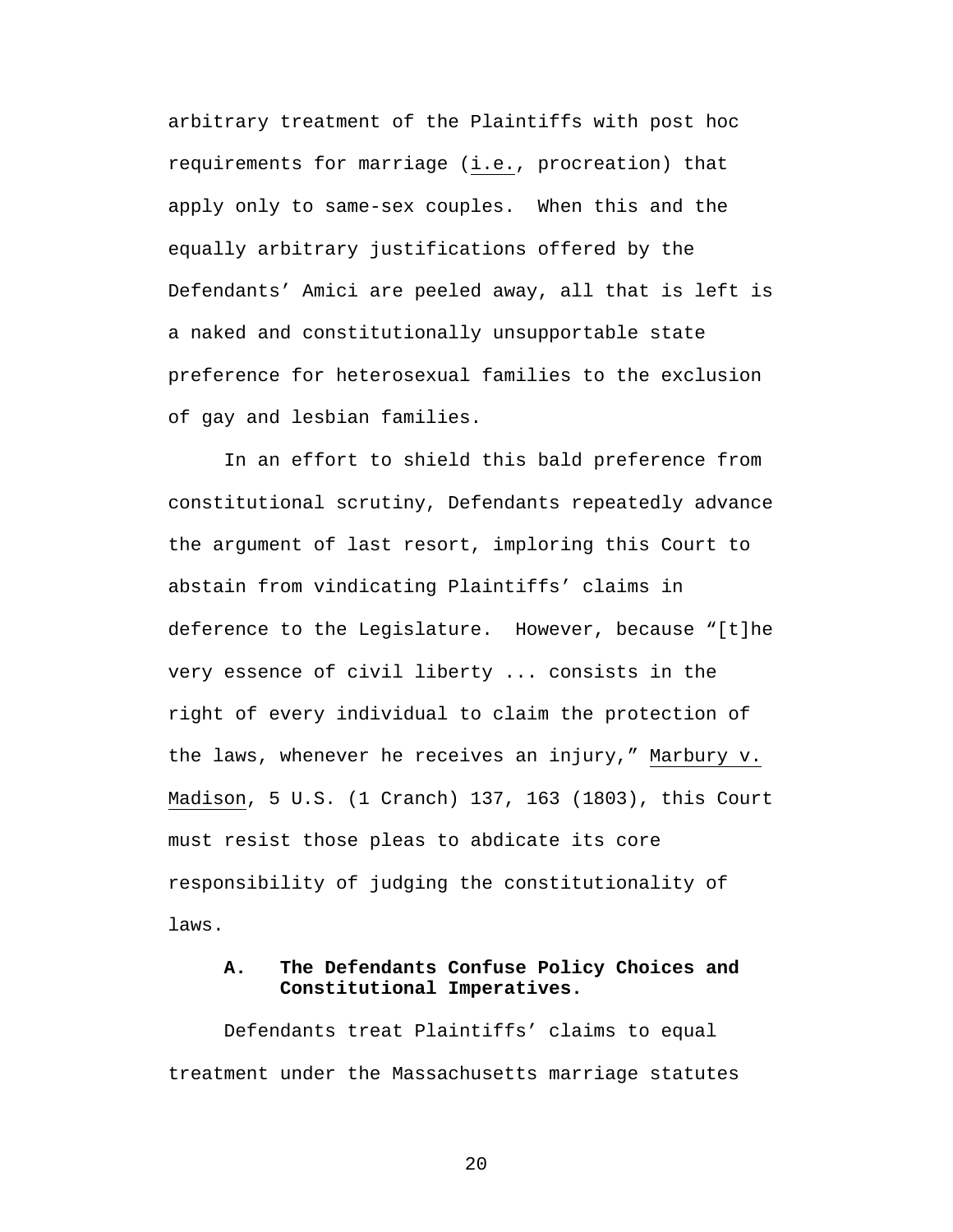arbitrary treatment of the Plaintiffs with post hoc requirements for marriage (i.e., procreation) that apply only to same-sex couples. When this and the equally arbitrary justifications offered by the Defendants' Amici are peeled away, all that is left is a naked and constitutionally unsupportable state preference for heterosexual families to the exclusion of gay and lesbian families.

In an effort to shield this bald preference from constitutional scrutiny, Defendants repeatedly advance the argument of last resort, imploring this Court to abstain from vindicating Plaintiffs' claims in deference to the Legislature. However, because "[t]he very essence of civil liberty ... consists in the right of every individual to claim the protection of the laws, whenever he receives an injury," Marbury v. Madison, 5 U.S. (1 Cranch) 137, 163 (1803), this Court must resist those pleas to abdicate its core responsibility of judging the constitutionality of laws.

### A. The Defendants Confuse Policy Choices and Constitutional Imperatives.

Defendants treat Plaintiffs' claims to equal treatment under the Massachusetts marriage statutes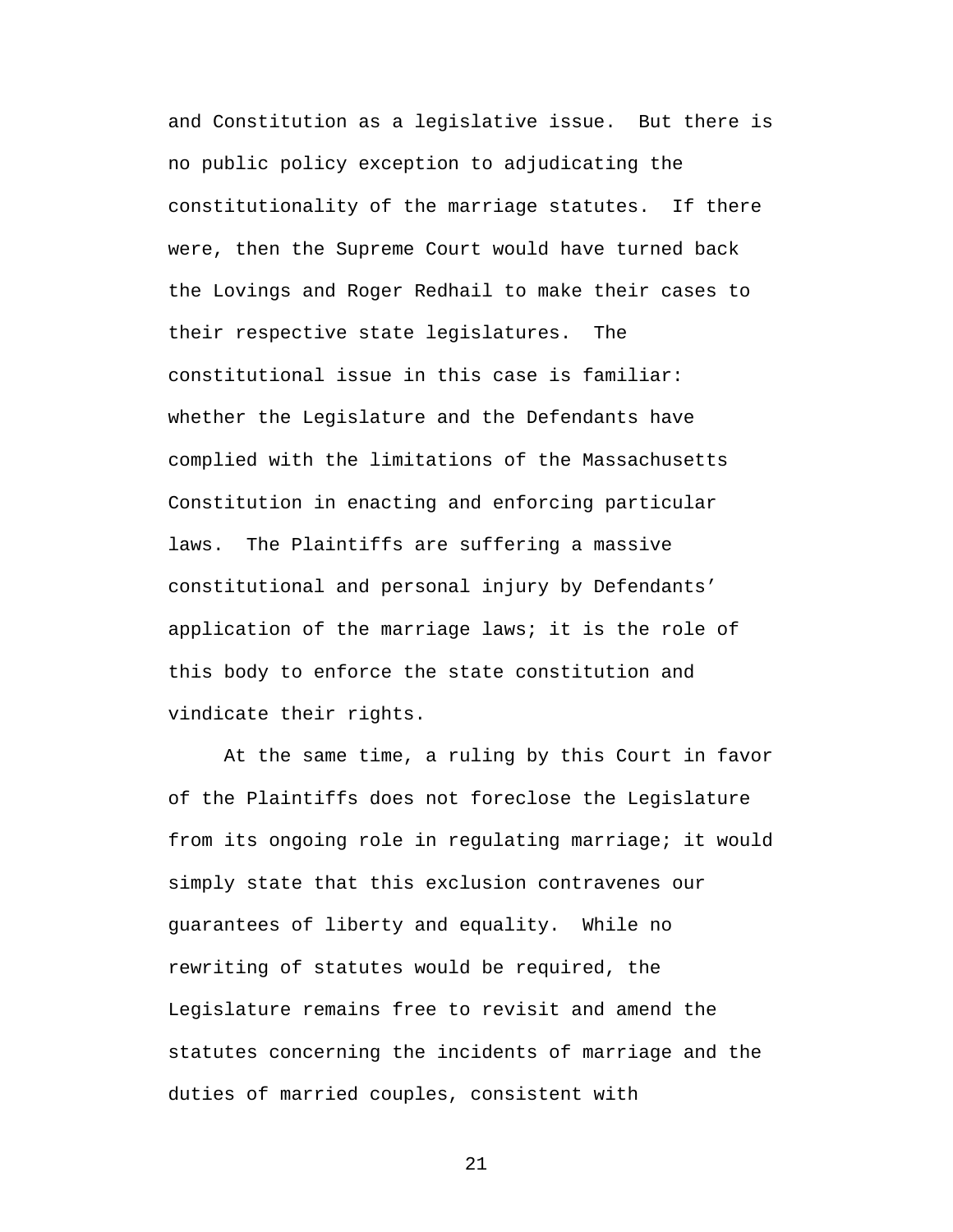and Constitution as a legislative issue. But there is no public policy exception to adjudicating the constitutionality of the marriage statutes. If there were, then the Supreme Court would have turned back the Lovings and Roger Redhail to make their cases to their respective state legislatures. The constitutional issue in this case is familiar: whether the Legislature and the Defendants have complied with the limitations of the Massachusetts Constitution in enacting and enforcing particular laws. The Plaintiffs are suffering a massive constitutional and personal injury by Defendants' application of the marriage laws; it is the role of this body to enforce the state constitution and vindicate their rights.

At the same time, a ruling by this Court in favor of the Plaintiffs does not foreclose the Legislature from its ongoing role in regulating marriage; it would simply state that this exclusion contravenes our guarantees of liberty and equality. While no rewriting of statutes would be required, the Legislature remains free to revisit and amend the statutes concerning the incidents of marriage and the duties of married couples, consistent with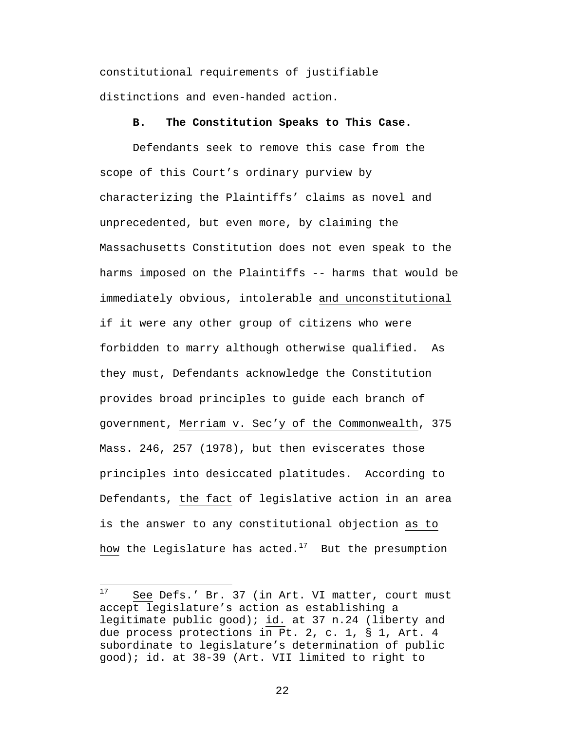constitutional requirements of justifiable distinctions and even-handed action.

### B. The Constitution Speaks to This Case.

Defendants seek to remove this case from the scope of this Court's ordinary purview by characterizing the Plaintiffs' claims as novel and unprecedented, but even more, by claiming the Massachusetts Constitution does not even speak to the harms imposed on the Plaintiffs -- harms that would be immediately obvious, intolerable <u>and unconstitutional</u> if it were any other group of citizens who were forbidden to marry although otherwise qualified. As they must, Defendants acknowledge the Constitution provides broad principles to guide each branch of government, <u>Merriam v. Sec'y of the Commonwealth</u>, 375 Mass. 246, 257 (1978), but then eviscerates those principles into desiccated platitudes. According to Defendants, <u>the fact</u> of legislative action in an area is the answer to any constitutional objection <u>as to how</u> the Legislature has acted.[17] But the presumption

---

[17] <u>See</u> Defs.' Br. 37 (in Art. VI matter, court must accept legislature's action as establishing a legitimate public good); <u>id.</u> at 37 n.24 (liberty and due process protections in Pt. 2, c. 1, § 1, Art. 4 subordinate to legislature's determination of public good); <u>id.</u> at 38-39 (Art. VII limited to right to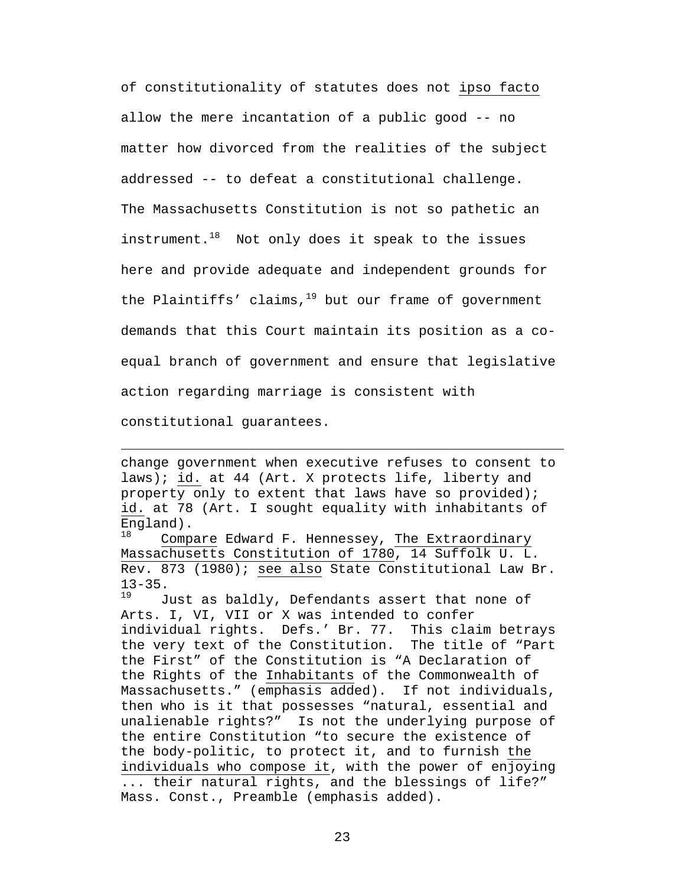of constitutionality of statutes does not _ipso facto_ allow the mere incantation of a public good -- no matter how divorced from the realities of the subject addressed -- to defeat a constitutional challenge. The Massachusetts Constitution is not so pathetic an instrument.[18] Not only does it speak to the issues here and provide adequate and independent grounds for the Plaintiffs' claims,[19] but our frame of government demands that this Court maintain its position as a co-equal branch of government and ensure that legislative action regarding marriage is consistent with constitutional guarantees.

---

change government when executive refuses to consent to laws); _id._ at 44 (Art. X protects life, liberty and property only to extent that laws have so provided); _id._ at 78 (Art. I sought equality with inhabitants of England).

[18] _Compare_ Edward F. Hennessey, _The Extraordinary Massachusetts Constitution of 1780_, 14 Suffolk U. L. Rev. 873 (1980); _see also_ State Constitutional Law Br. 13-35.

[19] Just as baldly, Defendants assert that none of Arts. I, VI, VII or X was intended to confer individual rights. Defs.' Br. 77. This claim betrays the very text of the Constitution. The title of "Part the First" of the Constitution is "A Declaration of the Rights of the _Inhabitants_ of the Commonwealth of Massachusetts." (emphasis added). If not individuals, then who is it that possesses "natural, essential and unalienable rights?" Is not the underlying purpose of the entire Constitution "to secure the existence of the body-politic, to protect it, and to furnish _the individuals who compose it_, with the power of enjoying ... their natural rights, and the blessings of life?" Mass. Const., Preamble (emphasis added).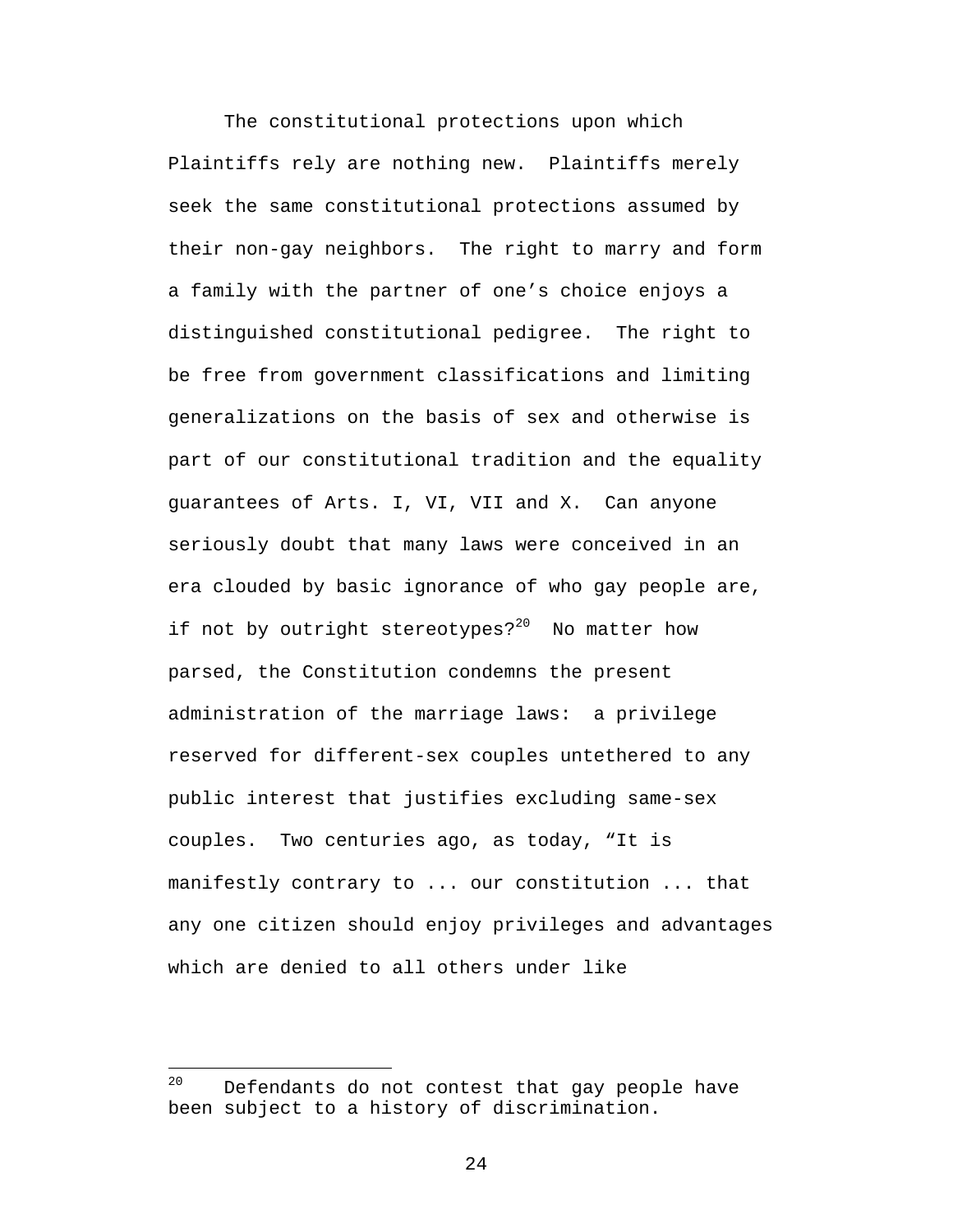The constitutional protections upon which Plaintiffs rely are nothing new. Plaintiffs merely seek the same constitutional protections assumed by their non-gay neighbors. The right to marry and form a family with the partner of one's choice enjoys a distinguished constitutional pedigree. The right to be free from government classifications and limiting generalizations on the basis of sex and otherwise is part of our constitutional tradition and the equality guarantees of Arts. I, VI, VII and X. Can anyone seriously doubt that many laws were conceived in an era clouded by basic ignorance of who gay people are, if not by outright stereotypes?[20] No matter how parsed, the Constitution condemns the present administration of the marriage laws: a privilege reserved for different-sex couples untethered to any public interest that justifies excluding same-sex couples. Two centuries ago, as today, "It is manifestly contrary to ... our constitution ... that any one citizen should enjoy privileges and advantages which are denied to all others under like

---

[20] Defendants do not contest that gay people have been subject to a history of discrimination.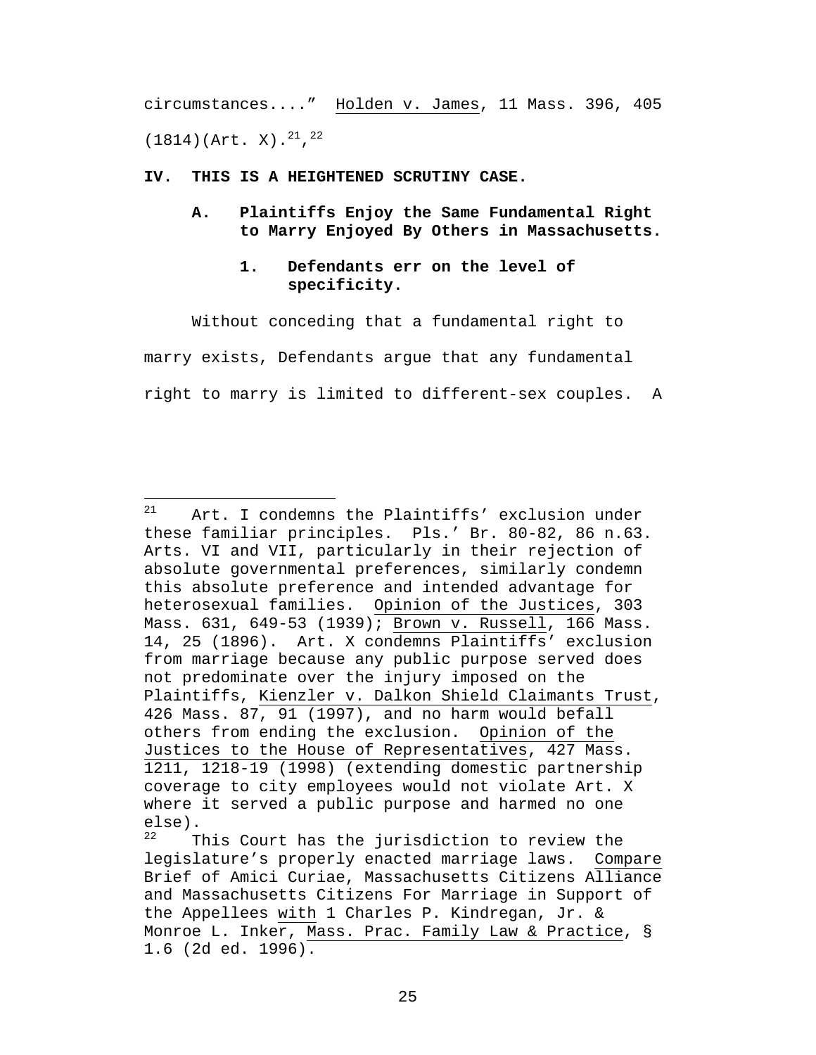circumstances...." Holden v. James, 11 Mass. 396, 405 (1814)(Art. X).[21],[22]

## IV. THIS IS A HEIGHTENED SCRUTINY CASE.

### A. Plaintiffs Enjoy the Same Fundamental Right to Marry Enjoyed By Others in Massachusetts.

#### 1. Defendants err on the level of specificity.

Without conceding that a fundamental right to marry exists, Defendants argue that any fundamental right to marry is limited to different-sex couples. A

---

[21] Art. I condemns the Plaintiffs' exclusion under these familiar principles. Pls.' Br. 80-82, 86 n.63. Arts. VI and VII, particularly in their rejection of absolute governmental preferences, similarly condemn this absolute preference and intended advantage for heterosexual families. Opinion of the Justices, 303 Mass. 631, 649-53 (1939); Brown v. Russell, 166 Mass. 14, 25 (1896). Art. X condemns Plaintiffs' exclusion from marriage because any public purpose served does not predominate over the injury imposed on the Plaintiffs, Kienzler v. Dalkon Shield Claimants Trust, 426 Mass. 87, 91 (1997), and no harm would befall others from ending the exclusion. Opinion of the Justices to the House of Representatives, 427 Mass. 1211, 1218-19 (1998) (extending domestic partnership coverage to city employees would not violate Art. X where it served a public purpose and harmed no one else).

[22] This Court has the jurisdiction to review the legislature's properly enacted marriage laws. Compare Brief of Amici Curiae, Massachusetts Citizens Alliance and Massachusetts Citizens For Marriage in Support of the Appellees with 1 Charles P. Kindregan, Jr. & Monroe L. Inker, Mass. Prac. Family Law & Practice, § 1.6 (2d ed. 1996).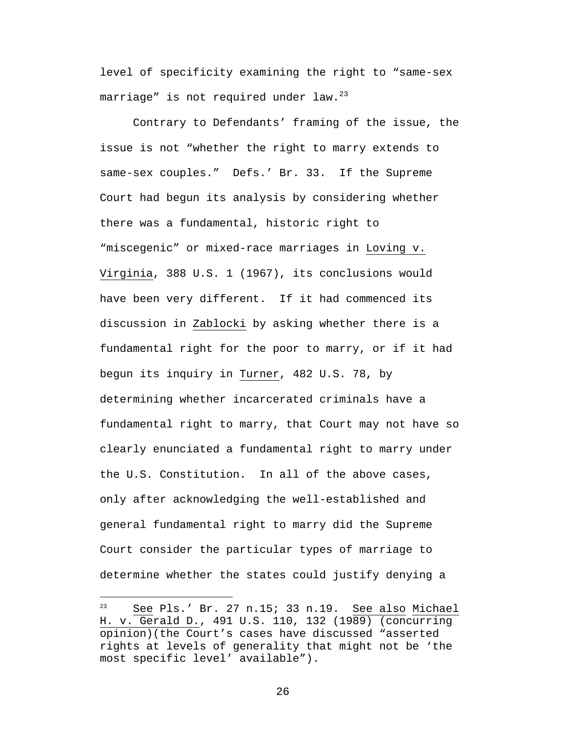level of specificity examining the right to "same-sex marriage" is not required under law.[23]

Contrary to Defendants' framing of the issue, the issue is not "whether the right to marry extends to same-sex couples." Defs.' Br. 33. If the Supreme Court had begun its analysis by considering whether there was a fundamental, historic right to "miscegenic" or mixed-race marriages in Loving v. Virginia, 388 U.S. 1 (1967), its conclusions would have been very different. If it had commenced its discussion in Zablocki by asking whether there is a fundamental right for the poor to marry, or if it had begun its inquiry in Turner, 482 U.S. 78, by determining whether incarcerated criminals have a fundamental right to marry, that Court may not have so clearly enunciated a fundamental right to marry under the U.S. Constitution. In all of the above cases, only after acknowledging the well-established and general fundamental right to marry did the Supreme Court consider the particular types of marriage to determine whether the states could justify denying a

---

[23] See Pls.' Br. 27 n.15; 33 n.19. See also Michael H. v. Gerald D., 491 U.S. 110, 132 (1989) (concurring opinion)(the Court's cases have discussed "asserted rights at levels of generality that might not be 'the most specific level' available").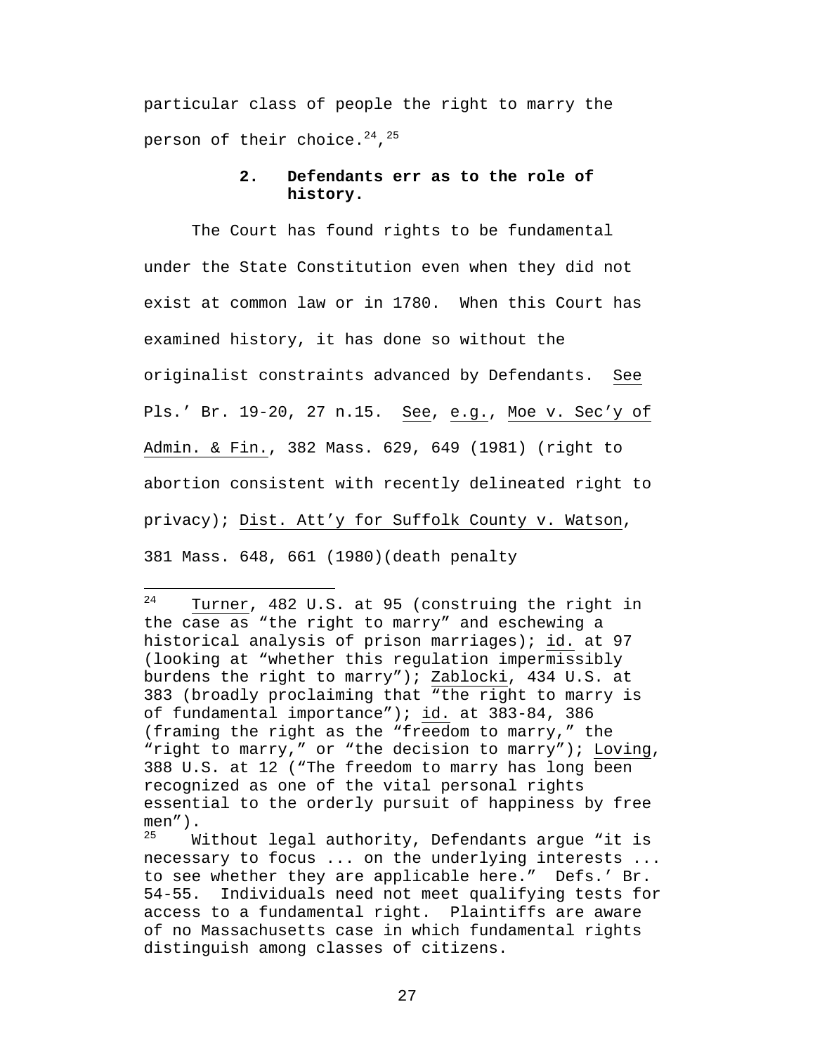particular class of people the right to marry the person of their choice.[24],[25]

### 2. Defendants err as to the role of history.

The Court has found rights to be fundamental under the State Constitution even when they did not exist at common law or in 1780. When this Court has examined history, it has done so without the originalist constraints advanced by Defendants. See Pls.' Br. 19-20, 27 n.15. See, e.g., Moe v. Sec'y of Admin. & Fin., 382 Mass. 629, 649 (1981) (right to abortion consistent with recently delineated right to privacy); Dist. Att'y for Suffolk County v. Watson, 381 Mass. 648, 661 (1980)(death penalty

---

[24] Turner, 482 U.S. at 95 (construing the right in the case as "the right to marry" and eschewing a historical analysis of prison marriages); id. at 97 (looking at "whether this regulation impermissibly burdens the right to marry"); Zablocki, 434 U.S. at 383 (broadly proclaiming that "the right to marry is of fundamental importance"); id. at 383-84, 386 (framing the right as the "freedom to marry," the "right to marry," or "the decision to marry"); Loving, 388 U.S. at 12 ("The freedom to marry has long been recognized as one of the vital personal rights essential to the orderly pursuit of happiness by free men").

[25] Without legal authority, Defendants argue "it is necessary to focus ... on the underlying interests ... to see whether they are applicable here." Defs.' Br. 54-55. Individuals need not meet qualifying tests for access to a fundamental right. Plaintiffs are aware of no Massachusetts case in which fundamental rights distinguish among classes of citizens.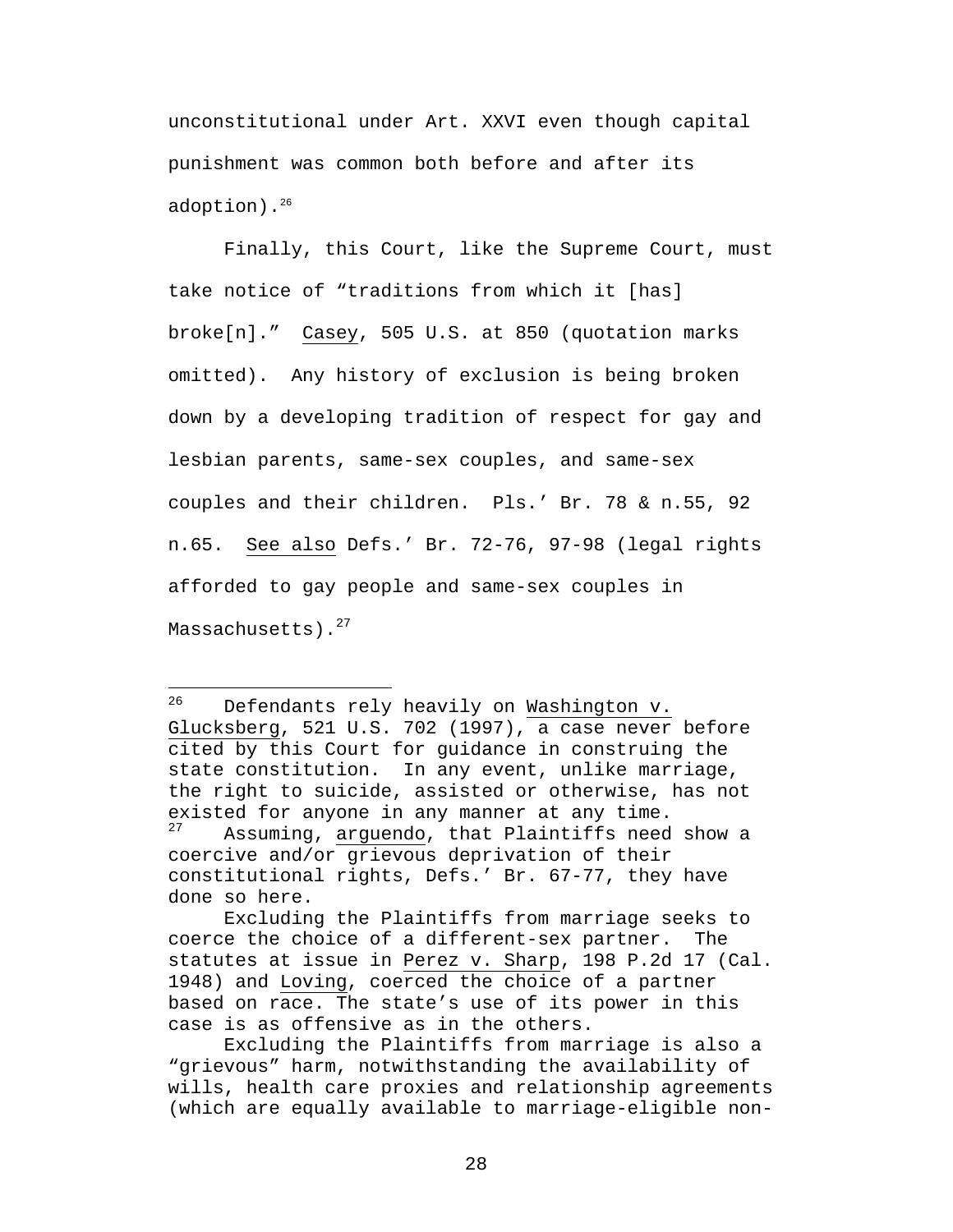unconstitutional under Art. XXVI even though capital punishment was common both before and after its adoption).[26]

Finally, this Court, like the Supreme Court, must take notice of "traditions from which it [has] broke[n]." Casey, 505 U.S. at 850 (quotation marks omitted). Any history of exclusion is being broken down by a developing tradition of respect for gay and lesbian parents, same-sex couples, and same-sex couples and their children. Pls.' Br. 78 & n.55, 92 n.65. See also Defs.' Br. 72-76, 97-98 (legal rights afforded to gay people and same-sex couples in Massachusetts).[27]

---

[26] Defendants rely heavily on Washington v. Glucksberg, 521 U.S. 702 (1997), a case never before cited by this Court for guidance in construing the state constitution. In any event, unlike marriage, the right to suicide, assisted or otherwise, has not existed for anyone in any manner at any time.

[27] Assuming, arguendo, that Plaintiffs need show a coercive and/or grievous deprivation of their constitutional rights, Defs.' Br. 67-77, they have done so here.

Excluding the Plaintiffs from marriage seeks to coerce the choice of a different-sex partner. The statutes at issue in Perez v. Sharp, 198 P.2d 17 (Cal. 1948) and Loving, coerced the choice of a partner based on race. The state's use of its power in this case is as offensive as in the others.

Excluding the Plaintiffs from marriage is also a "grievous" harm, notwithstanding the availability of wills, health care proxies and relationship agreements (which are equally available to marriage-eligible non-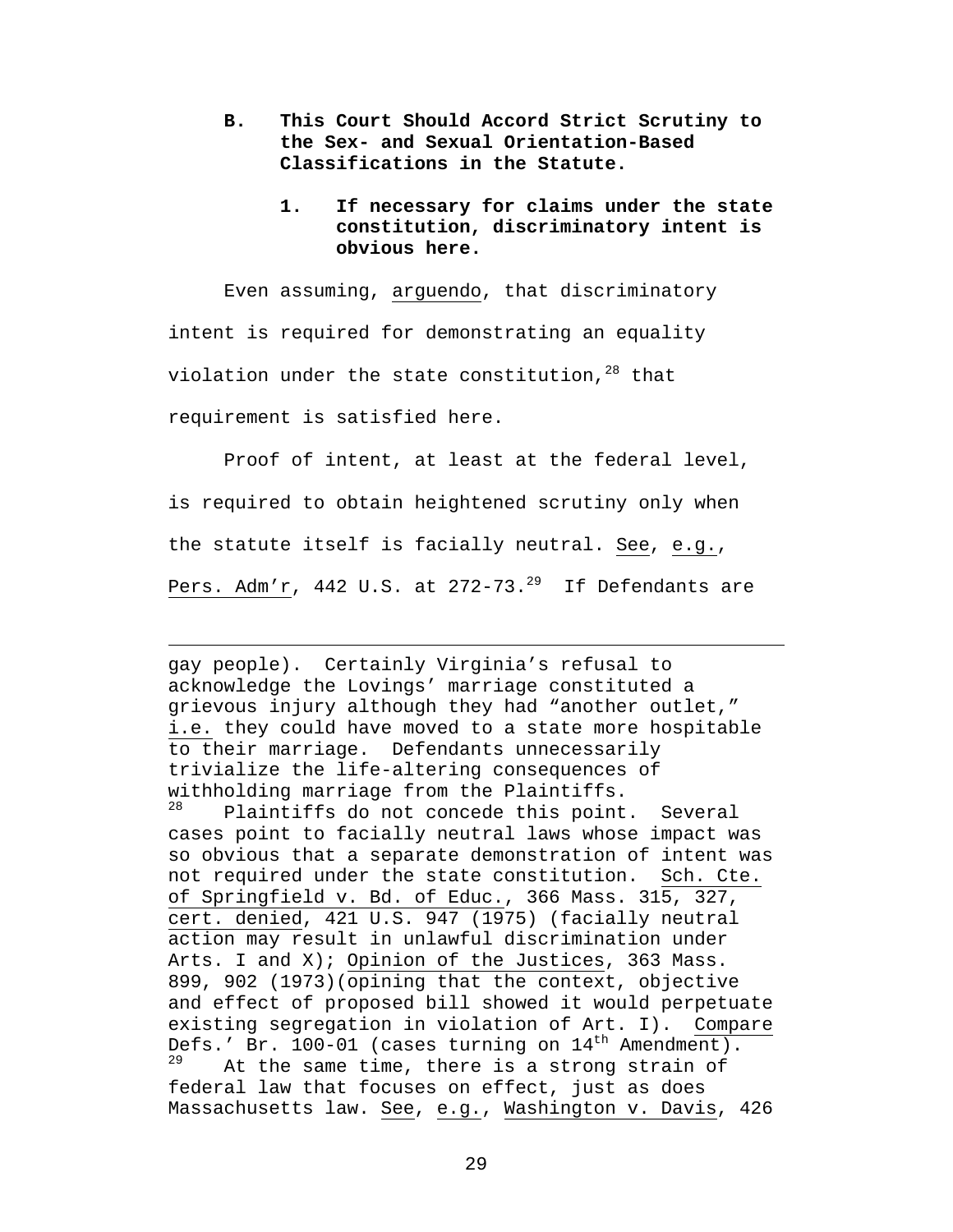**B. This Court Should Accord Strict Scrutiny to the Sex- and Sexual Orientation-Based Classifications in the Statute.**

**1. If necessary for claims under the state constitution, discriminatory intent is obvious here.**

Even assuming, arguendo, that discriminatory intent is required for demonstrating an equality violation under the state constitution,[28] that requirement is satisfied here.

Proof of intent, at least at the federal level, is required to obtain heightened scrutiny only when the statute itself is facially neutral. See, e.g., Pers. Adm'r, 442 U.S. at 272-73.[29] If Defendants are

---

gay people). Certainly Virginia's refusal to acknowledge the Lovings' marriage constituted a grievous injury although they had "another outlet," i.e. they could have moved to a state more hospitable to their marriage. Defendants unnecessarily trivialize the life-altering consequences of withholding marriage from the Plaintiffs.

[28] Plaintiffs do not concede this point. Several cases point to facially neutral laws whose impact was so obvious that a separate demonstration of intent was not required under the state constitution. Sch. Cte. of Springfield v. Bd. of Educ., 366 Mass. 315, 327, cert. denied, 421 U.S. 947 (1975) (facially neutral action may result in unlawful discrimination under Arts. I and X); Opinion of the Justices, 363 Mass. 899, 902 (1973)(opining that the context, objective and effect of proposed bill showed it would perpetuate existing segregation in violation of Art. I). Compare Defs.' Br. 100-01 (cases turning on 14th Amendment).

[29] At the same time, there is a strong strain of federal law that focuses on effect, just as does Massachusetts law. See, e.g., Washington v. Davis, 426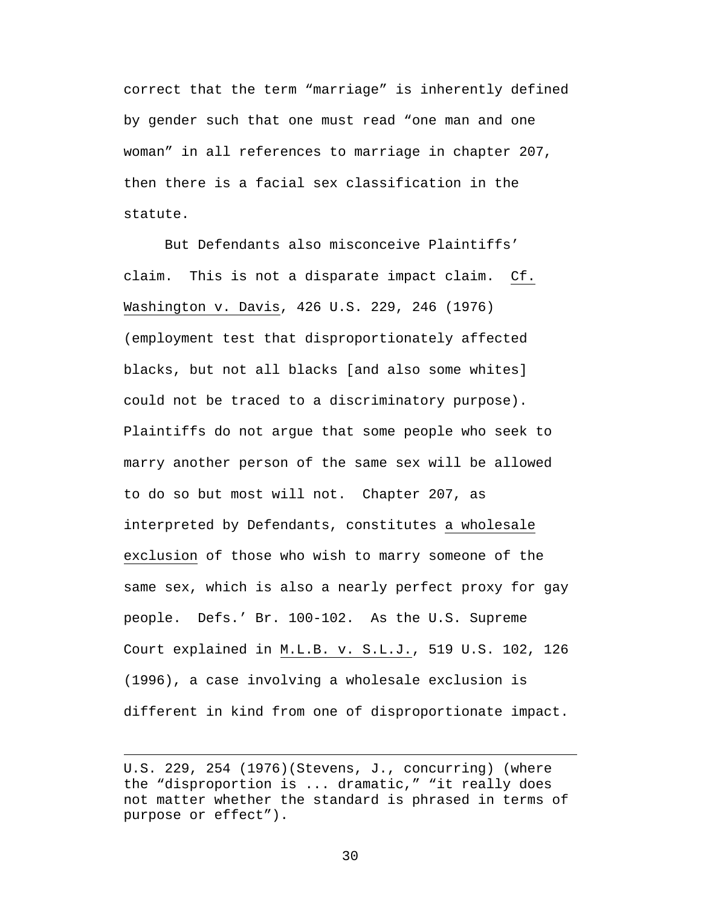correct that the term "marriage" is inherently defined by gender such that one must read "one man and one woman" in all references to marriage in chapter 207, then there is a facial sex classification in the statute.

But Defendants also misconceive Plaintiffs' claim. This is not a disparate impact claim. Cf. Washington v. Davis, 426 U.S. 229, 246 (1976) (employment test that disproportionately affected blacks, but not all blacks [and also some whites] could not be traced to a discriminatory purpose). Plaintiffs do not argue that some people who seek to marry another person of the same sex will be allowed to do so but most will not. Chapter 207, as interpreted by Defendants, constitutes a wholesale exclusion of those who wish to marry someone of the same sex, which is also a nearly perfect proxy for gay people. Defs.' Br. 100-102. As the U.S. Supreme Court explained in M.L.B. v. S.L.J., 519 U.S. 102, 126 (1996), a case involving a wholesale exclusion is different in kind from one of disproportionate impact.

---

U.S. 229, 254 (1976)(Stevens, J., concurring) (where the "disproportion is ... dramatic," "it really does not matter whether the standard is phrased in terms of purpose or effect").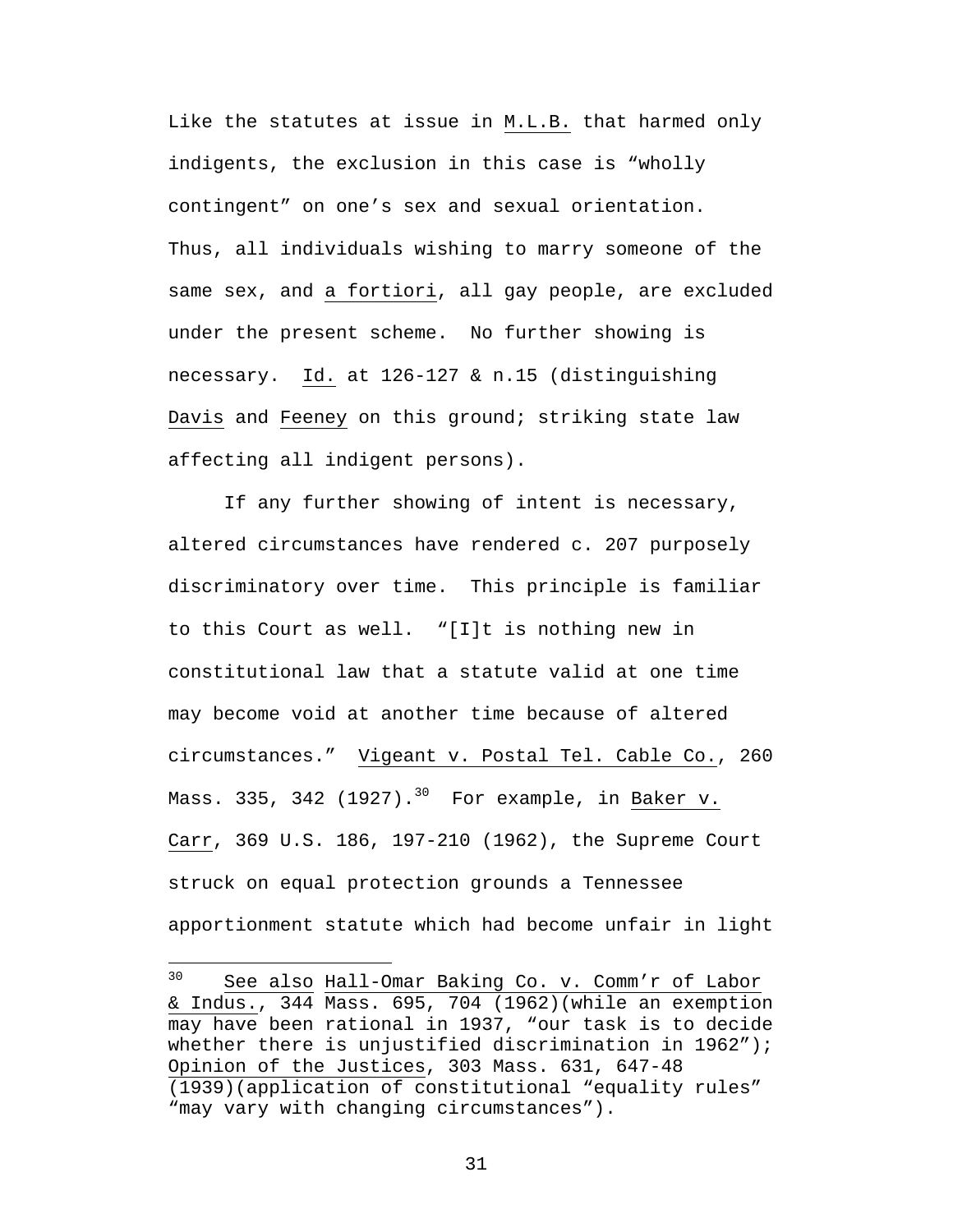Like the statutes at issue in M.L.B. that harmed only indigents, the exclusion in this case is "wholly contingent" on one's sex and sexual orientation. Thus, all individuals wishing to marry someone of the same sex, and a fortiori, all gay people, are excluded under the present scheme. No further showing is necessary. Id. at 126-127 & n.15 (distinguishing Davis and Feeney on this ground; striking state law affecting all indigent persons).

If any further showing of intent is necessary, altered circumstances have rendered c. 207 purposely discriminatory over time. This principle is familiar to this Court as well. "[I]t is nothing new in constitutional law that a statute valid at one time may become void at another time because of altered circumstances." Vigeant v. Postal Tel. Cable Co., 260 Mass. 335, 342 (1927).[30] For example, in Baker v. Carr, 369 U.S. 186, 197-210 (1962), the Supreme Court struck on equal protection grounds a Tennessee apportionment statute which had become unfair in light

---

[30] See also Hall-Omar Baking Co. v. Comm'r of Labor & Indus., 344 Mass. 695, 704 (1962)(while an exemption may have been rational in 1937, "our task is to decide whether there is unjustified discrimination in 1962"); Opinion of the Justices, 303 Mass. 631, 647-48 (1939)(application of constitutional "equality rules" "may vary with changing circumstances").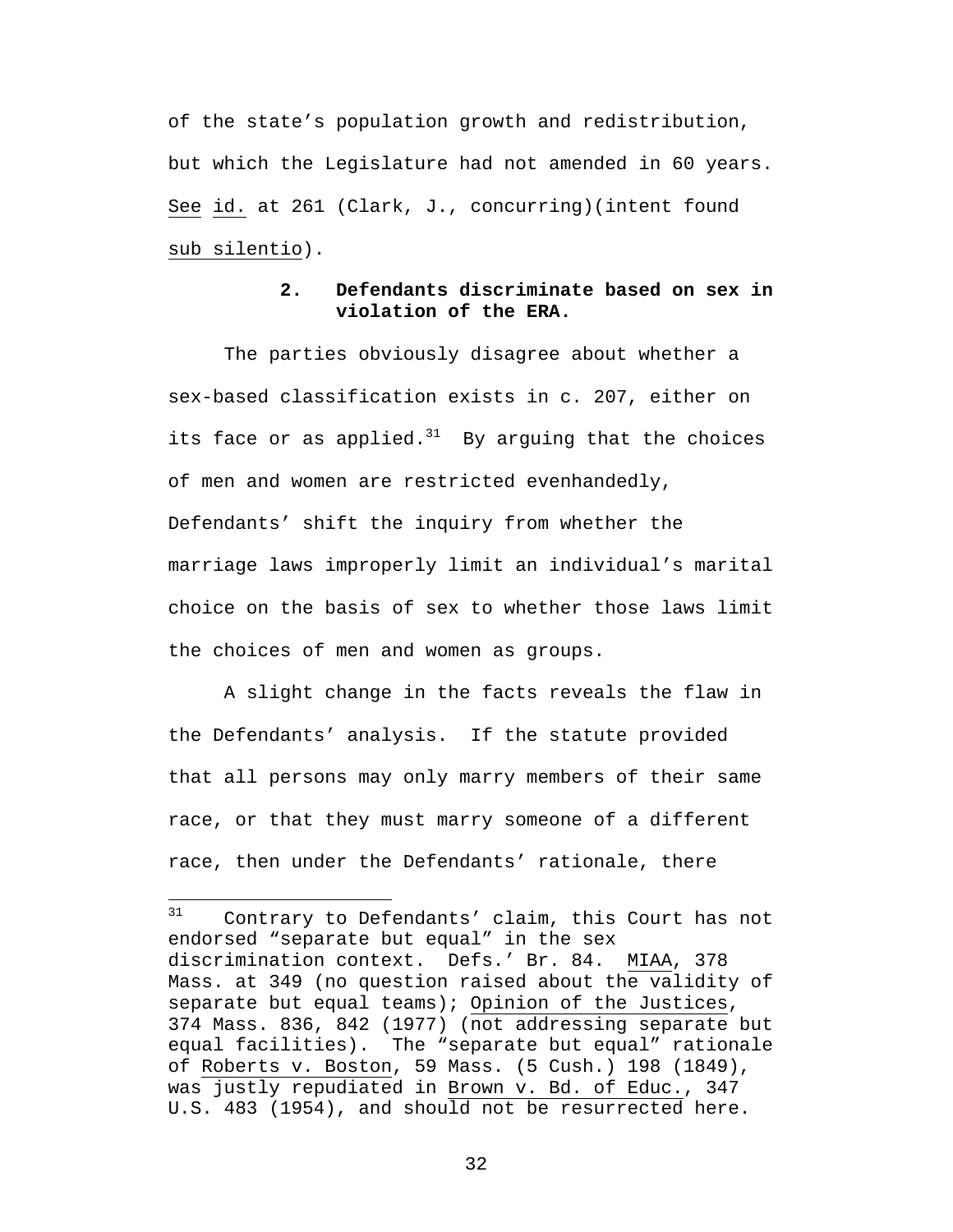of the state's population growth and redistribution, but which the Legislature had not amended in 60 years. _See_ _id._ at 261 (Clark, J., concurring)(intent found _sub silentio_).

### 2. Defendants discriminate based on sex in violation of the ERA.

The parties obviously disagree about whether a sex-based classification exists in c. 207, either on its face or as applied.[31] By arguing that the choices of men and women are restricted evenhandedly, Defendants' shift the inquiry from whether the marriage laws improperly limit an individual's marital choice on the basis of sex to whether those laws limit the choices of men and women as groups.

A slight change in the facts reveals the flaw in the Defendants' analysis. If the statute provided that all persons may only marry members of their same race, or that they must marry someone of a different race, then under the Defendants' rationale, there

---

[31] Contrary to Defendants' claim, this Court has not endorsed "separate but equal" in the sex discrimination context. Defs.' Br. 84. _MIAA_, 378 Mass. at 349 (no question raised about the validity of separate but equal teams); _Opinion of the Justices_, 374 Mass. 836, 842 (1977) (not addressing separate but equal facilities). The "separate but equal" rationale of _Roberts v. Boston_, 59 Mass. (5 Cush.) 198 (1849), was justly repudiated in _Brown v. Bd. of Educ._, 347 U.S. 483 (1954), and should not be resurrected here.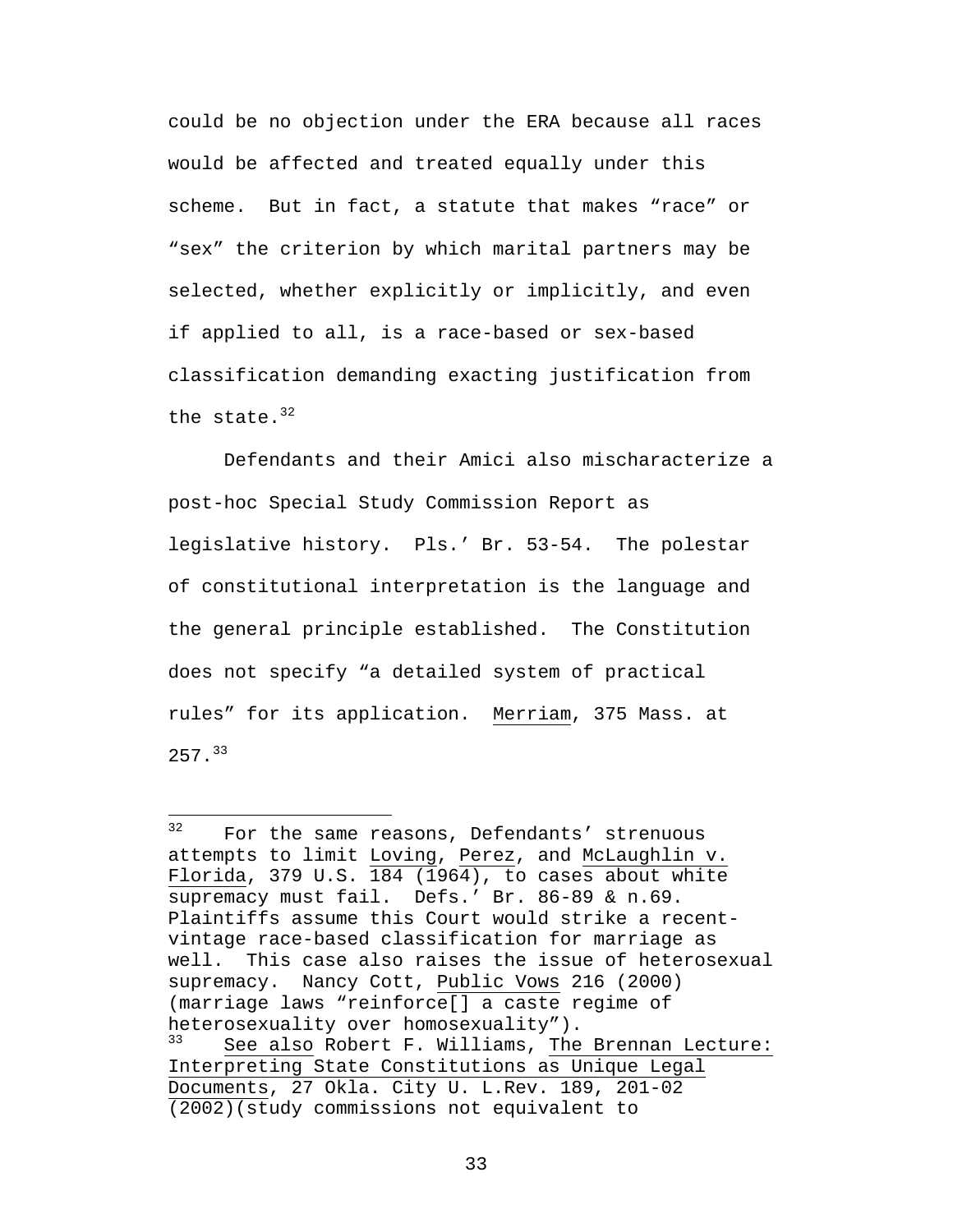could be no objection under the ERA because all races would be affected and treated equally under this scheme. But in fact, a statute that makes "race" or "sex" the criterion by which marital partners may be selected, whether explicitly or implicitly, and even if applied to all, is a race-based or sex-based classification demanding exacting justification from the state.[32]

Defendants and their Amici also mischaracterize a post-hoc Special Study Commission Report as legislative history. Pls.' Br. 53-54. The polestar of constitutional interpretation is the language and the general principle established. The Constitution does not specify "a detailed system of practical rules" for its application. Merriam, 375 Mass. at 257.[33]

---

[32] For the same reasons, Defendants' strenuous attempts to limit Loving, Perez, and McLaughlin v. Florida, 379 U.S. 184 (1964), to cases about white supremacy must fail. Defs.' Br. 86-89 & n.69. Plaintiffs assume this Court would strike a recent-vintage race-based classification for marriage as well. This case also raises the issue of heterosexual supremacy. Nancy Cott, Public Vows 216 (2000) (marriage laws "reinforce[] a caste regime of heterosexuality over homosexuality").

[33] See also Robert F. Williams, The Brennan Lecture: Interpreting State Constitutions as Unique Legal Documents, 27 Okla. City U. L.Rev. 189, 201-02 (2002)(study commissions not equivalent to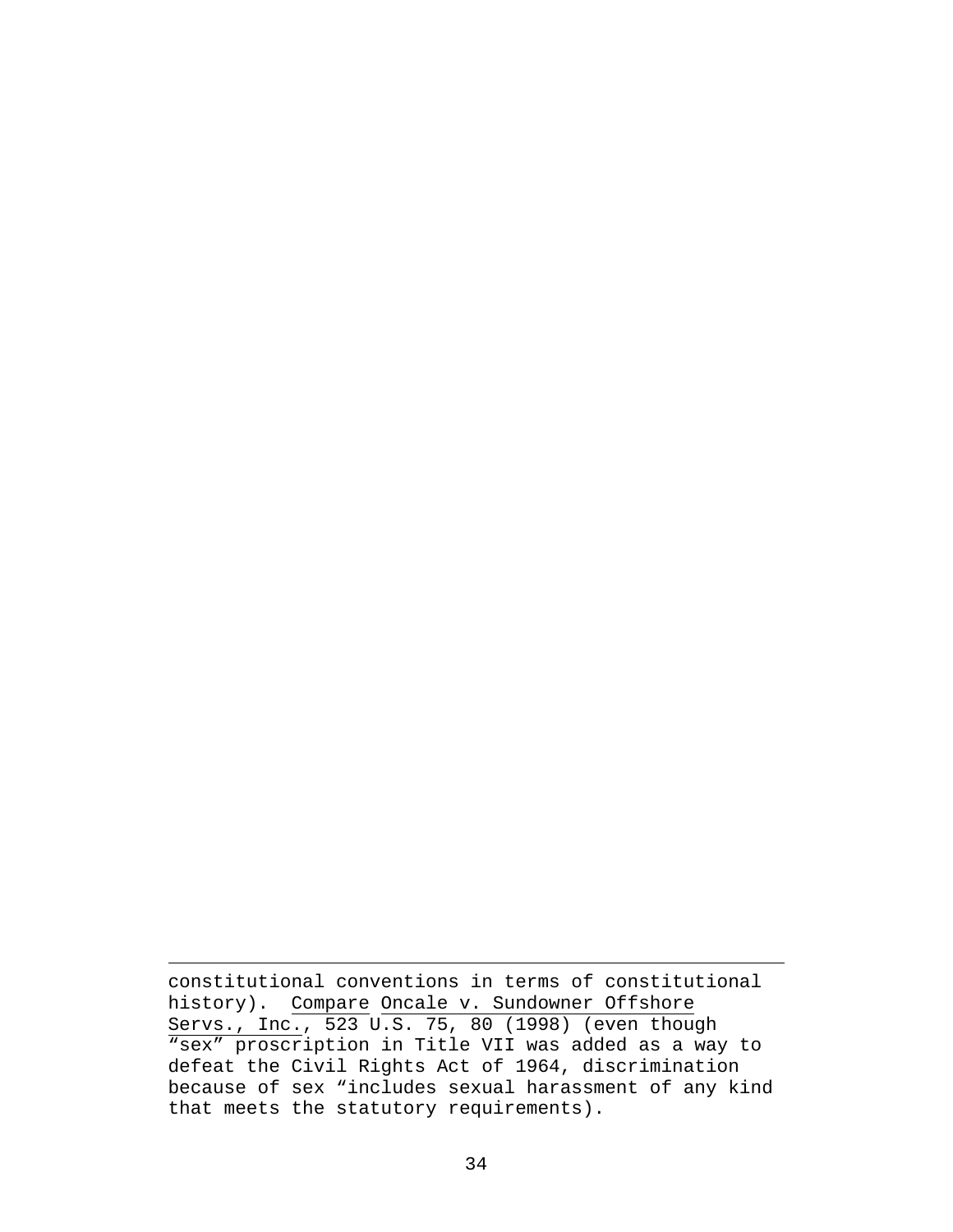constitutional conventions in terms of constitutional history). Compare Oncale v. Sundowner Offshore Servs., Inc., 523 U.S. 75, 80 (1998) (even though "sex" proscription in Title VII was added as a way to defeat the Civil Rights Act of 1964, discrimination because of sex "includes sexual harassment of any kind that meets the statutory requirements).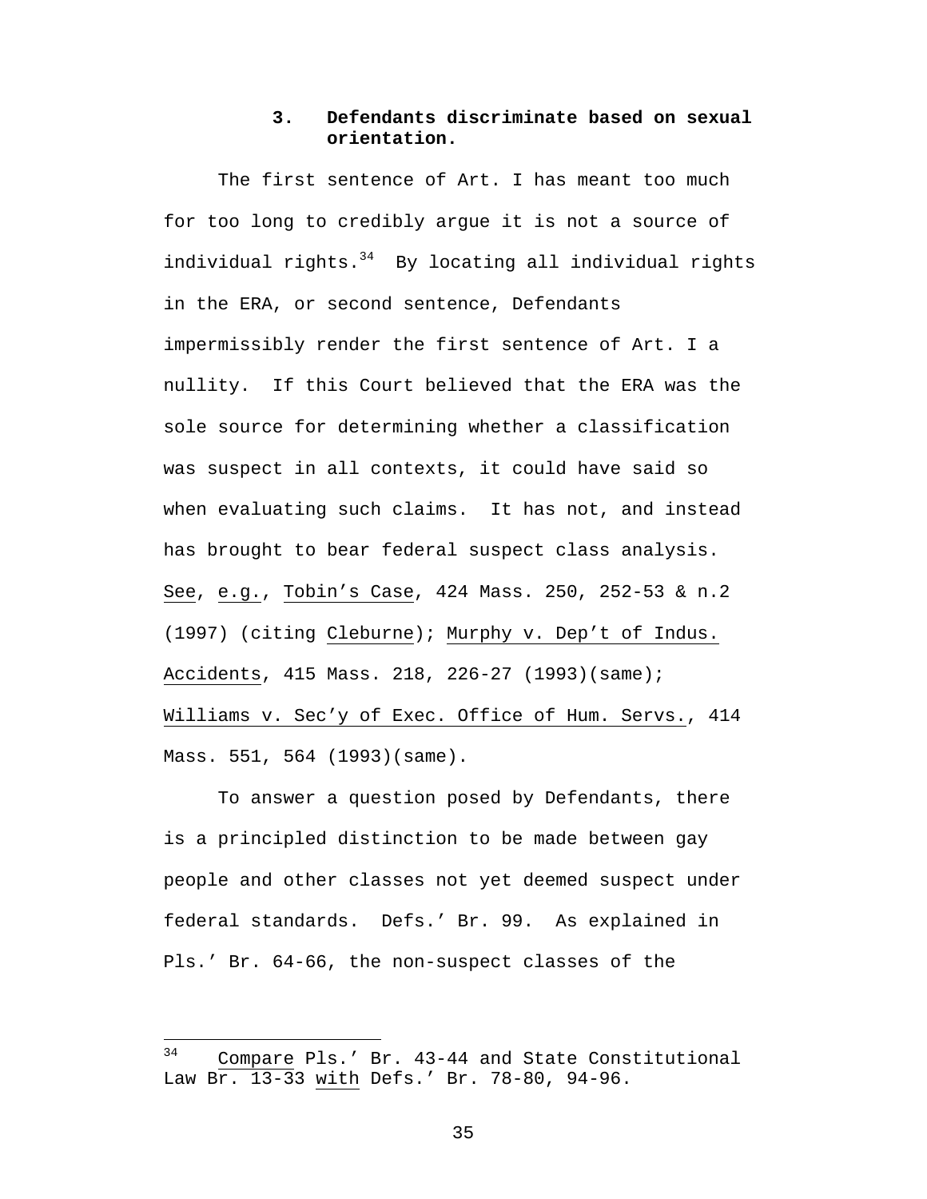### 3. Defendants discriminate based on sexual orientation.

The first sentence of Art. I has meant too much for too long to credibly argue it is not a source of individual rights.[34] By locating all individual rights in the ERA, or second sentence, Defendants impermissibly render the first sentence of Art. I a nullity. If this Court believed that the ERA was the sole source for determining whether a classification was suspect in all contexts, it could have said so when evaluating such claims. It has not, and instead has brought to bear federal suspect class analysis. See, e.g., Tobin's Case, 424 Mass. 250, 252-53 & n.2 (1997) (citing Cleburne); Murphy v. Dep't of Indus. Accidents, 415 Mass. 218, 226-27 (1993)(same); Williams v. Sec'y of Exec. Office of Hum. Servs., 414 Mass. 551, 564 (1993)(same).

To answer a question posed by Defendants, there is a principled distinction to be made between gay people and other classes not yet deemed suspect under federal standards. Defs.' Br. 99. As explained in Pls.' Br. 64-66, the non-suspect classes of the

[34] Compare Pls.' Br. 43-44 and State Constitutional Law Br. 13-33 with Defs.' Br. 78-80, 94-96.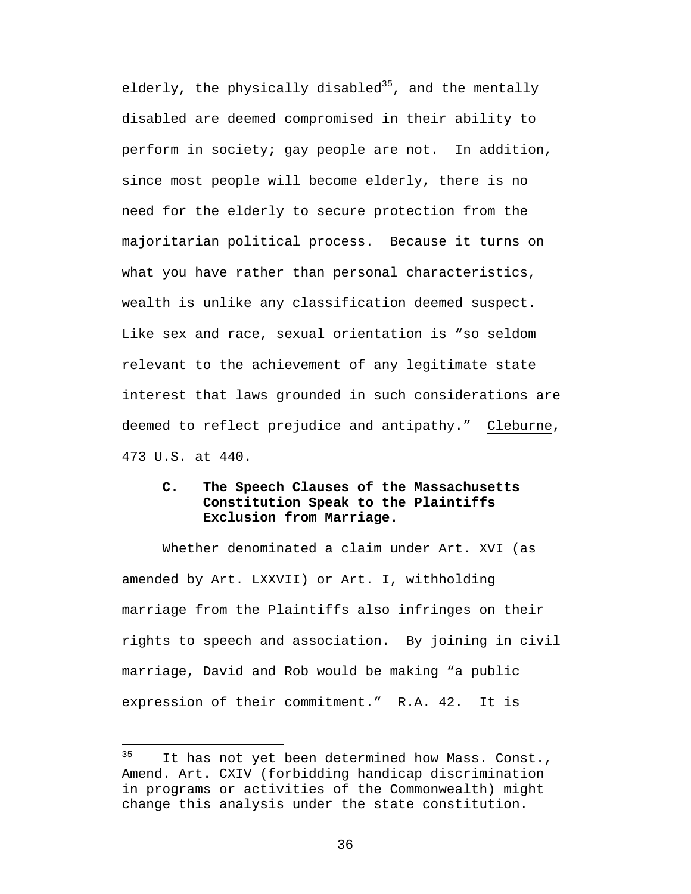elderly, the physically disabled[35], and the mentally disabled are deemed compromised in their ability to perform in society; gay people are not. In addition, since most people will become elderly, there is no need for the elderly to secure protection from the majoritarian political process. Because it turns on what you have rather than personal characteristics, wealth is unlike any classification deemed suspect. Like sex and race, sexual orientation is "so seldom relevant to the achievement of any legitimate state interest that laws grounded in such considerations are deemed to reflect prejudice and antipathy." Cleburne, 473 U.S. at 440.

### C. The Speech Clauses of the Massachusetts Constitution Speak to the Plaintiffs Exclusion from Marriage.

Whether denominated a claim under Art. XVI (as amended by Art. LXXVII) or Art. I, withholding marriage from the Plaintiffs also infringes on their rights to speech and association. By joining in civil marriage, David and Rob would be making "a public expression of their commitment." R.A. 42. It is

---

[35] It has not yet been determined how Mass. Const., Amend. Art. CXIV (forbidding handicap discrimination in programs or activities of the Commonwealth) might change this analysis under the state constitution.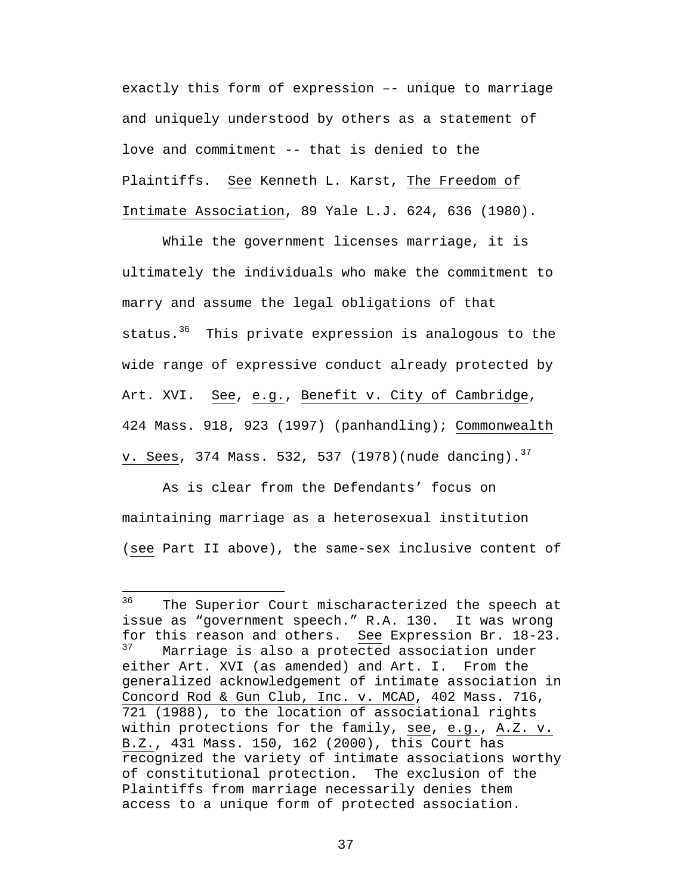exactly this form of expression –- unique to marriage and uniquely understood by others as a statement of love and commitment -- that is denied to the Plaintiffs. See Kenneth L. Karst, The Freedom of Intimate Association, 89 Yale L.J. 624, 636 (1980).

While the government licenses marriage, it is ultimately the individuals who make the commitment to marry and assume the legal obligations of that status.[36] This private expression is analogous to the wide range of expressive conduct already protected by Art. XVI. See, e.g., Benefit v. City of Cambridge, 424 Mass. 918, 923 (1997) (panhandling); Commonwealth v. Sees, 374 Mass. 532, 537 (1978)(nude dancing).[37]

As is clear from the Defendants' focus on maintaining marriage as a heterosexual institution (see Part II above), the same-sex inclusive content of

---

[36] The Superior Court mischaracterized the speech at issue as "government speech." R.A. 130. It was wrong for this reason and others. See Expression Br. 18-23.

[37] Marriage is also a protected association under either Art. XVI (as amended) and Art. I. From the generalized acknowledgement of intimate association in Concord Rod & Gun Club, Inc. v. MCAD, 402 Mass. 716, 721 (1988), to the location of associational rights within protections for the family, see, e.g., A.Z. v. B.Z., 431 Mass. 150, 162 (2000), this Court has recognized the variety of intimate associations worthy of constitutional protection. The exclusion of the Plaintiffs from marriage necessarily denies them access to a unique form of protected association.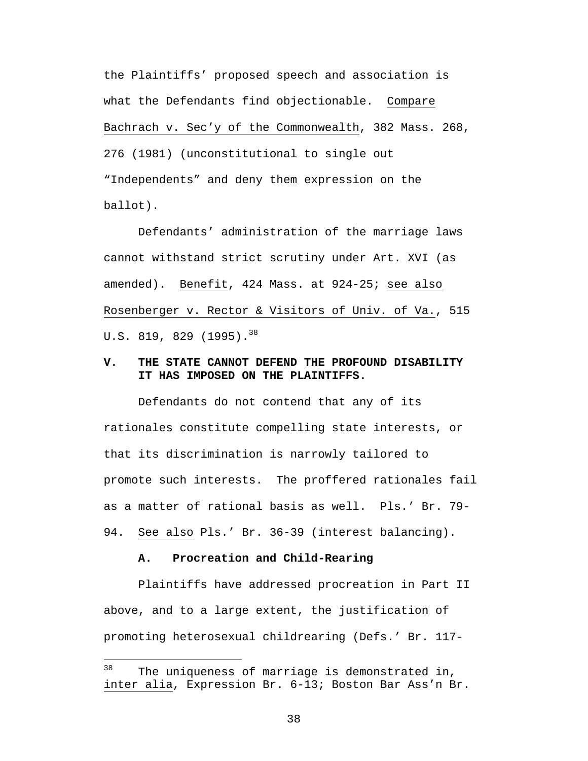the Plaintiffs' proposed speech and association is what the Defendants find objectionable. Compare Bachrach v. Sec'y of the Commonwealth, 382 Mass. 268, 276 (1981) (unconstitutional to single out "Independents" and deny them expression on the ballot).

Defendants' administration of the marriage laws cannot withstand strict scrutiny under Art. XVI (as amended). Benefit, 424 Mass. at 924-25; see also Rosenberger v. Rector & Visitors of Univ. of Va., 515 U.S. 819, 829 (1995).[38]

## V. THE STATE CANNOT DEFEND THE PROFOUND DISABILITY IT HAS IMPOSED ON THE PLAINTIFFS.

Defendants do not contend that any of its rationales constitute compelling state interests, or that its discrimination is narrowly tailored to promote such interests. The proffered rationales fail as a matter of rational basis as well. Pls.' Br. 79-94. See also Pls.' Br. 36-39 (interest balancing).

### A. Procreation and Child-Rearing

Plaintiffs have addressed procreation in Part II above, and to a large extent, the justification of promoting heterosexual childrearing (Defs.' Br. 117-

---

[38] The uniqueness of marriage is demonstrated in, inter alia, Expression Br. 6-13; Boston Bar Ass'n Br.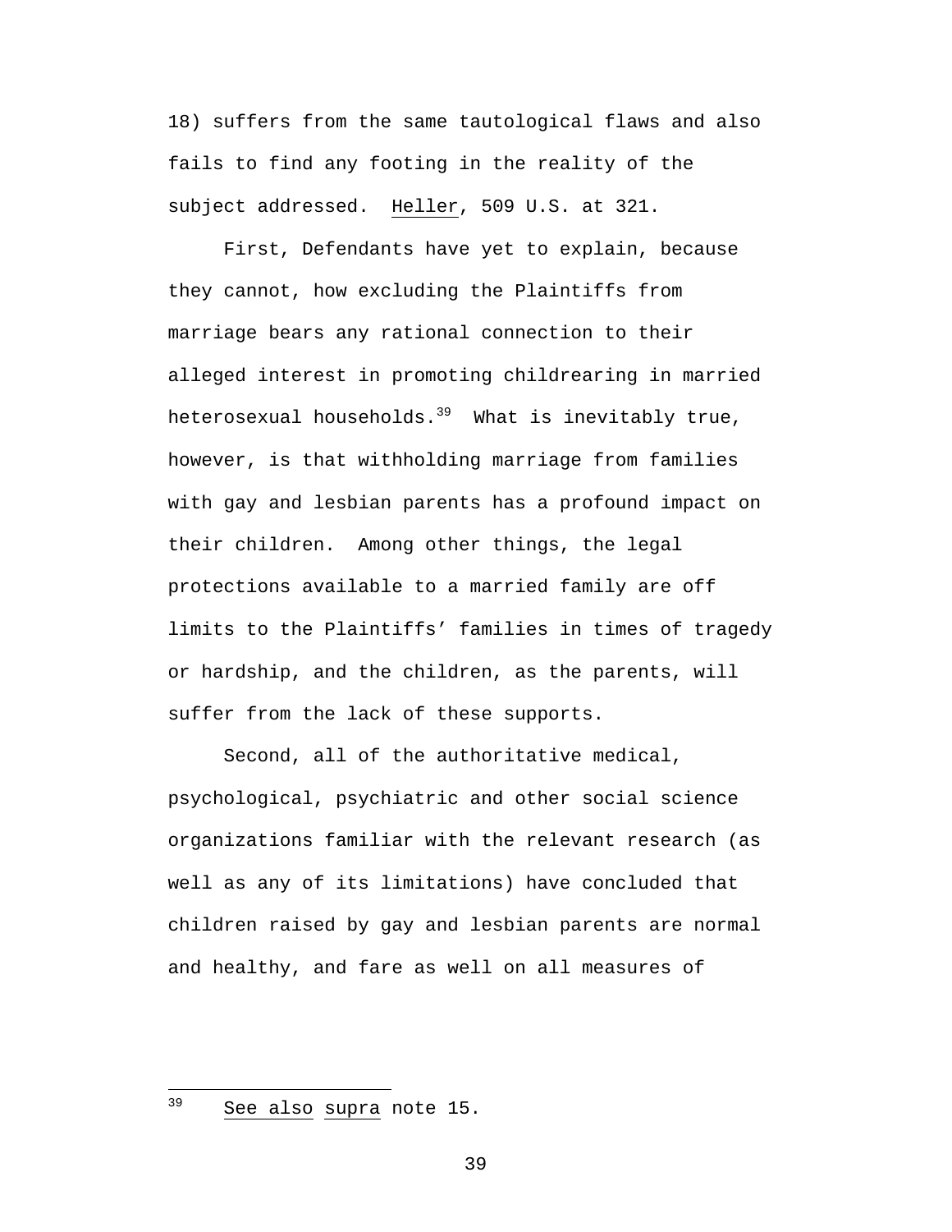18) suffers from the same tautological flaws and also fails to find any footing in the reality of the subject addressed. Heller, 509 U.S. at 321.

First, Defendants have yet to explain, because they cannot, how excluding the Plaintiffs from marriage bears any rational connection to their alleged interest in promoting childrearing in married heterosexual households.[39] What is inevitably true, however, is that withholding marriage from families with gay and lesbian parents has a profound impact on their children. Among other things, the legal protections available to a married family are off limits to the Plaintiffs' families in times of tragedy or hardship, and the children, as the parents, will suffer from the lack of these supports.

Second, all of the authoritative medical, psychological, psychiatric and other social science organizations familiar with the relevant research (as well as any of its limitations) have concluded that children raised by gay and lesbian parents are normal and healthy, and fare as well on all measures of

---

[39] See also supra note 15.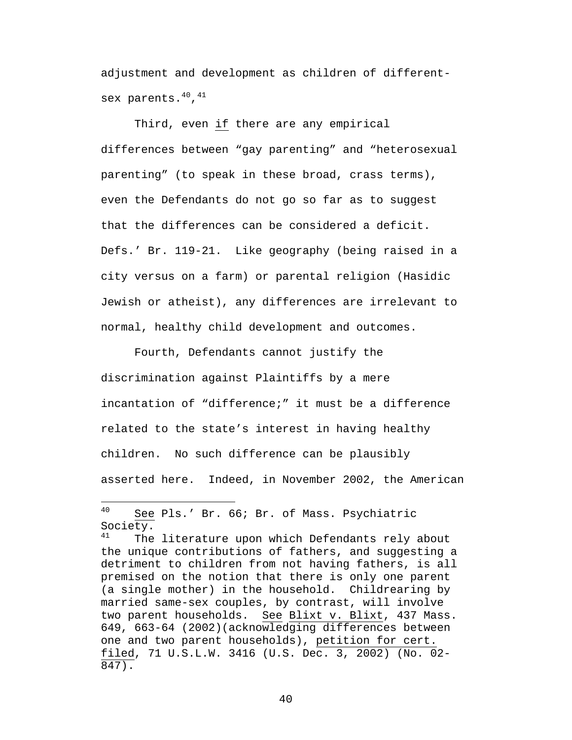adjustment and development as children of different-sex parents.[40],[41]

Third, even if there are any empirical differences between “gay parenting” and “heterosexual parenting” (to speak in these broad, crass terms), even the Defendants do not go so far as to suggest that the differences can be considered a deficit. Defs.’ Br. 119-21. Like geography (being raised in a city versus on a farm) or parental religion (Hasidic Jewish or atheist), any differences are irrelevant to normal, healthy child development and outcomes.

Fourth, Defendants cannot justify the discrimination against Plaintiffs by a mere incantation of “difference;” it must be a difference related to the state’s interest in having healthy children. No such difference can be plausibly asserted here. Indeed, in November 2002, the American

---

[40] See Pls.’ Br. 66; Br. of Mass. Psychiatric Society.

[41] The literature upon which Defendants rely about the unique contributions of fathers, and suggesting a detriment to children from not having fathers, is all premised on the notion that there is only one parent (a single mother) in the household. Childrearing by married same-sex couples, by contrast, will involve two parent households. See Blixt v. Blixt, 437 Mass. 649, 663-64 (2002)(acknowledging differences between one and two parent households), petition for cert. filed, 71 U.S.L.W. 3416 (U.S. Dec. 3, 2002) (No. 02-847).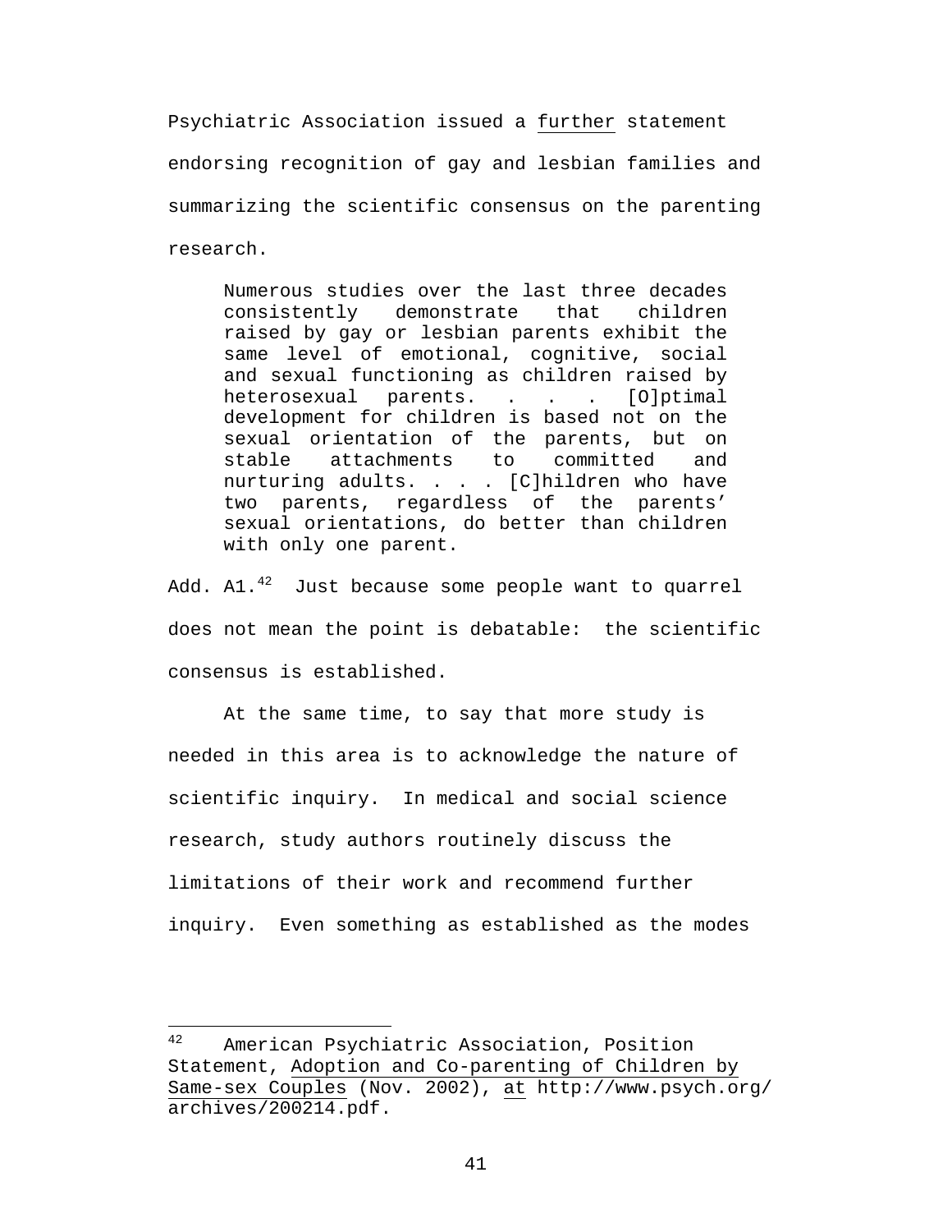Psychiatric Association issued a further statement endorsing recognition of gay and lesbian families and summarizing the scientific consensus on the parenting research.

> Numerous studies over the last three decades consistently demonstrate that children raised by gay or lesbian parents exhibit the same level of emotional, cognitive, social and sexual functioning as children raised by heterosexual parents. . . . [O]ptimal development for children is based not on the sexual orientation of the parents, but on stable attachments to committed and nurturing adults. . . . [C]hildren who have two parents, regardless of the parents' sexual orientations, do better than children with only one parent.

Add. A1.[42] Just because some people want to quarrel does not mean the point is debatable: the scientific consensus is established.

At the same time, to say that more study is needed in this area is to acknowledge the nature of scientific inquiry. In medical and social science research, study authors routinely discuss the limitations of their work and recommend further inquiry. Even something as established as the modes

---

[42] American Psychiatric Association, Position Statement, Adoption and Co-parenting of Children by Same-sex Couples (Nov. 2002), at http://www.psych.org/archives/200214.pdf.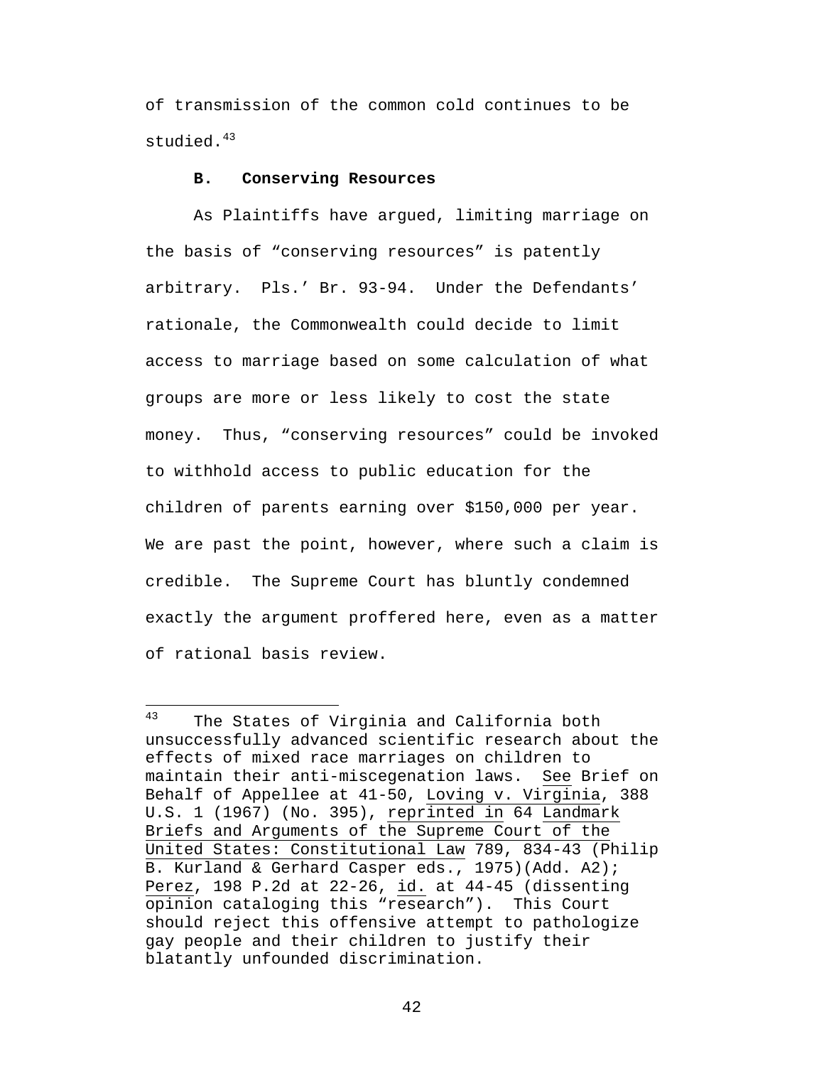of transmission of the common cold continues to be studied.[43]

**B. Conserving Resources**

As Plaintiffs have argued, limiting marriage on the basis of "conserving resources" is patently arbitrary. Pls.' Br. 93-94. Under the Defendants' rationale, the Commonwealth could decide to limit access to marriage based on some calculation of what groups are more or less likely to cost the state money. Thus, "conserving resources" could be invoked to withhold access to public education for the children of parents earning over $150,000 per year. We are past the point, however, where such a claim is credible. The Supreme Court has bluntly condemned exactly the argument proffered here, even as a matter of rational basis review.

---

[43] The States of Virginia and California both unsuccessfully advanced scientific research about the effects of mixed race marriages on children to maintain their anti-miscegenation laws. See Brief on Behalf of Appellee at 41-50, Loving v. Virginia, 388 U.S. 1 (1967) (No. 395), reprinted in 64 Landmark Briefs and Arguments of the Supreme Court of the United States: Constitutional Law 789, 834-43 (Philip B. Kurland & Gerhard Casper eds., 1975)(Add. A2); Perez, 198 P.2d at 22-26, id. at 44-45 (dissenting opinion cataloging this "research"). This Court should reject this offensive attempt to pathologize gay people and their children to justify their blatantly unfounded discrimination.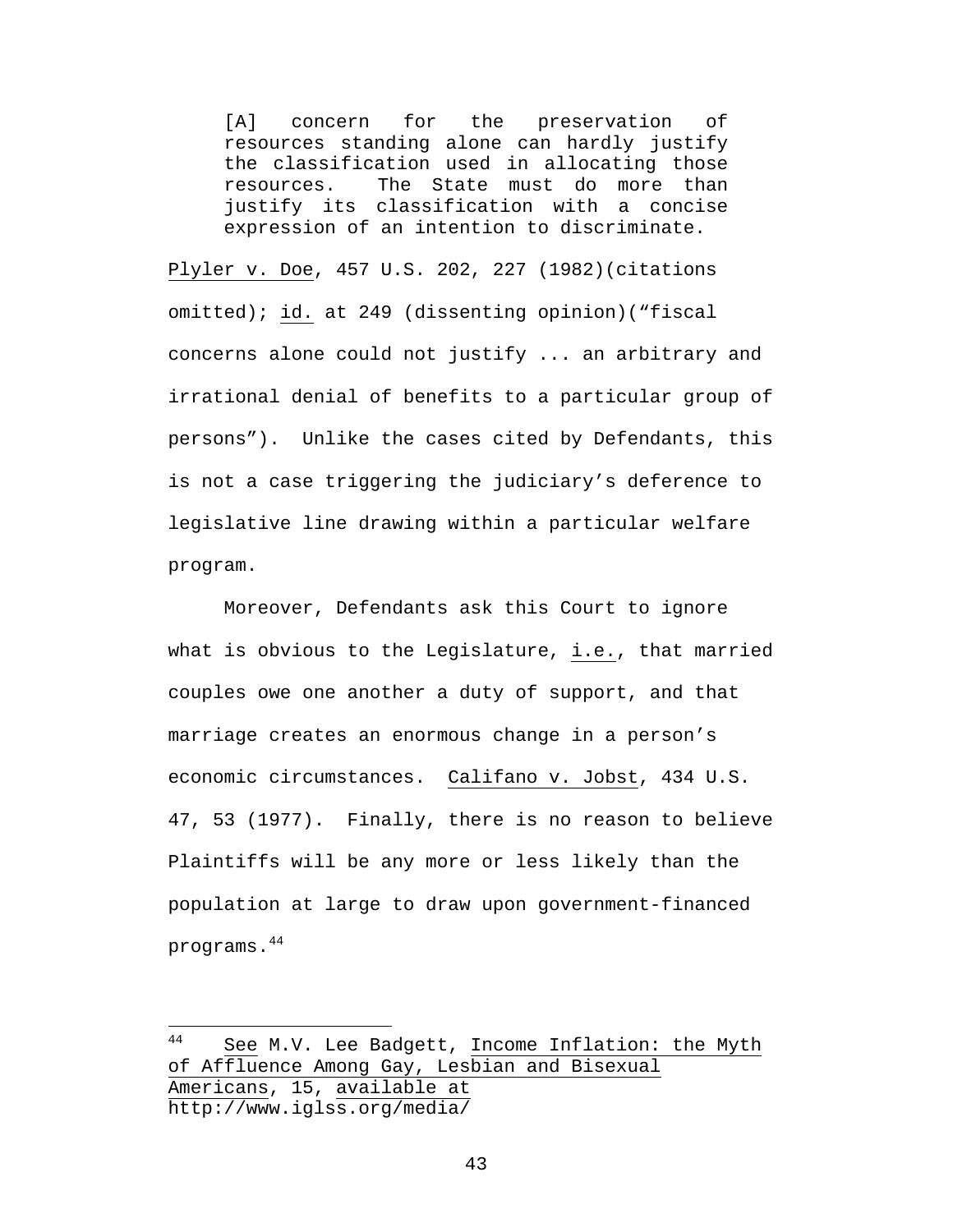> [A] concern for the preservation of resources standing alone can hardly justify the classification used in allocating those resources. The State must do more than justify its classification with a concise expression of an intention to discriminate.

Plyler v. Doe, 457 U.S. 202, 227 (1982)(citations omitted); id. at 249 (dissenting opinion)("fiscal concerns alone could not justify ... an arbitrary and irrational denial of benefits to a particular group of persons"). Unlike the cases cited by Defendants, this is not a case triggering the judiciary's deference to legislative line drawing within a particular welfare program.

Moreover, Defendants ask this Court to ignore what is obvious to the Legislature, i.e., that married couples owe one another a duty of support, and that marriage creates an enormous change in a person's economic circumstances. Califano v. Jobst, 434 U.S. 47, 53 (1977). Finally, there is no reason to believe Plaintiffs will be any more or less likely than the population at large to draw upon government-financed programs.[44]

---

[44] See M.V. Lee Badgett, Income Inflation: the Myth of Affluence Among Gay, Lesbian and Bisexual Americans, 15, available at http://www.iglss.org/media/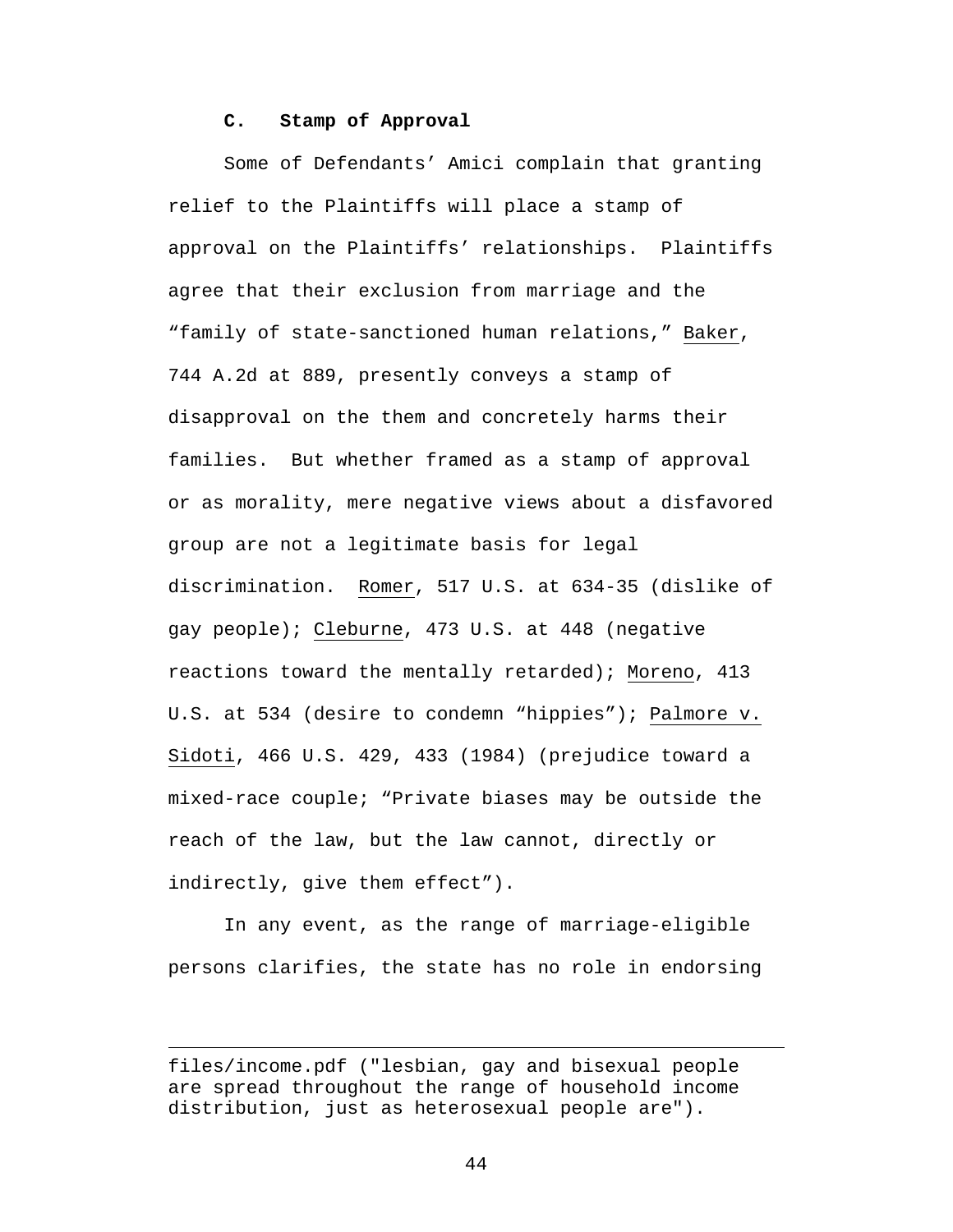### C. Stamp of Approval

Some of Defendants' Amici complain that granting relief to the Plaintiffs will place a stamp of approval on the Plaintiffs' relationships. Plaintiffs agree that their exclusion from marriage and the "family of state-sanctioned human relations," Baker, 744 A.2d at 889, presently conveys a stamp of disapproval on the them and concretely harms their families. But whether framed as a stamp of approval or as morality, mere negative views about a disfavored group are not a legitimate basis for legal discrimination. Romer, 517 U.S. at 634-35 (dislike of gay people); Cleburne, 473 U.S. at 448 (negative reactions toward the mentally retarded); Moreno, 413 U.S. at 534 (desire to condemn "hippies"); Palmore v. Sidoti, 466 U.S. 429, 433 (1984) (prejudice toward a mixed-race couple; "Private biases may be outside the reach of the law, but the law cannot, directly or indirectly, give them effect").

In any event, as the range of marriage-eligible persons clarifies, the state has no role in endorsing

---

files/income.pdf ("lesbian, gay and bisexual people are spread throughout the range of household income distribution, just as heterosexual people are").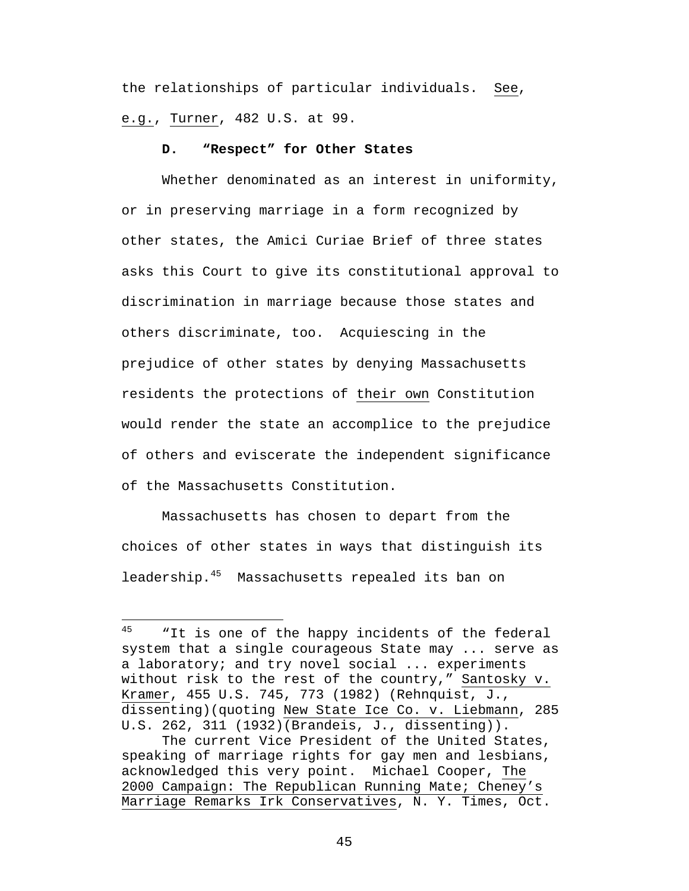the relationships of particular individuals. See, e.g., Turner, 482 U.S. at 99.

### D. "Respect" for Other States

Whether denominated as an interest in uniformity, or in preserving marriage in a form recognized by other states, the Amici Curiae Brief of three states asks this Court to give its constitutional approval to discrimination in marriage because those states and others discriminate, too. Acquiescing in the prejudice of other states by denying Massachusetts residents the protections of their own Constitution would render the state an accomplice to the prejudice of others and eviscerate the independent significance of the Massachusetts Constitution.

Massachusetts has chosen to depart from the choices of other states in ways that distinguish its leadership.[45] Massachusetts repealed its ban on

---

[45] "It is one of the happy incidents of the federal system that a single courageous State may ... serve as a laboratory; and try novel social ... experiments without risk to the rest of the country," Santosky v. Kramer, 455 U.S. 745, 773 (1982) (Rehnquist, J., dissenting)(quoting New State Ice Co. v. Liebmann, 285 U.S. 262, 311 (1932)(Brandeis, J., dissenting)).

The current Vice President of the United States, speaking of marriage rights for gay men and lesbians, acknowledged this very point. Michael Cooper, The 2000 Campaign: The Republican Running Mate; Cheney's Marriage Remarks Irk Conservatives, N. Y. Times, Oct.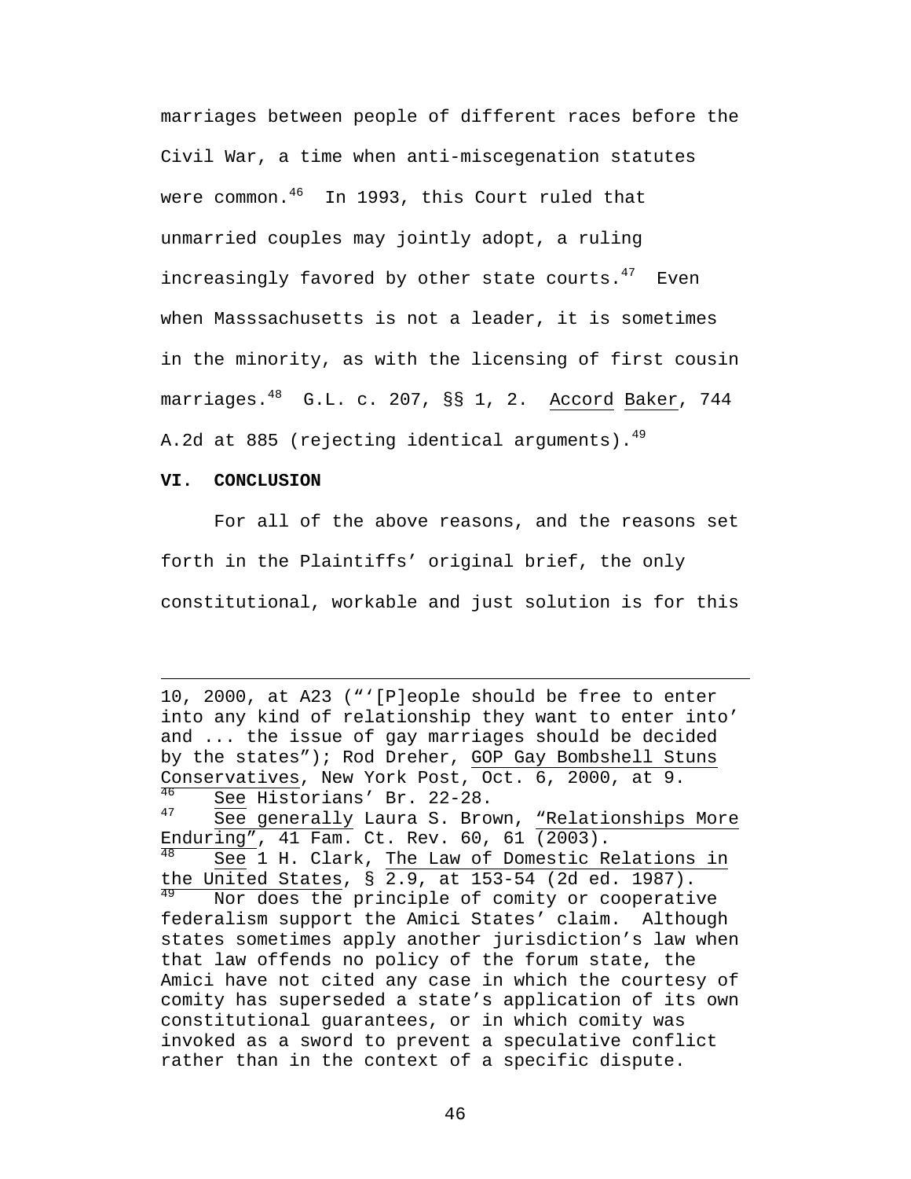marriages between people of different races before the Civil War, a time when anti-miscegenation statutes were common.[46] In 1993, this Court ruled that unmarried couples may jointly adopt, a ruling increasingly favored by other state courts.[47] Even when Masssachusetts is not a leader, it is sometimes in the minority, as with the licensing of first cousin marriages.[48] G.L. c. 207, §§ 1, 2. Accord Baker, 744 A.2d at 885 (rejecting identical arguments).[49]

**VI. CONCLUSION**

For all of the above reasons, and the reasons set forth in the Plaintiffs' original brief, the only constitutional, workable and just solution is for this

---

10, 2000, at A23 ("'[P]eople should be free to enter into any kind of relationship they want to enter into' and ... the issue of gay marriages should be decided by the states"); Rod Dreher, GOP Gay Bombshell Stuns Conservatives, New York Post, Oct. 6, 2000, at 9.

[46] See Historians' Br. 22-28.

[47] See generally Laura S. Brown, "Relationships More Enduring", 41 Fam. Ct. Rev. 60, 61 (2003).

[48] See 1 H. Clark, The Law of Domestic Relations in the United States, § 2.9, at 153-54 (2d ed. 1987).

[49] Nor does the principle of comity or cooperative federalism support the Amici States' claim. Although states sometimes apply another jurisdiction's law when that law offends no policy of the forum state, the Amici have not cited any case in which the courtesy of comity has superseded a state's application of its own constitutional guarantees, or in which comity was invoked as a sword to prevent a speculative conflict rather than in the context of a specific dispute.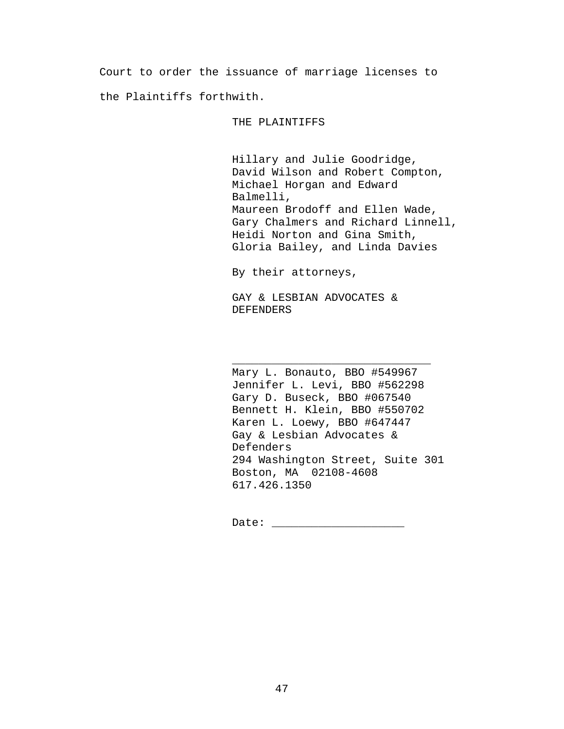Court to order the issuance of marriage licenses to the Plaintiffs forthwith.

THE PLAINTIFFS

Hillary and Julie Goodridge,
David Wilson and Robert Compton,
Michael Horgan and Edward Balmelli,
Maureen Brodoff and Ellen Wade,
Gary Chalmers and Richard Linnell,
Heidi Norton and Gina Smith,
Gloria Bailey, and Linda Davies

By their attorneys,

GAY & LESBIAN ADVOCATES & DEFENDERS

______________________________
Mary L. Bonauto, BBO #549967
Jennifer L. Levi, BBO #562298
Gary D. Buseck, BBO #067540
Bennett H. Klein, BBO #550702
Karen L. Loewy, BBO #647447
Gay & Lesbian Advocates & Defenders
294 Washington Street, Suite 301
Boston, MA 02108-4608
617.426.1350

Date: ____________________